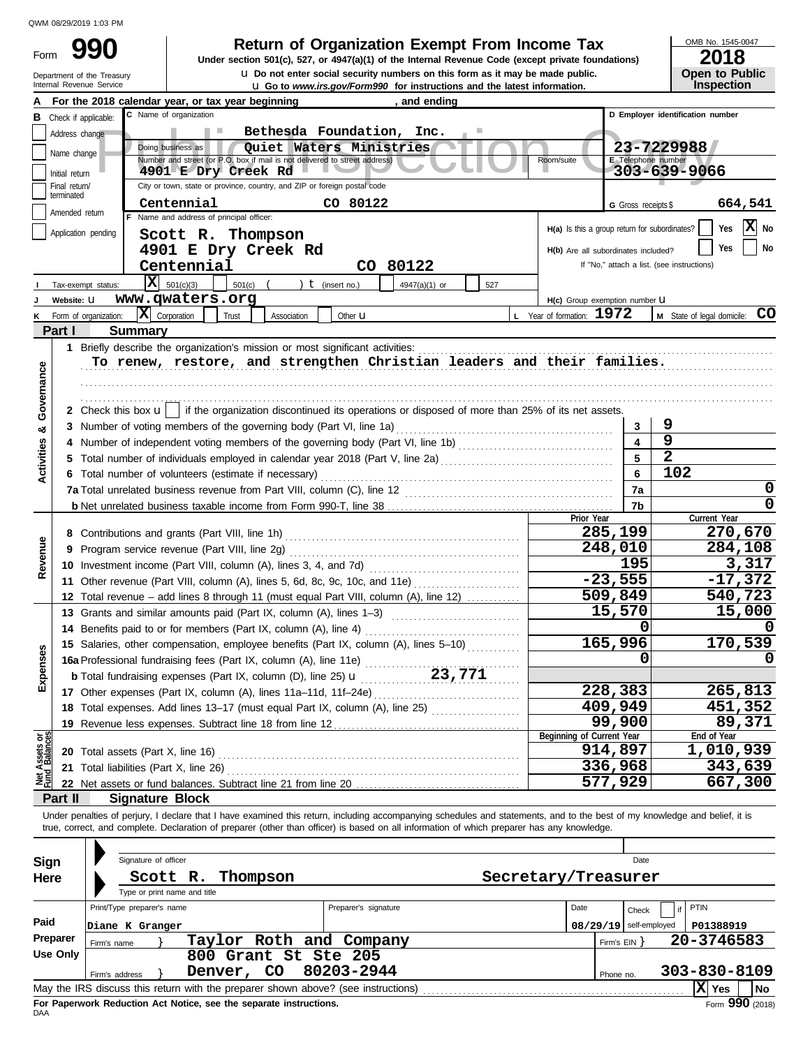QWM 08/29/2019 1:03 PM

# Form 990 — Return of Organization Exempt From Income Tax

Under section 501(c), 527, or 4947(a)(1) of the Internal Revenue Code (except private foundations)

Do not enter social security numbers on this form as it may be made public.

Go to *www.irs.gov/Form990* for instructions and the latest information.

Department of the Treasury
Internal Revenue Service

OMB No. 1545-0047
**2018**
**Open to Public Inspection**

**A** For the 2018 calendar year, or tax year beginning , and ending

**B** Check if applicable:
- Address change
- Name change
- Initial return
- Final return/terminated
- Amended return
- Application pending

**C** Name of organization: **Bethesda Foundation, Inc.**
Doing business as: **Quiet Waters Ministries**
Number and street (or P.O. box if mail is not delivered to street address): **4901 E Dry Creek Rd**
City or town, state or province, country, and ZIP or foreign postal code: **Centennial CO 80122**

**D** Employer identification number: **23-7229988**
**E** Telephone number: **303-639-9066**
**G** Gross receipts $ **664,541**

**F** Name and address of principal officer:
Scott R. Thompson
4901 E Dry Creek Rd
Centennial CO 80122

**H(a)** Is this a group return for subordinates? Yes [ ] No [X]
**H(b)** Are all subordinates included? Yes [ ] No [ ]
If "No," attach a list. (see instructions)
**H(c)** Group exemption number

**I** Tax-exempt status: [X] 501(c)(3) [ ] 501(c) ( ) (insert no.) [ ] 4947(a)(1) or [ ] 527

**J** Website: **www.qwaters.org**

**K** Form of organization: [X] Corporation [ ] Trust [ ] Association [ ] Other
**L** Year of formation: **1972**
**M** State of legal domicile: **CO**

## Part I Summary

**Activities & Governance**

1 Briefly describe the organization's mission or most significant activities:
To renew, restore, and strengthen Christian leaders and their families.

2 Check this box [ ] if the organization discontinued its operations or disposed of more than 25% of its net assets.

| Line | Description | | Value |
|---|---|---|---|
| 3 | Number of voting members of the governing body (Part VI, line 1a) | 3 | 9 |
| 4 | Number of independent voting members of the governing body (Part VI, line 1b) | 4 | 9 |
| 5 | Total number of individuals employed in calendar year 2018 (Part V, line 2a) | 5 | 2 |
| 6 | Total number of volunteers (estimate if necessary) | 6 | 102 |
| 7a | Total unrelated business revenue from Part VIII, column (C), line 12 | 7a | 0 |
| 7b | Net unrelated business taxable income from Form 990-T, line 38 | 7b | 0 |

| | Line | Description | Prior Year | Current Year |
|---|---|---|---|---|
| Revenue | 8 | Contributions and grants (Part VIII, line 1h) | 285,199 | 270,670 |
| | 9 | Program service revenue (Part VIII, line 2g) | 248,010 | 284,108 |
| | 10 | Investment income (Part VIII, column (A), lines 3, 4, and 7d) | 195 | 3,317 |
| | 11 | Other revenue (Part VIII, column (A), lines 5, 6d, 8c, 9c, 10c, and 11e) | -23,555 | -17,372 |
| | 12 | Total revenue – add lines 8 through 11 (must equal Part VIII, column (A), line 12) | 509,849 | 540,723 |
| Expenses | 13 | Grants and similar amounts paid (Part IX, column (A), lines 1–3) | 15,570 | 15,000 |
| | 14 | Benefits paid to or for members (Part IX, column (A), line 4) | 0 | 0 |
| | 15 | Salaries, other compensation, employee benefits (Part IX, column (A), lines 5–10) | 165,996 | 170,539 |
| | 16a | Professional fundraising fees (Part IX, column (A), line 11e) | 0 | 0 |
| | b | Total fundraising expenses (Part IX, column (D), line 25) 23,771 | | |
| | 17 | Other expenses (Part IX, column (A), lines 11a–11d, 11f–24e) | 228,383 | 265,813 |
| | 18 | Total expenses. Add lines 13–17 (must equal Part IX, column (A), line 25) | 409,949 | 451,352 |
| | 19 | Revenue less expenses. Subtract line 18 from line 12 | 99,900 | 89,371 |

| | Line | Description | Beginning of Current Year | End of Year |
|---|---|---|---|---|
| Net Assets or Fund Balances | 20 | Total assets (Part X, line 16) | 914,897 | 1,010,939 |
| | 21 | Total liabilities (Part X, line 26) | 336,968 | 343,639 |
| | 22 | Net assets or fund balances. Subtract line 21 from line 20 | 577,929 | 667,300 |

## Part II Signature Block

Under penalties of perjury, I declare that I have examined this return, including accompanying schedules and statements, and to the best of my knowledge and belief, it is true, correct, and complete. Declaration of preparer (other than officer) is based on all information of which preparer has any knowledge.

**Sign Here**
Signature of officer — Date
Scott R. Thompson — Secretary/Treasurer
Type or print name and title

**Paid Preparer Use Only**

| Print/Type preparer's name | Preparer's signature | Date | Check if self-employed | PTIN |
|---|---|---|---|---|
| Diane K Granger | | 08/29/19 | | P01388919 |

Firm's name: Taylor Roth and Company — Firm's EIN: 20-3746583
Firm's address: 800 Grant St Ste 205, Denver, CO 80203-2944 — Phone no. 303-830-8109

May the IRS discuss this return with the preparer shown above? (see instructions) [X] Yes [ ] No

For Paperwork Reduction Act Notice, see the separate instructions.
DAA
Form **990** (2018)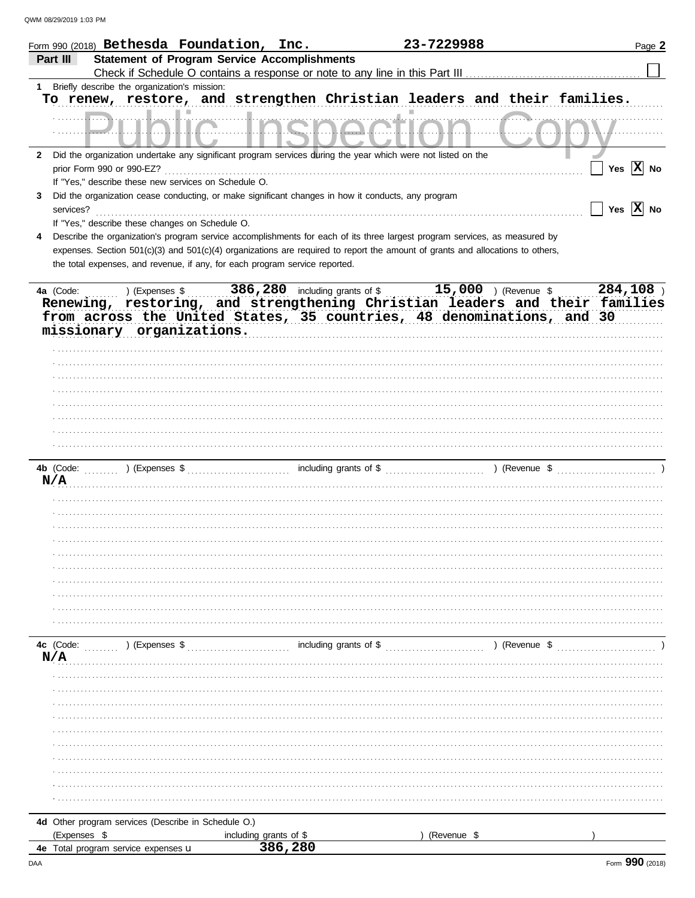Form 990 (2018) **Bethesda Foundation, Inc.** **23-7229988** Page **2**

## Part III Statement of Program Service Accomplishments

Check if Schedule O contains a response or note to any line in this Part III ☐

**1** Briefly describe the organization's mission:

To renew, restore, and strengthen Christian leaders and their families.

**2** Did the organization undertake any significant program services during the year which were not listed on the prior Form 990 or 990-EZ? ☐ Yes ☒ No

If "Yes," describe these new services on Schedule O.

**3** Did the organization cease conducting, or make significant changes in how it conducts, any program services? ☐ Yes ☒ No

If "Yes," describe these changes on Schedule O.

**4** Describe the organization's program service accomplishments for each of its three largest program services, as measured by expenses. Section 501(c)(3) and 501(c)(4) organizations are required to report the amount of grants and allocations to others, the total expenses, and revenue, if any, for each program service reported.

**4a** (Code: ) (Expenses $ 386,280 including grants of $ 15,000 ) (Revenue $ 284,108 )

Renewing, restoring, and strengthening Christian leaders and their families from across the United States, 35 countries, 48 denominations, and 30 missionary organizations.

**4b** (Code: ) (Expenses $ including grants of $ ) (Revenue $ )

N/A

**4c** (Code: ) (Expenses $ including grants of $ ) (Revenue $ )

N/A

**4d** Other program services (Describe in Schedule O.)

(Expenses $ including grants of $ ) (Revenue $ )

**4e** Total program service expenses u 386,280

Form **990** (2018)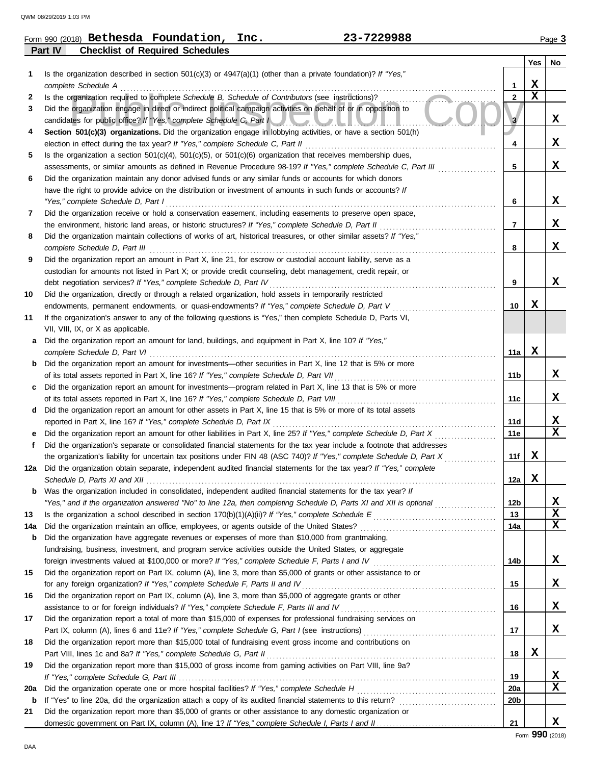QWM 08/29/2019 1:03 PM

Form 990 (2018) **Bethesda Foundation, Inc.** **23-7229988** Page **3**

**Part IV Checklist of Required Schedules**

| | | | Yes | No |
|---|---|---|---|---|
| **1** | Is the organization described in section 501(c)(3) or 4947(a)(1) (other than a private foundation)? *If "Yes," complete Schedule A* | **1** | **X** | |
| **2** | Is the organization required to complete *Schedule B, Schedule of Contributors* (see instructions)? | **2** | **X** | |
| **3** | Did the organization engage in direct or indirect political campaign activities on behalf of or in opposition to candidates for public office? *If "Yes," complete Schedule C, Part I* | **3** | | **X** |
| **4** | **Section 501(c)(3) organizations.** Did the organization engage in lobbying activities, or have a section 501(h) election in effect during the tax year? *If "Yes," complete Schedule C, Part II* | **4** | | **X** |
| **5** | Is the organization a section 501(c)(4), 501(c)(5), or 501(c)(6) organization that receives membership dues, assessments, or similar amounts as defined in Revenue Procedure 98-19? *If "Yes," complete Schedule C, Part III* | **5** | | **X** |
| **6** | Did the organization maintain any donor advised funds or any similar funds or accounts for which donors have the right to provide advice on the distribution or investment of amounts in such funds or accounts? *If "Yes," complete Schedule D, Part I* | **6** | | **X** |
| **7** | Did the organization receive or hold a conservation easement, including easements to preserve open space, the environment, historic land areas, or historic structures? *If "Yes," complete Schedule D, Part II* | **7** | | **X** |
| **8** | Did the organization maintain collections of works of art, historical treasures, or other similar assets? *If "Yes," complete Schedule D, Part III* | **8** | | **X** |
| **9** | Did the organization report an amount in Part X, line 21, for escrow or custodial account liability, serve as a custodian for amounts not listed in Part X; or provide credit counseling, debt management, credit repair, or debt negotiation services? *If "Yes," complete Schedule D, Part IV* | **9** | | **X** |
| **10** | Did the organization, directly or through a related organization, hold assets in temporarily restricted endowments, permanent endowments, or quasi-endowments? *If "Yes," complete Schedule D, Part V* | **10** | **X** | |
| **11** | If the organization's answer to any of the following questions is "Yes," then complete Schedule D, Parts VI, VII, VIII, IX, or X as applicable. | | | |
| **a** | Did the organization report an amount for land, buildings, and equipment in Part X, line 10? *If "Yes," complete Schedule D, Part VI* | **11a** | **X** | |
| **b** | Did the organization report an amount for investments—other securities in Part X, line 12 that is 5% or more of its total assets reported in Part X, line 16? *If "Yes," complete Schedule D, Part VII* | **11b** | | **X** |
| **c** | Did the organization report an amount for investments—program related in Part X, line 13 that is 5% or more of its total assets reported in Part X, line 16? *If "Yes," complete Schedule D, Part VIII* | **11c** | | **X** |
| **d** | Did the organization report an amount for other assets in Part X, line 15 that is 5% or more of its total assets reported in Part X, line 16? *If "Yes," complete Schedule D, Part IX* | **11d** | | **X** |
| **e** | Did the organization report an amount for other liabilities in Part X, line 25? *If "Yes," complete Schedule D, Part X* | **11e** | | **X** |
| **f** | Did the organization's separate or consolidated financial statements for the tax year include a footnote that addresses the organization's liability for uncertain tax positions under FIN 48 (ASC 740)? *If "Yes," complete Schedule D, Part X* | **11f** | **X** | |
| **12a** | Did the organization obtain separate, independent audited financial statements for the tax year? *If "Yes," complete Schedule D, Parts XI and XII* | **12a** | **X** | |
| **b** | Was the organization included in consolidated, independent audited financial statements for the tax year? *If "Yes," and if the organization answered "No" to line 12a, then completing Schedule D, Parts XI and XII is optional* | **12b** | | **X** |
| **13** | Is the organization a school described in section 170(b)(1)(A)(ii)? *If "Yes," complete Schedule E* | **13** | | **X** |
| **14a** | Did the organization maintain an office, employees, or agents outside of the United States? | **14a** | | **X** |
| **b** | Did the organization have aggregate revenues or expenses of more than $10,000 from grantmaking, fundraising, business, investment, and program service activities outside the United States, or aggregate foreign investments valued at $100,000 or more? *If "Yes," complete Schedule F, Parts I and IV* | **14b** | | **X** |
| **15** | Did the organization report on Part IX, column (A), line 3, more than $5,000 of grants or other assistance to or for any foreign organization? *If "Yes," complete Schedule F, Parts II and IV* | **15** | | **X** |
| **16** | Did the organization report on Part IX, column (A), line 3, more than $5,000 of aggregate grants or other assistance to or for foreign individuals? *If "Yes," complete Schedule F, Parts III and IV* | **16** | | **X** |
| **17** | Did the organization report a total of more than $15,000 of expenses for professional fundraising services on Part IX, column (A), lines 6 and 11e? *If "Yes," complete Schedule G, Part I* (see instructions) | **17** | | **X** |
| **18** | Did the organization report more than $15,000 total of fundraising event gross income and contributions on Part VIII, lines 1c and 8a? *If "Yes," complete Schedule G, Part II* | **18** | **X** | |
| **19** | Did the organization report more than $15,000 of gross income from gaming activities on Part VIII, line 9a? *If "Yes," complete Schedule G, Part III* | **19** | | **X** |
| **20a** | Did the organization operate one or more hospital facilities? *If "Yes," complete Schedule H* | **20a** | | **X** |
| **b** | If "Yes" to line 20a, did the organization attach a copy of its audited financial statements to this return? | **20b** | | |
| **21** | Did the organization report more than $5,000 of grants or other assistance to any domestic organization or domestic government on Part IX, column (A), line 1? *If "Yes," complete Schedule I, Parts I and II* | **21** | | **X** |

DAA

Form **990** (2018)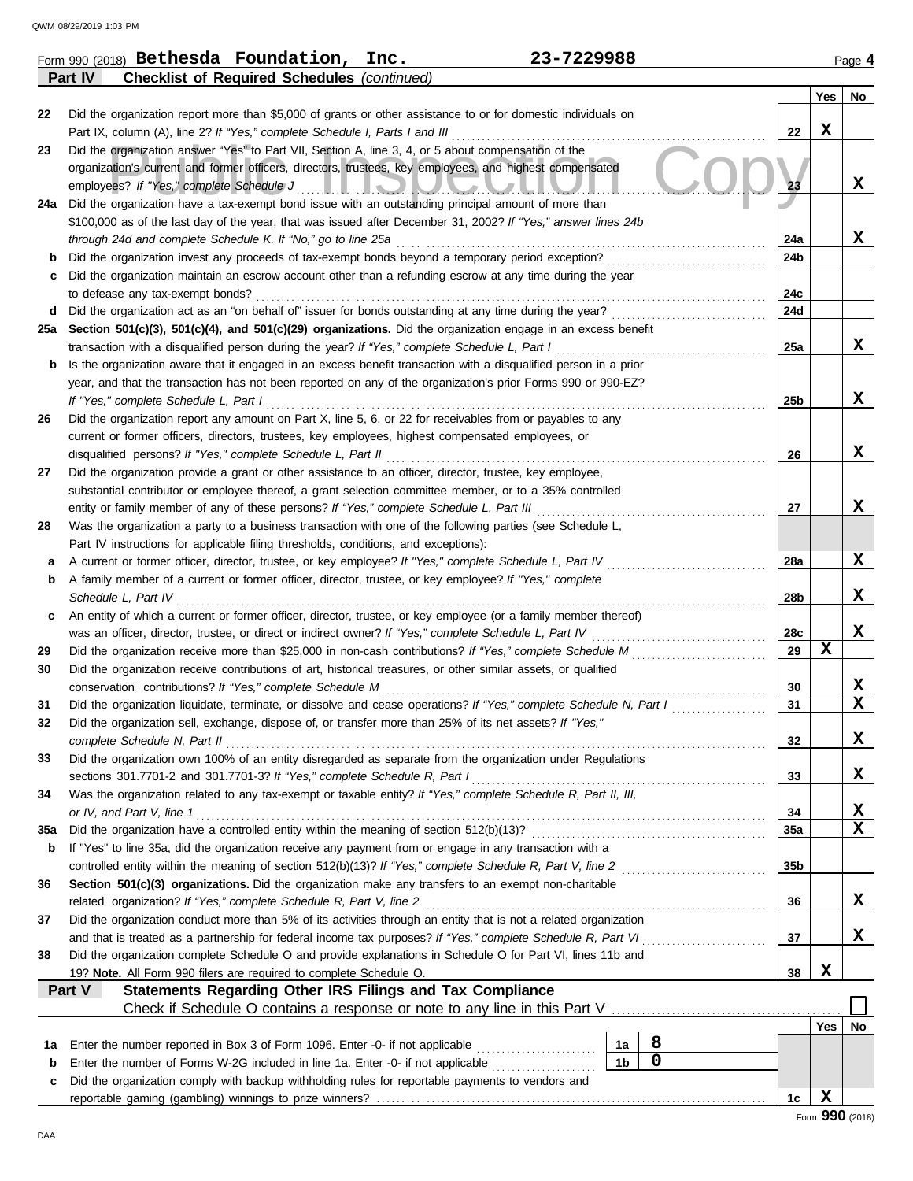Form 990 (2018) **Bethesda Foundation, Inc.** **23-7229988**

**Part IV** **Checklist of Required Schedules** *(continued)*

| | | | Yes | No |
|---|---|---|---|---|
| 22 | Did the organization report more than $5,000 of grants or other assistance to or for domestic individuals on Part IX, column (A), line 2? *If "Yes," complete Schedule I, Parts I and III* | 22 | X | |
| 23 | Did the organization answer "Yes" to Part VII, Section A, line 3, 4, or 5 about compensation of the organization's current and former officers, directors, trustees, key employees, and highest compensated employees? *If "Yes," complete Schedule J* | 23 | | X |
| 24a | Did the organization have a tax-exempt bond issue with an outstanding principal amount of more than $100,000 as of the last day of the year, that was issued after December 31, 2002? *If "Yes," answer lines 24b through 24d and complete Schedule K. If "No," go to line 25a* | 24a | | X |
| b | Did the organization invest any proceeds of tax-exempt bonds beyond a temporary period exception? | 24b | | |
| c | Did the organization maintain an escrow account other than a refunding escrow at any time during the year to defease any tax-exempt bonds? | 24c | | |
| d | Did the organization act as an "on behalf of" issuer for bonds outstanding at any time during the year? | 24d | | |
| 25a | **Section 501(c)(3), 501(c)(4), and 501(c)(29) organizations.** Did the organization engage in an excess benefit transaction with a disqualified person during the year? *If "Yes," complete Schedule L, Part I* | 25a | | X |
| b | Is the organization aware that it engaged in an excess benefit transaction with a disqualified person in a prior year, and that the transaction has not been reported on any of the organization's prior Forms 990 or 990-EZ? *If "Yes," complete Schedule L, Part I* | 25b | | X |
| 26 | Did the organization report any amount on Part X, line 5, 6, or 22 for receivables from or payables to any current or former officers, directors, trustees, key employees, highest compensated employees, or disqualified persons? *If "Yes," complete Schedule L, Part II* | 26 | | X |
| 27 | Did the organization provide a grant or other assistance to an officer, director, trustee, key employee, substantial contributor or employee thereof, a grant selection committee member, or to a 35% controlled entity or family member of any of these persons? *If "Yes," complete Schedule L, Part III* | 27 | | X |
| 28 | Was the organization a party to a business transaction with one of the following parties (see Schedule L, Part IV instructions for applicable filing thresholds, conditions, and exceptions): | | | |
| a | A current or former officer, director, trustee, or key employee? *If "Yes," complete Schedule L, Part IV* | 28a | | X |
| b | A family member of a current or former officer, director, trustee, or key employee? *If "Yes," complete Schedule L, Part IV* | 28b | | X |
| c | An entity of which a current or former officer, director, trustee, or key employee (or a family member thereof) was an officer, director, trustee, or direct or indirect owner? *If "Yes," complete Schedule L, Part IV* | 28c | | X |
| 29 | Did the organization receive more than $25,000 in non-cash contributions? *If "Yes," complete Schedule M* | 29 | X | |
| 30 | Did the organization receive contributions of art, historical treasures, or other similar assets, or qualified conservation contributions? *If "Yes," complete Schedule M* | 30 | | X |
| 31 | Did the organization liquidate, terminate, or dissolve and cease operations? *If "Yes," complete Schedule N, Part I* | 31 | | X |
| 32 | Did the organization sell, exchange, dispose of, or transfer more than 25% of its net assets? *If "Yes," complete Schedule N, Part II* | 32 | | X |
| 33 | Did the organization own 100% of an entity disregarded as separate from the organization under Regulations sections 301.7701-2 and 301.7701-3? *If "Yes," complete Schedule R, Part I* | 33 | | X |
| 34 | Was the organization related to any tax-exempt or taxable entity? *If "Yes," complete Schedule R, Part II, III, or IV, and Part V, line 1* | 34 | | X |
| 35a | Did the organization have a controlled entity within the meaning of section 512(b)(13)? | 35a | | X |
| b | If "Yes" to line 35a, did the organization receive any payment from or engage in any transaction with a controlled entity within the meaning of section 512(b)(13)? *If "Yes," complete Schedule R, Part V, line 2* | 35b | | |
| 36 | **Section 501(c)(3) organizations.** Did the organization make any transfers to an exempt non-charitable related organization? *If "Yes," complete Schedule R, Part V, line 2* | 36 | | X |
| 37 | Did the organization conduct more than 5% of its activities through an entity that is not a related organization and that is treated as a partnership for federal income tax purposes? *If "Yes," complete Schedule R, Part VI* | 37 | | X |
| 38 | Did the organization complete Schedule O and provide explanations in Schedule O for Part VI, lines 11b and 19? **Note.** All Form 990 filers are required to complete Schedule O. | 38 | X | |

**Part V** **Statements Regarding Other IRS Filings and Tax Compliance**

Check if Schedule O contains a response or note to any line in this Part V ☐

| | | | | | Yes | No |
|---|---|---|---|---|---|---|
| 1a | Enter the number reported in Box 3 of Form 1096. Enter -0- if not applicable | 1a | 8 | | | |
| b | Enter the number of Forms W-2G included in line 1a. Enter -0- if not applicable | 1b | 0 | | | |
| c | Did the organization comply with backup withholding rules for reportable payments to vendors and reportable gaming (gambling) winnings to prize winners? | | | 1c | X | |

Form **990** (2018)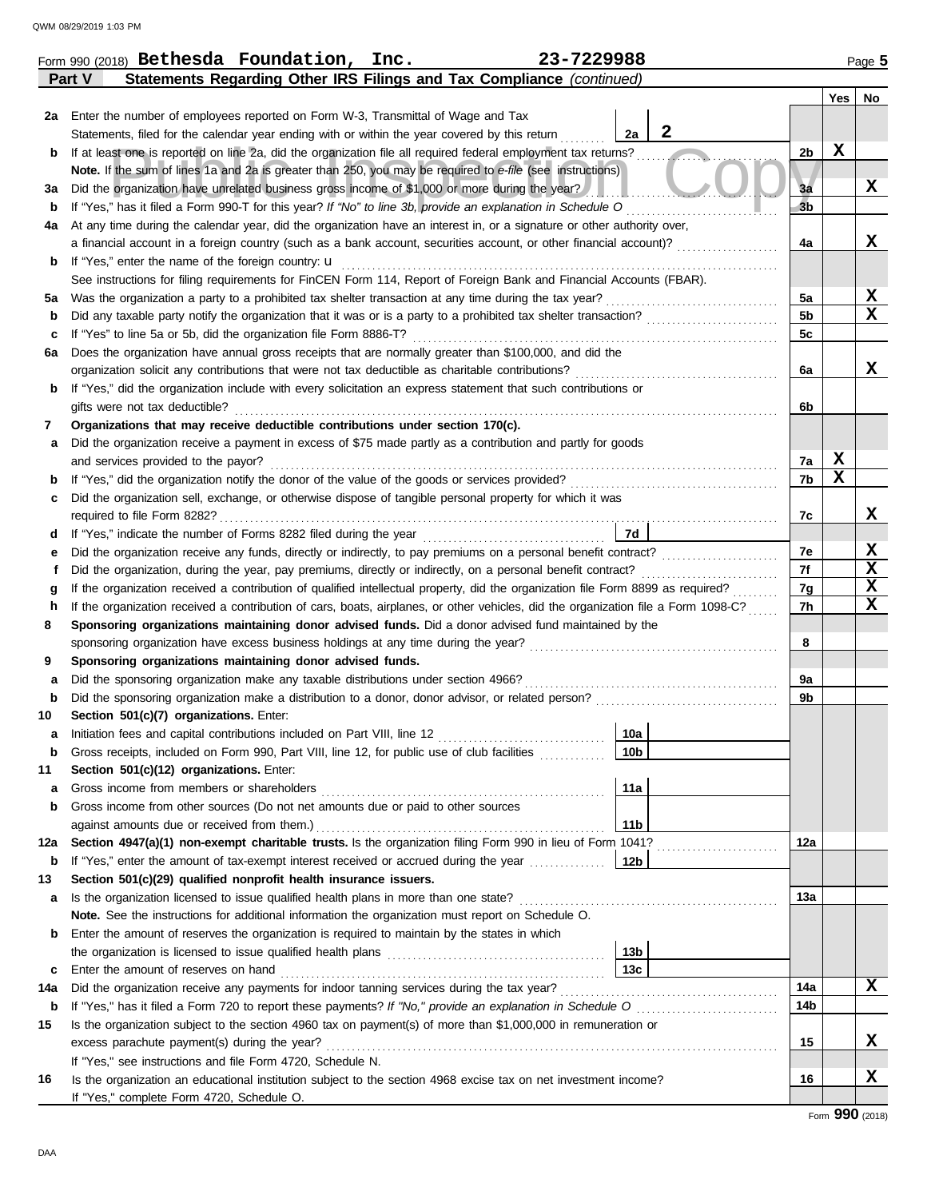Form 990 (2018) **Bethesda Foundation, Inc.** **23-7229988**

**Part V Statements Regarding Other IRS Filings and Tax Compliance** *(continued)*

| | | | | Yes | No |
|---|---|---|---|---|---|
| **2a** | Enter the number of employees reported on Form W-3, Transmittal of Wage and Tax Statements, filed for the calendar year ending with or within the year covered by this return | 2a | 2 | | |
| **b** | If at least one is reported on line 2a, did the organization file all required federal employment tax returns? | | 2b | X | |
| | **Note.** If the sum of lines 1a and 2a is greater than 250, you may be required to *e-file* (see instructions) | | | | |
| **3a** | Did the organization have unrelated business gross income of $1,000 or more during the year? | | 3a | | X |
| **b** | If "Yes," has it filed a Form 990-T for this year? *If "No" to line 3b, provide an explanation in Schedule O* | | 3b | | |
| **4a** | At any time during the calendar year, did the organization have an interest in, or a signature or other authority over, a financial account in a foreign country (such as a bank account, securities account, or other financial account)? | | 4a | | X |
| **b** | If "Yes," enter the name of the foreign country: u | | | | |
| | See instructions for filing requirements for FinCEN Form 114, Report of Foreign Bank and Financial Accounts (FBAR). | | | | |
| **5a** | Was the organization a party to a prohibited tax shelter transaction at any time during the tax year? | | 5a | | X |
| **b** | Did any taxable party notify the organization that it was or is a party to a prohibited tax shelter transaction? | | 5b | | X |
| **c** | If "Yes" to line 5a or 5b, did the organization file Form 8886-T? | | 5c | | |
| **6a** | Does the organization have annual gross receipts that are normally greater than $100,000, and did the organization solicit any contributions that were not tax deductible as charitable contributions? | | 6a | | X |
| **b** | If "Yes," did the organization include with every solicitation an express statement that such contributions or gifts were not tax deductible? | | 6b | | |
| **7** | **Organizations that may receive deductible contributions under section 170(c).** | | | | |
| **a** | Did the organization receive a payment in excess of $75 made partly as a contribution and partly for goods and services provided to the payor? | | 7a | X | |
| **b** | If "Yes," did the organization notify the donor of the value of the goods or services provided? | | 7b | X | |
| **c** | Did the organization sell, exchange, or otherwise dispose of tangible personal property for which it was required to file Form 8282? | | 7c | | X |
| **d** | If "Yes," indicate the number of Forms 8282 filed during the year | 7d | | | |
| **e** | Did the organization receive any funds, directly or indirectly, to pay premiums on a personal benefit contract? | | 7e | | X |
| **f** | Did the organization, during the year, pay premiums, directly or indirectly, on a personal benefit contract? | | 7f | | X |
| **g** | If the organization received a contribution of qualified intellectual property, did the organization file Form 8899 as required? | | 7g | | X |
| **h** | If the organization received a contribution of cars, boats, airplanes, or other vehicles, did the organization file a Form 1098-C? | | 7h | | X |
| **8** | **Sponsoring organizations maintaining donor advised funds.** Did a donor advised fund maintained by the sponsoring organization have excess business holdings at any time during the year? | | 8 | | |
| **9** | **Sponsoring organizations maintaining donor advised funds.** | | | | |
| **a** | Did the sponsoring organization make any taxable distributions under section 4966? | | 9a | | |
| **b** | Did the sponsoring organization make a distribution to a donor, donor advisor, or related person? | | 9b | | |
| **10** | **Section 501(c)(7) organizations.** Enter: | | | | |
| **a** | Initiation fees and capital contributions included on Part VIII, line 12 | 10a | | | |
| **b** | Gross receipts, included on Form 990, Part VIII, line 12, for public use of club facilities | 10b | | | |
| **11** | **Section 501(c)(12) organizations.** Enter: | | | | |
| **a** | Gross income from members or shareholders | 11a | | | |
| **b** | Gross income from other sources (Do not net amounts due or paid to other sources against amounts due or received from them.) | 11b | | | |
| **12a** | **Section 4947(a)(1) non-exempt charitable trusts.** Is the organization filing Form 990 in lieu of Form 1041? | | 12a | | |
| **b** | If "Yes," enter the amount of tax-exempt interest received or accrued during the year | 12b | | | |
| **13** | **Section 501(c)(29) qualified nonprofit health insurance issuers.** | | | | |
| **a** | Is the organization licensed to issue qualified health plans in more than one state? | | 13a | | |
| | **Note.** See the instructions for additional information the organization must report on Schedule O. | | | | |
| **b** | Enter the amount of reserves the organization is required to maintain by the states in which the organization is licensed to issue qualified health plans | 13b | | | |
| **c** | Enter the amount of reserves on hand | 13c | | | |
| **14a** | Did the organization receive any payments for indoor tanning services during the tax year? | | 14a | | X |
| **b** | If "Yes," has it filed a Form 720 to report these payments? *If "No," provide an explanation in Schedule O* | | 14b | | |
| **15** | Is the organization subject to the section 4960 tax on payment(s) of more than $1,000,000 in remuneration or excess parachute payment(s) during the year? | | 15 | | X |
| | If "Yes," see instructions and file Form 4720, Schedule N. | | | | |
| **16** | Is the organization an educational institution subject to the section 4968 excise tax on net investment income? | | 16 | | X |
| | If "Yes," complete Form 4720, Schedule O. | | | | |

Form **990** (2018)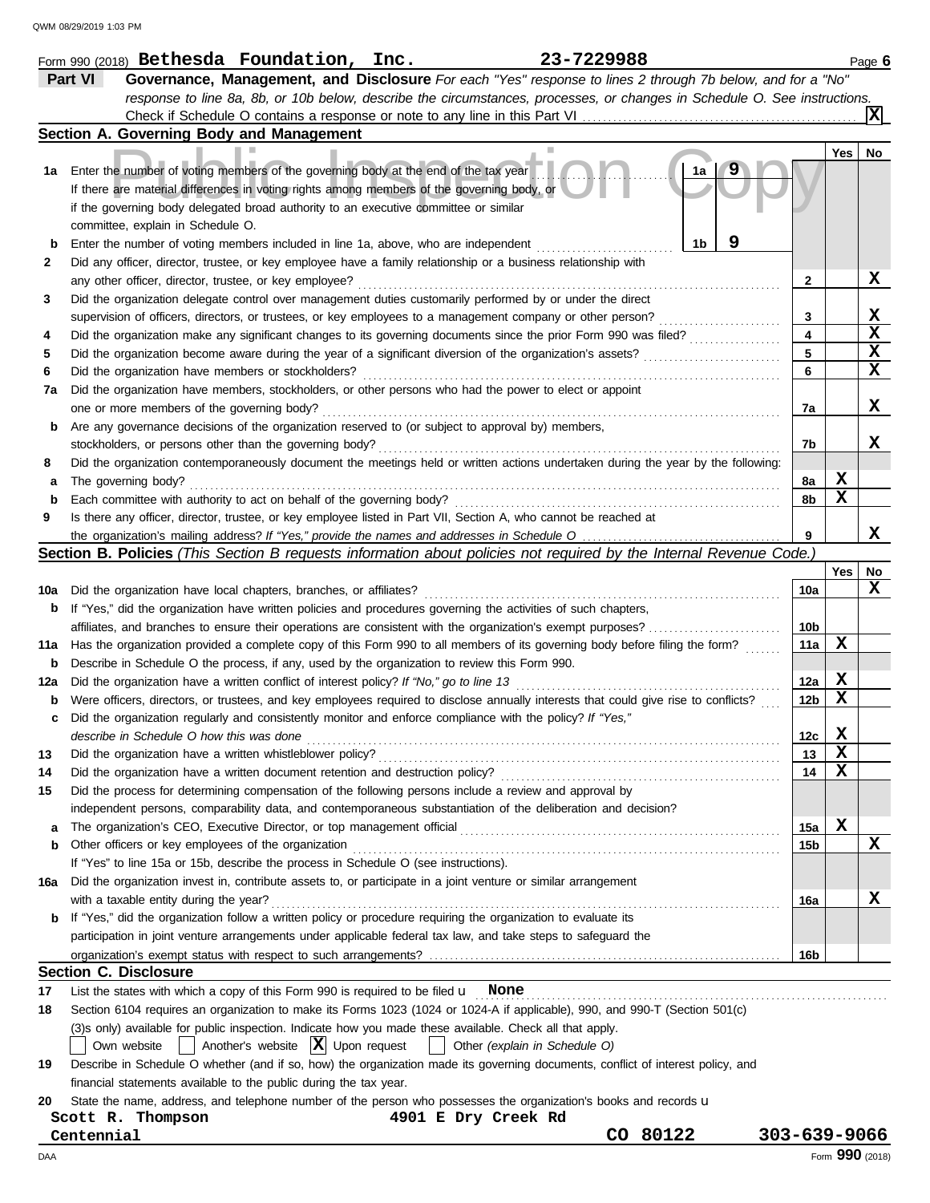Form 990 (2018) **Bethesda Foundation, Inc.** **23-7229988** Page **6**

## Part VI Governance, Management, and Disclosure

*For each "Yes" response to lines 2 through 7b below, and for a "No" response to line 8a, 8b, or 10b below, describe the circumstances, processes, or changes in Schedule O. See instructions.*

Check if Schedule O contains a response or note to any line in this Part VI . . . . . **X**

### Section A. Governing Body and Management

| | | | Yes | No |
|---|---|---|---|---|
| **1a** | Enter the number of voting members of the governing body at the end of the tax year . . . **1a** **9** <br> If there are material differences in voting rights among members of the governing body, or if the governing body delegated broad authority to an executive committee or similar committee, explain in Schedule O. | | | |
| **b** | Enter the number of voting members included in line 1a, above, who are independent . . . **1b** **9** | | | |
| **2** | Did any officer, director, trustee, or key employee have a family relationship or a business relationship with any other officer, director, trustee, or key employee? | **2** | | **X** |
| **3** | Did the organization delegate control over management duties customarily performed by or under the direct supervision of officers, directors, or trustees, or key employees to a management company or other person? | **3** | | **X** |
| **4** | Did the organization make any significant changes to its governing documents since the prior Form 990 was filed? | **4** | | **X** |
| **5** | Did the organization become aware during the year of a significant diversion of the organization's assets? | **5** | | **X** |
| **6** | Did the organization have members or stockholders? | **6** | | **X** |
| **7a** | Did the organization have members, stockholders, or other persons who had the power to elect or appoint one or more members of the governing body? | **7a** | | **X** |
| **b** | Are any governance decisions of the organization reserved to (or subject to approval by) members, stockholders, or persons other than the governing body? | **7b** | | **X** |
| **8** | Did the organization contemporaneously document the meetings held or written actions undertaken during the year by the following: | | | |
| **a** | The governing body? | **8a** | **X** | |
| **b** | Each committee with authority to act on behalf of the governing body? | **8b** | **X** | |
| **9** | Is there any officer, director, trustee, or key employee listed in Part VII, Section A, who cannot be reached at the organization's mailing address? *If "Yes," provide the names and addresses in Schedule O* | **9** | | **X** |

### Section B. Policies *(This Section B requests information about policies not required by the Internal Revenue Code.)*

| | | | Yes | No |
|---|---|---|---|---|
| **10a** | Did the organization have local chapters, branches, or affiliates? | **10a** | | **X** |
| **b** | If "Yes," did the organization have written policies and procedures governing the activities of such chapters, affiliates, and branches to ensure their operations are consistent with the organization's exempt purposes? | **10b** | | |
| **11a** | Has the organization provided a complete copy of this Form 990 to all members of its governing body before filing the form? | **11a** | **X** | |
| **b** | Describe in Schedule O the process, if any, used by the organization to review this Form 990. | | | |
| **12a** | Did the organization have a written conflict of interest policy? *If "No," go to line 13* | **12a** | **X** | |
| **b** | Were officers, directors, or trustees, and key employees required to disclose annually interests that could give rise to conflicts? | **12b** | **X** | |
| **c** | Did the organization regularly and consistently monitor and enforce compliance with the policy? *If "Yes," describe in Schedule O how this was done* | **12c** | **X** | |
| **13** | Did the organization have a written whistleblower policy? | **13** | **X** | |
| **14** | Did the organization have a written document retention and destruction policy? | **14** | **X** | |
| **15** | Did the process for determining compensation of the following persons include a review and approval by independent persons, comparability data, and contemporaneous substantiation of the deliberation and decision? | | | |
| **a** | The organization's CEO, Executive Director, or top management official | **15a** | **X** | |
| **b** | Other officers or key employees of the organization | **15b** | | **X** |
| | If "Yes" to line 15a or 15b, describe the process in Schedule O (see instructions). | | | |
| **16a** | Did the organization invest in, contribute assets to, or participate in a joint venture or similar arrangement with a taxable entity during the year? | **16a** | | **X** |
| **b** | If "Yes," did the organization follow a written policy or procedure requiring the organization to evaluate its participation in joint venture arrangements under applicable federal tax law, and take steps to safeguard the organization's exempt status with respect to such arrangements? | **16b** | | |

### Section C. Disclosure

**17** List the states with which a copy of this Form 990 is required to be filed u **None**

**18** Section 6104 requires an organization to make its Forms 1023 (1024 or 1024-A if applicable), 990, and 990-T (Section 501(c)(3)s only) available for public inspection. Indicate how you made these available. Check all that apply.

☐ Own website ☐ Another's website ☒ Upon request ☐ Other *(explain in Schedule O)*

**19** Describe in Schedule O whether (and if so, how) the organization made its governing documents, conflict of interest policy, and financial statements available to the public during the tax year.

**20** State the name, address, and telephone number of the person who possesses the organization's books and records u

**Scott R. Thompson** **4901 E Dry Creek Rd**
**Centennial** **CO 80122** **303-639-9066**

Form **990** (2018)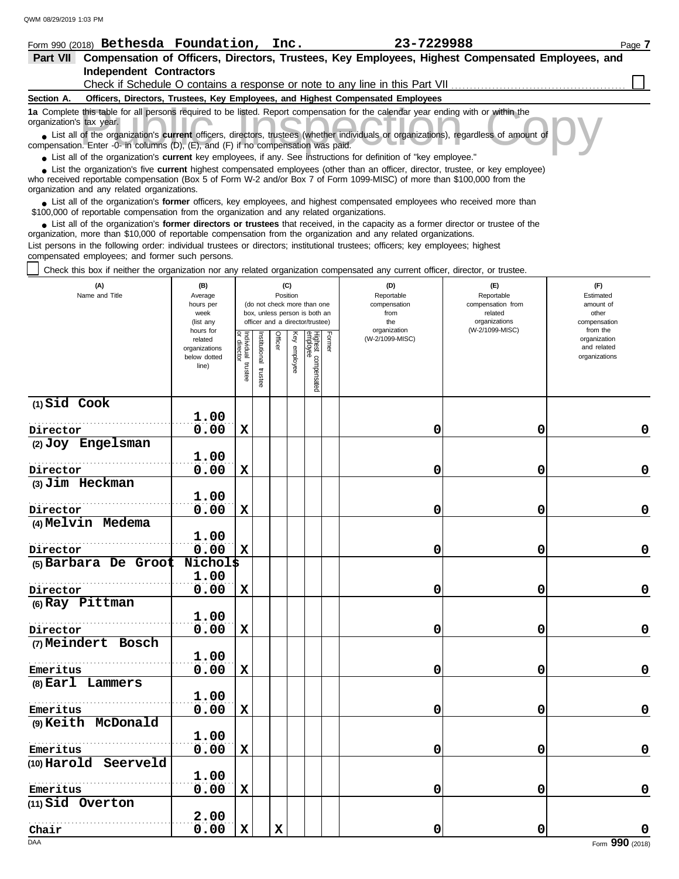Form 990 (2018) **Bethesda Foundation, Inc.** **23-7229988** Page **7**

## Part VII Compensation of Officers, Directors, Trustees, Key Employees, Highest Compensated Employees, and Independent Contractors

Check if Schedule O contains a response or note to any line in this Part VII ☐

### Section A. Officers, Directors, Trustees, Key Employees, and Highest Compensated Employees

**1a** Complete this table for all persons required to be listed. Report compensation for the calendar year ending with or within the organization's tax year.

- List all of the organization's **current** officers, directors, trustees (whether individuals or organizations), regardless of amount of compensation. Enter -0- in columns (D), (E), and (F) if no compensation was paid.
- List all of the organization's **current** key employees, if any. See instructions for definition of "key employee."
- List the organization's five **current** highest compensated employees (other than an officer, director, trustee, or key employee) who received reportable compensation (Box 5 of Form W-2 and/or Box 7 of Form 1099-MISC) of more than $100,000 from the organization and any related organizations.
- List all of the organization's **former** officers, key employees, and highest compensated employees who received more than $100,000 of reportable compensation from the organization and any related organizations.
- List all of the organization's **former directors or trustees** that received, in the capacity as a former director or trustee of the organization, more than $10,000 of reportable compensation from the organization and any related organizations.

List persons in the following order: individual trustees or directors; institutional trustees; officers; key employees; highest compensated employees; and former such persons.

☐ Check this box if neither the organization nor any related organization compensated any current officer, director, or trustee.

| (A) Name and Title | (B) Average hours per week (list any hours for related organizations below dotted line) | (C) Position: Individual trustee or director | Institutional trustee | Officer | Key employee | Highest compensated employee | Former | (D) Reportable compensation from the organization (W-2/1099-MISC) | (E) Reportable compensation from related organizations (W-2/1099-MISC) | (F) Estimated amount of other compensation from the organization and related organizations |
|---|---|---|---|---|---|---|---|---|---|---|
| (1) Sid Cook<br>Director | 1.00<br>0.00 | X | | | | | | 0 | 0 | 0 |
| (2) Joy Engelsman<br>Director | 1.00<br>0.00 | X | | | | | | 0 | 0 | 0 |
| (3) Jim Heckman<br>Director | 1.00<br>0.00 | X | | | | | | 0 | 0 | 0 |
| (4) Melvin Medema<br>Director | 1.00<br>0.00 | X | | | | | | 0 | 0 | 0 |
| (5) Barbara De Groot Nichols<br>Director | 1.00<br>0.00 | X | | | | | | 0 | 0 | 0 |
| (6) Ray Pittman<br>Director | 1.00<br>0.00 | X | | | | | | 0 | 0 | 0 |
| (7) Meindert Bosch<br>Emeritus | 1.00<br>0.00 | X | | | | | | 0 | 0 | 0 |
| (8) Earl Lammers<br>Emeritus | 1.00<br>0.00 | X | | | | | | 0 | 0 | 0 |
| (9) Keith McDonald<br>Emeritus | 1.00<br>0.00 | X | | | | | | 0 | 0 | 0 |
| (10) Harold Seerveld<br>Emeritus | 1.00<br>0.00 | X | | | | | | 0 | 0 | 0 |
| (11) Sid Overton<br>Chair | 2.00<br>0.00 | X | | X | | | | 0 | 0 | 0 |

Form **990** (2018)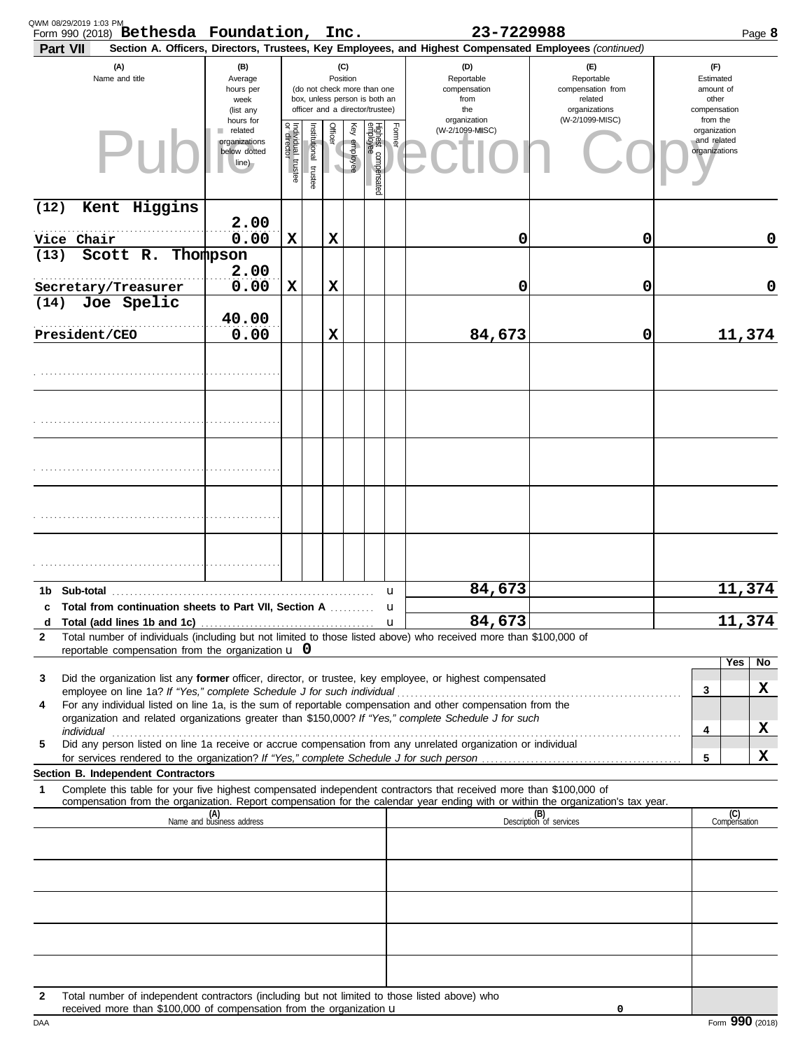Form 990 (2018) **Bethesda Foundation, Inc.** **23-7229988**

**Part VII** **Section A. Officers, Directors, Trustees, Key Employees, and Highest Compensated Employees** *(continued)*

| (A) Name and title | (B) Average hours per week (list any hours for related organizations below dotted line) | (C) Position: Individual trustee or director | Institutional trustee | Officer | Key employee | Highest compensated employee | Former | (D) Reportable compensation from the organization (W-2/1099-MISC) | (E) Reportable compensation from related organizations (W-2/1099-MISC) | (F) Estimated amount of other compensation from the organization and related organizations |
|---|---|---|---|---|---|---|---|---|---|---|
| (12) Kent Higgins<br>Vice Chair | 2.00<br>0.00 | X | | X | | | | 0 | 0 | 0 |
| (13) Scott R. Thompson<br>Secretary/Treasurer | 2.00<br>0.00 | X | | X | | | | 0 | 0 | 0 |
| (14) Joe Spelic<br>President/CEO | 40.00<br>0.00 | | | X | | | | 84,673 | 0 | 11,374 |
| | | | | | | | | | | |
| | | | | | | | | | | |
| | | | | | | | | | | |
| | | | | | | | | | | |
| | | | | | | | | | | |

| | | (D) | (E) | (F) |
|---|---|---|---|---|
| **1b** | **Sub-total** | 84,673 | | 11,374 |
| **c** | **Total from continuation sheets to Part VII, Section A** | | | |
| **d** | **Total (add lines 1b and 1c)** | 84,673 | | 11,374 |

**2** Total number of individuals (including but not limited to those listed above) who received more than $100,000 of reportable compensation from the organization u 0

| | | | Yes | No |
|---|---|---|---|---|
| **3** | Did the organization list any **former** officer, director, or trustee, key employee, or highest compensated employee on line 1a? *If "Yes," complete Schedule J for such individual* | 3 | | X |
| **4** | For any individual listed on line 1a, is the sum of reportable compensation and other compensation from the organization and related organizations greater than $150,000? *If "Yes," complete Schedule J for such individual* | 4 | | X |
| **5** | Did any person listed on line 1a receive or accrue compensation from any unrelated organization or individual for services rendered to the organization? *If "Yes," complete Schedule J for such person* | 5 | | X |

**Section B. Independent Contractors**

**1** Complete this table for your five highest compensated independent contractors that received more than $100,000 of compensation from the organization. Report compensation for the calendar year ending with or within the organization's tax year.

| (A) Name and business address | (B) Description of services | (C) Compensation |
|---|---|---|
| | | |
| | | |
| | | |
| | | |
| | | |

**2** Total number of independent contractors (including but not limited to those listed above) who received more than $100,000 of compensation from the organization u 0

Form **990** (2018)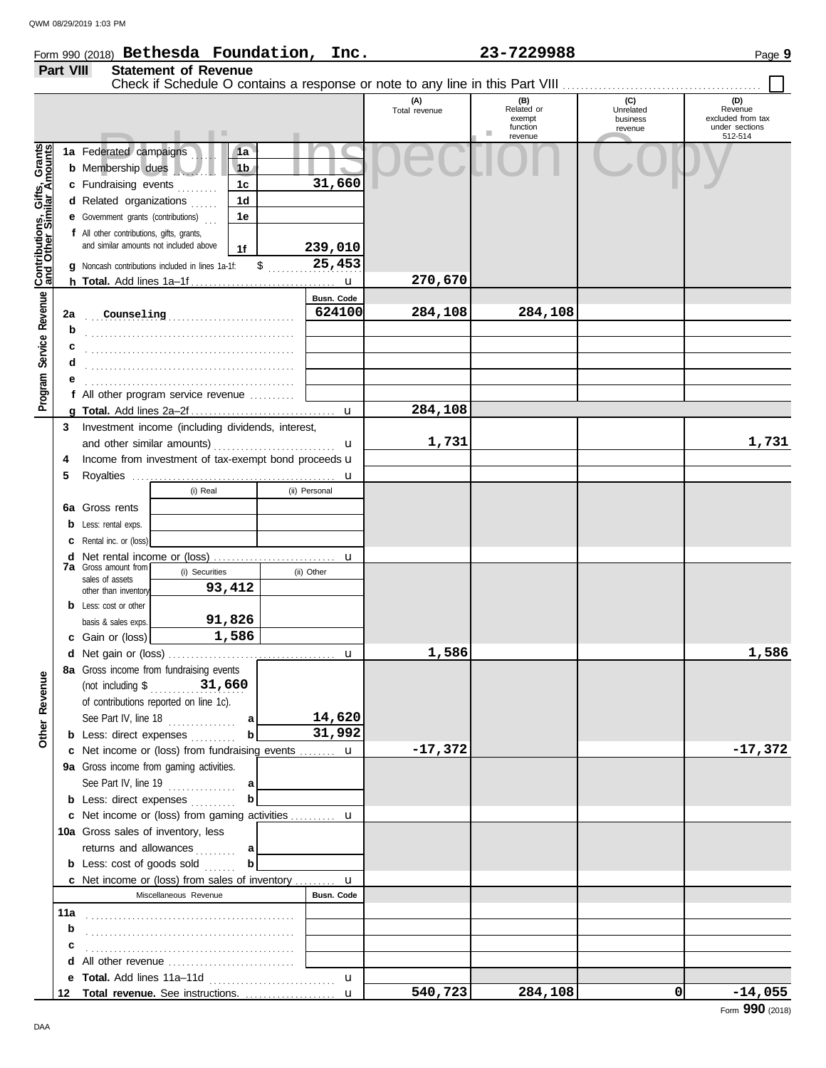Form 990 (2018) **Bethesda Foundation, Inc.** **23-7229988**

## Part VIII Statement of Revenue

Check if Schedule O contains a response or note to any line in this Part VIII . . . . . ☐

| | | | (A) Total revenue | (B) Related or exempt function revenue | (C) Unrelated business revenue | (D) Revenue excluded from tax under sections 512-514 |
|---|---|---|---|---|---|---|
| **Contributions, Gifts, Grants and Other Similar Amounts** | 1a Federated campaigns | 1a | | | | |
| | b Membership dues | 1b | | | | |
| | c Fundraising events | 1c 31,660 | | | | |
| | d Related organizations | 1d | | | | |
| | e Government grants (contributions) | 1e | | | | |
| | f All other contributions, gifts, grants, and similar amounts not included above | 1f 239,010 | | | | |
| | g Noncash contributions included in lines 1a-1f: $ 25,453 | | | | | |
| | h **Total.** Add lines 1a–1f | | 270,670 | | | |
| **Program Service Revenue** | | Busn. Code | | | | |
| | 2a Counseling | 624100 | 284,108 | 284,108 | | |
| | b | | | | | |
| | c | | | | | |
| | d | | | | | |
| | e | | | | | |
| | f All other program service revenue | | | | | |
| | g **Total.** Add lines 2a–2f | | 284,108 | | | |
| **Other Revenue** | 3 Investment income (including dividends, interest, and other similar amounts) | | 1,731 | | | 1,731 |
| | 4 Income from investment of tax-exempt bond proceeds | | | | | |
| | 5 Royalties | | | | | |
| | | (i) Real / (ii) Personal | | | | |
| | 6a Gross rents | | | | | |
| | b Less: rental exps. | | | | | |
| | c Rental inc. or (loss) | | | | | |
| | d Net rental income or (loss) | | | | | |
| | 7a Gross amount from sales of assets other than inventory | (i) Securities 93,412 / (ii) Other | | | | |
| | b Less: cost or other basis & sales exps. | (i) 91,826 | | | | |
| | c Gain or (loss) | (i) 1,586 | | | | |
| | d Net gain or (loss) | | 1,586 | | | 1,586 |
| | 8a Gross income from fundraising events (not including $ 31,660 of contributions reported on line 1c). See Part IV, line 18 | a 14,620 | | | | |
| | b Less: direct expenses | b 31,992 | | | | |
| | c Net income or (loss) from fundraising events | | -17,372 | | | -17,372 |
| | 9a Gross income from gaming activities. See Part IV, line 19 | a | | | | |
| | b Less: direct expenses | b | | | | |
| | c Net income or (loss) from gaming activities | | | | | |
| | 10a Gross sales of inventory, less returns and allowances | a | | | | |
| | b Less: cost of goods sold | b | | | | |
| | c Net income or (loss) from sales of inventory | | | | | |
| | Miscellaneous Revenue | Busn. Code | | | | |
| | 11a | | | | | |
| | b | | | | | |
| | c | | | | | |
| | d All other revenue | | | | | |
| | e **Total.** Add lines 11a–11d | | | | | |
| | 12 **Total revenue.** See instructions. | | 540,723 | 284,108 | 0 | -14,055 |

Form **990** (2018)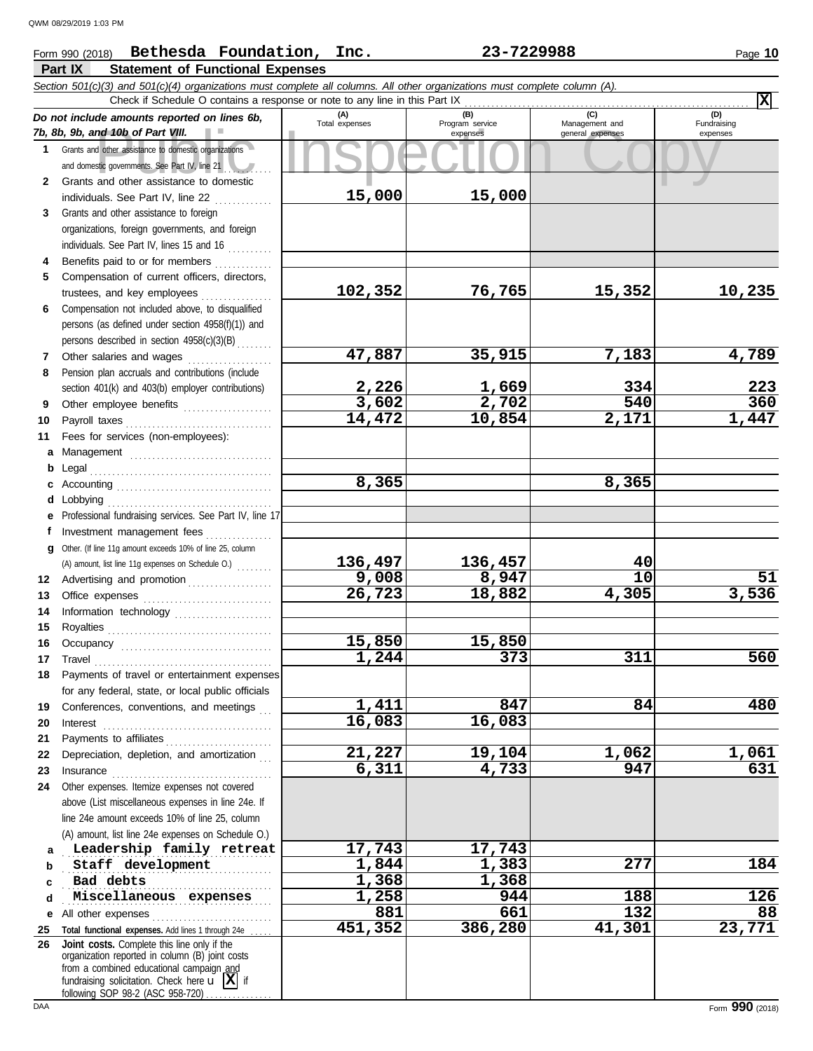Form 990 (2018) **Bethesda Foundation, Inc.** **23-7229988**

## Part IX Statement of Functional Expenses

*Section 501(c)(3) and 501(c)(4) organizations must complete all columns. All other organizations must complete column (A).*

Check if Schedule O contains a response or note to any line in this Part IX .......... [X]

| | *Do not include amounts reported on lines 6b, 7b, 8b, 9b, and 10b of Part VIII.* | (A) Total expenses | (B) Program service expenses | (C) Management and general expenses | (D) Fundraising expenses |
|---|---|---|---|---|---|
| 1 | Grants and other assistance to domestic organizations and domestic governments. See Part IV, line 21 | | | | |
| 2 | Grants and other assistance to domestic individuals. See Part IV, line 22 | 15,000 | 15,000 | | |
| 3 | Grants and other assistance to foreign organizations, foreign governments, and foreign individuals. See Part IV, lines 15 and 16 | | | | |
| 4 | Benefits paid to or for members | | | | |
| 5 | Compensation of current officers, directors, trustees, and key employees | 102,352 | 76,765 | 15,352 | 10,235 |
| 6 | Compensation not included above, to disqualified persons (as defined under section 4958(f)(1)) and persons described in section 4958(c)(3)(B) | | | | |
| 7 | Other salaries and wages | 47,887 | 35,915 | 7,183 | 4,789 |
| 8 | Pension plan accruals and contributions (include section 401(k) and 403(b) employer contributions) | 2,226 | 1,669 | 334 | 223 |
| 9 | Other employee benefits | 3,602 | 2,702 | 540 | 360 |
| 10 | Payroll taxes | 14,472 | 10,854 | 2,171 | 1,447 |
| 11 | Fees for services (non-employees): | | | | |
| a | Management | | | | |
| b | Legal | | | | |
| c | Accounting | 8,365 | | 8,365 | |
| d | Lobbying | | | | |
| e | Professional fundraising services. See Part IV, line 17 | | | | |
| f | Investment management fees | | | | |
| g | Other. (If line 11g amount exceeds 10% of line 25, column (A) amount, list line 11g expenses on Schedule O.) | 136,497 | 136,457 | 40 | |
| 12 | Advertising and promotion | 9,008 | 8,947 | 10 | 51 |
| 13 | Office expenses | 26,723 | 18,882 | 4,305 | 3,536 |
| 14 | Information technology | | | | |
| 15 | Royalties | | | | |
| 16 | Occupancy | 15,850 | 15,850 | | |
| 17 | Travel | 1,244 | 373 | 311 | 560 |
| 18 | Payments of travel or entertainment expenses for any federal, state, or local public officials | | | | |
| 19 | Conferences, conventions, and meetings | 1,411 | 847 | 84 | 480 |
| 20 | Interest | 16,083 | 16,083 | | |
| 21 | Payments to affiliates | | | | |
| 22 | Depreciation, depletion, and amortization | 21,227 | 19,104 | 1,062 | 1,061 |
| 23 | Insurance | 6,311 | 4,733 | 947 | 631 |
| 24 | Other expenses. Itemize expenses not covered above (List miscellaneous expenses in line 24e. If line 24e amount exceeds 10% of line 25, column (A) amount, list line 24e expenses on Schedule O.) | | | | |
| a | Leadership family retreat | 17,743 | 17,743 | | |
| b | Staff development | 1,844 | 1,383 | 277 | 184 |
| c | Bad debts | 1,368 | 1,368 | | |
| d | Miscellaneous expenses | 1,258 | 944 | 188 | 126 |
| e | All other expenses | 881 | 661 | 132 | 88 |
| 25 | **Total functional expenses.** Add lines 1 through 24e | 451,352 | 386,280 | 41,301 | 23,771 |
| 26 | **Joint costs.** Complete this line only if the organization reported in column (B) joint costs from a combined educational campaign and fundraising solicitation. Check here [X] if following SOP 98-2 (ASC 958-720) | | | | |

Form **990** (2018)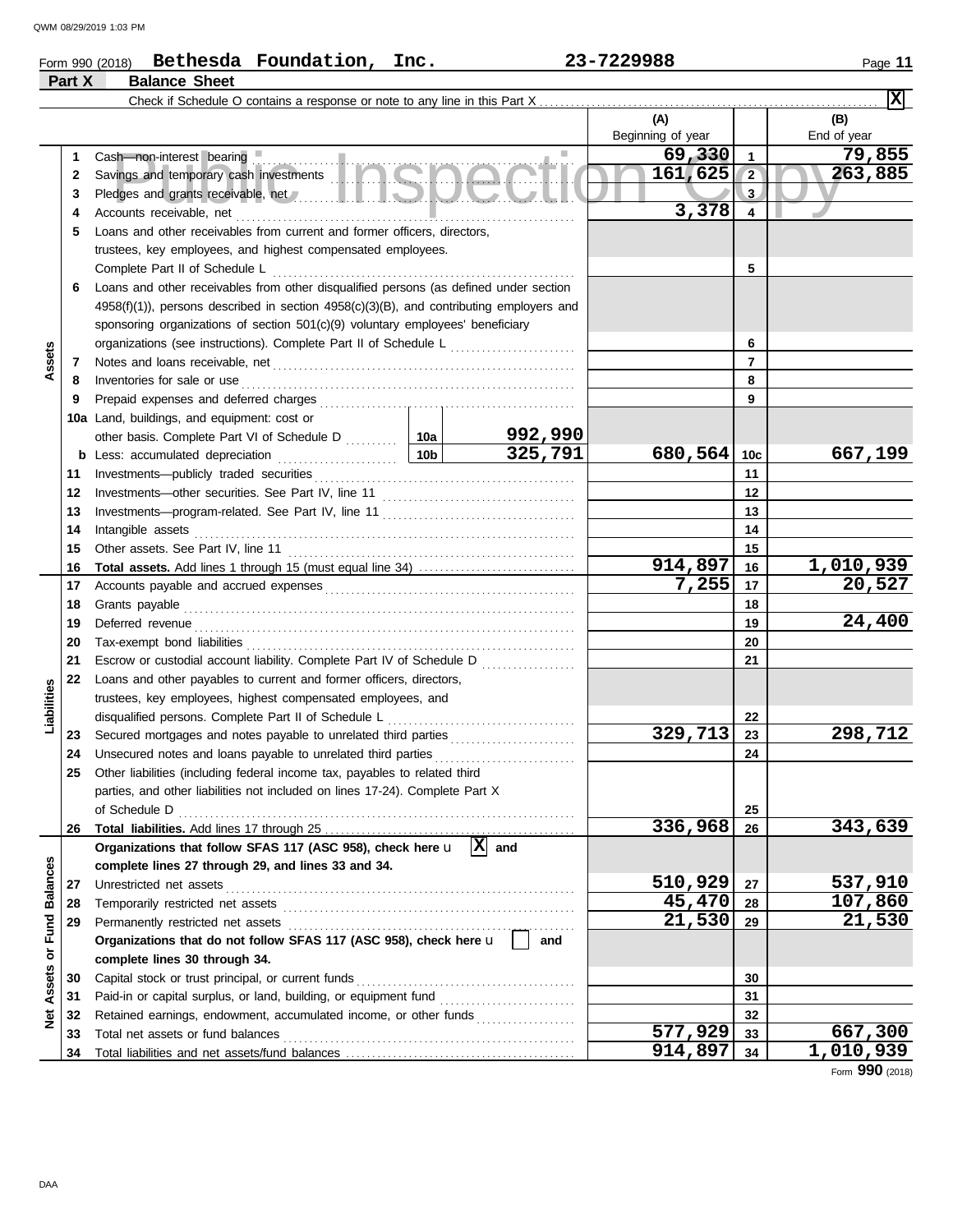Form 990 (2018) **Bethesda Foundation, Inc.** **23-7229988** Page **11**

**Part X Balance Sheet**

Check if Schedule O contains a response or note to any line in this Part X . . . . . . . . . . . . . . . . . . . . . . . . . . . . . . . . . . . . [X]

| | | | | (A) Beginning of year | | (B) End of year |
|---|---|---|---|---|---|---|
| **Assets** | 1 | Cash—non-interest bearing | | 69,330 | 1 | 79,855 |
| | 2 | Savings and temporary cash investments | | 161,625 | 2 | 263,885 |
| | 3 | Pledges and grants receivable, net | | | 3 | |
| | 4 | Accounts receivable, net | | 3,378 | 4 | |
| | 5 | Loans and other receivables from current and former officers, directors, trustees, key employees, and highest compensated employees. Complete Part II of Schedule L | | | 5 | |
| | 6 | Loans and other receivables from other disqualified persons (as defined under section 4958(f)(1)), persons described in section 4958(c)(3)(B), and contributing employers and sponsoring organizations of section 501(c)(9) voluntary employees' beneficiary organizations (see instructions). Complete Part II of Schedule L | | | 6 | |
| | 7 | Notes and loans receivable, net | | | 7 | |
| | 8 | Inventories for sale or use | | | 8 | |
| | 9 | Prepaid expenses and deferred charges | | | 9 | |
| | 10a | Land, buildings, and equipment: cost or other basis. Complete Part VI of Schedule D | 10a 992,990 | | | |
| | b | Less: accumulated depreciation | 10b 325,791 | 680,564 | 10c | 667,199 |
| | 11 | Investments—publicly traded securities | | | 11 | |
| | 12 | Investments—other securities. See Part IV, line 11 | | | 12 | |
| | 13 | Investments—program-related. See Part IV, line 11 | | | 13 | |
| | 14 | Intangible assets | | | 14 | |
| | 15 | Other assets. See Part IV, line 11 | | | 15 | |
| | 16 | **Total assets.** Add lines 1 through 15 (must equal line 34) | | 914,897 | 16 | 1,010,939 |
| **Liabilities** | 17 | Accounts payable and accrued expenses | | 7,255 | 17 | 20,527 |
| | 18 | Grants payable | | | 18 | |
| | 19 | Deferred revenue | | | 19 | 24,400 |
| | 20 | Tax-exempt bond liabilities | | | 20 | |
| | 21 | Escrow or custodial account liability. Complete Part IV of Schedule D | | | 21 | |
| | 22 | Loans and other payables to current and former officers, directors, trustees, key employees, highest compensated employees, and disqualified persons. Complete Part II of Schedule L | | | 22 | |
| | 23 | Secured mortgages and notes payable to unrelated third parties | | 329,713 | 23 | 298,712 |
| | 24 | Unsecured notes and loans payable to unrelated third parties | | | 24 | |
| | 25 | Other liabilities (including federal income tax, payables to related third parties, and other liabilities not included on lines 17-24). Complete Part X of Schedule D | | | 25 | |
| | 26 | **Total liabilities.** Add lines 17 through 25 | | 336,968 | 26 | 343,639 |
| **Net Assets or Fund Balances** | | **Organizations that follow SFAS 117 (ASC 958), check here** [X] **and complete lines 27 through 29, and lines 33 and 34.** | | | | |
| | 27 | Unrestricted net assets | | 510,929 | 27 | 537,910 |
| | 28 | Temporarily restricted net assets | | 45,470 | 28 | 107,860 |
| | 29 | Permanently restricted net assets | | 21,530 | 29 | 21,530 |
| | | **Organizations that do not follow SFAS 117 (ASC 958), check here** [ ] **and complete lines 30 through 34.** | | | | |
| | 30 | Capital stock or trust principal, or current funds | | | 30 | |
| | 31 | Paid-in or capital surplus, or land, building, or equipment fund | | | 31 | |
| | 32 | Retained earnings, endowment, accumulated income, or other funds | | | 32 | |
| | 33 | Total net assets or fund balances | | 577,929 | 33 | 667,300 |
| | 34 | Total liabilities and net assets/fund balances | | 914,897 | 34 | 1,010,939 |

Form **990** (2018)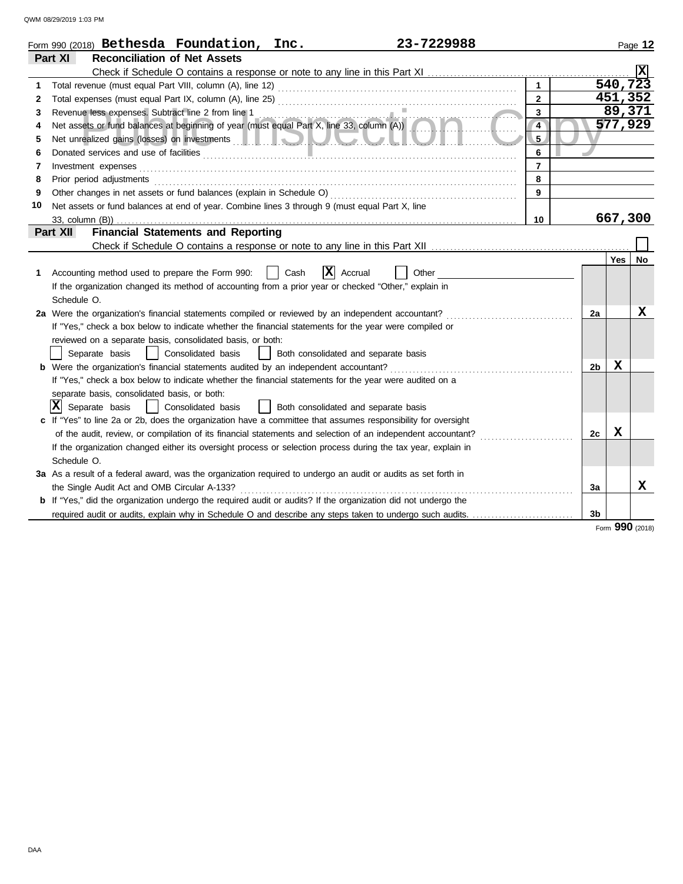Form 990 (2018) **Bethesda Foundation, Inc.** **23-7229988** Page 12

## Part XI Reconciliation of Net Assets

Check if Schedule O contains a response or note to any line in this Part XI . . . . . [X]

| | | | |
|---|---|---|---|
| 1 | Total revenue (must equal Part VIII, column (A), line 12) | 1 | 540,723 |
| 2 | Total expenses (must equal Part IX, column (A), line 25) | 2 | 451,352 |
| 3 | Revenue less expenses. Subtract line 2 from line 1 | 3 | 89,371 |
| 4 | Net assets or fund balances at beginning of year (must equal Part X, line 33, column (A)) | 4 | 577,929 |
| 5 | Net unrealized gains (losses) on investments | 5 | |
| 6 | Donated services and use of facilities | 6 | |
| 7 | Investment expenses | 7 | |
| 8 | Prior period adjustments | 8 | |
| 9 | Other changes in net assets or fund balances (explain in Schedule O) | 9 | |
| 10 | Net assets or fund balances at end of year. Combine lines 3 through 9 (must equal Part X, line 33, column (B)) | 10 | 667,300 |

## Part XII Financial Statements and Reporting

Check if Schedule O contains a response or note to any line in this Part XII . . . . . [ ]

| | | | Yes | No |
|---|---|---|---|---|
| 1 | Accounting method used to prepare the Form 990: [ ] Cash [X] Accrual [ ] Other<br>If the organization changed its method of accounting from a prior year or checked "Other," explain in Schedule O. | | | |
| 2a | Were the organization's financial statements compiled or reviewed by an independent accountant?<br>If "Yes," check a box below to indicate whether the financial statements for the year were compiled or reviewed on a separate basis, consolidated basis, or both:<br>[ ] Separate basis [ ] Consolidated basis [ ] Both consolidated and separate basis | 2a | | X |
| b | Were the organization's financial statements audited by an independent accountant?<br>If "Yes," check a box below to indicate whether the financial statements for the year were audited on a separate basis, consolidated basis, or both:<br>[X] Separate basis [ ] Consolidated basis [ ] Both consolidated and separate basis | 2b | X | |
| c | If "Yes" to line 2a or 2b, does the organization have a committee that assumes responsibility for oversight of the audit, review, or compilation of its financial statements and selection of an independent accountant?<br>If the organization changed either its oversight process or selection process during the tax year, explain in Schedule O. | 2c | X | |
| 3a | As a result of a federal award, was the organization required to undergo an audit or audits as set forth in the Single Audit Act and OMB Circular A-133? | 3a | | X |
| b | If "Yes," did the organization undergo the required audit or audits? If the organization did not undergo the required audit or audits, explain why in Schedule O and describe any steps taken to undergo such audits. | 3b | | |

Form **990** (2018)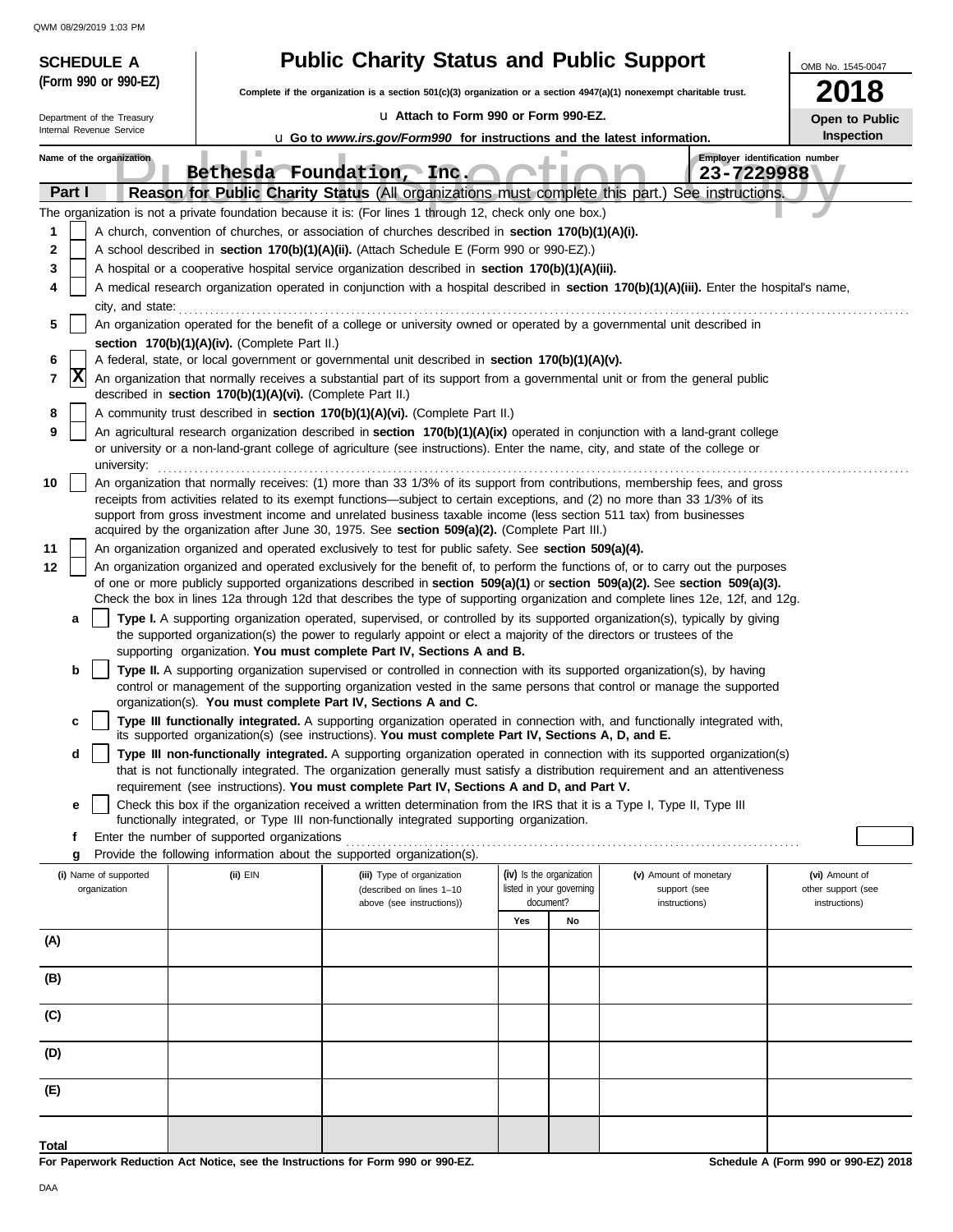**SCHEDULE A (Form 990 or 990-EZ)**

Department of the Treasury
Internal Revenue Service

# Public Charity Status and Public Support

**Complete if the organization is a section 501(c)(3) organization or a section 4947(a)(1) nonexempt charitable trust.**

u **Attach to Form 990 or Form 990-EZ.**

u **Go to *www.irs.gov/Form990* for instructions and the latest information.**

OMB No. 1545-0047

**2018**

**Open to Public Inspection**

Name of the organization: **Bethesda Foundation, Inc.**

Employer identification number: **23-7229988**

## Part I — Reason for Public Charity Status (All organizations must complete this part.) See instructions.

The organization is not a private foundation because it is: (For lines 1 through 12, check only one box.)

1. [ ] A church, convention of churches, or association of churches described in **section 170(b)(1)(A)(i).**
2. [ ] A school described in **section 170(b)(1)(A)(ii).** (Attach Schedule E (Form 990 or 990-EZ).)
3. [ ] A hospital or a cooperative hospital service organization described in **section 170(b)(1)(A)(iii).**
4. [ ] A medical research organization operated in conjunction with a hospital described in **section 170(b)(1)(A)(iii).** Enter the hospital's name, city, and state:
5. [ ] An organization operated for the benefit of a college or university owned or operated by a governmental unit described in **section 170(b)(1)(A)(iv).** (Complete Part II.)
6. [ ] A federal, state, or local government or governmental unit described in **section 170(b)(1)(A)(v).**
7. [X] An organization that normally receives a substantial part of its support from a governmental unit or from the general public described in **section 170(b)(1)(A)(vi).** (Complete Part II.)
8. [ ] A community trust described in **section 170(b)(1)(A)(vi).** (Complete Part II.)
9. [ ] An agricultural research organization described in **section 170(b)(1)(A)(ix)** operated in conjunction with a land-grant college or university or a non-land-grant college of agriculture (see instructions). Enter the name, city, and state of the college or university:
10. [ ] An organization that normally receives: (1) more than 33 1/3% of its support from contributions, membership fees, and gross receipts from activities related to its exempt functions—subject to certain exceptions, and (2) no more than 33 1/3% of its support from gross investment income and unrelated business taxable income (less section 511 tax) from businesses acquired by the organization after June 30, 1975. See **section 509(a)(2).** (Complete Part III.)
11. [ ] An organization organized and operated exclusively to test for public safety. See **section 509(a)(4).**
12. [ ] An organization organized and operated exclusively for the benefit of, to perform the functions of, or to carry out the purposes of one or more publicly supported organizations described in **section 509(a)(1)** or **section 509(a)(2).** See **section 509(a)(3).** Check the box in lines 12a through 12d that describes the type of supporting organization and complete lines 12e, 12f, and 12g.
   - **a** [ ] **Type I.** A supporting organization operated, supervised, or controlled by its supported organization(s), typically by giving the supported organization(s) the power to regularly appoint or elect a majority of the directors or trustees of the supporting organization. **You must complete Part IV, Sections A and B.**
   - **b** [ ] **Type II.** A supporting organization supervised or controlled in connection with its supported organization(s), by having control or management of the supporting organization vested in the same persons that control or manage the supported organization(s). **You must complete Part IV, Sections A and C.**
   - **c** [ ] **Type III functionally integrated.** A supporting organization operated in connection with, and functionally integrated with, its supported organization(s) (see instructions). **You must complete Part IV, Sections A, D, and E.**
   - **d** [ ] **Type III non-functionally integrated.** A supporting organization operated in connection with its supported organization(s) that is not functionally integrated. The organization generally must satisfy a distribution requirement and an attentiveness requirement (see instructions). **You must complete Part IV, Sections A and D, and Part V.**
   - **e** [ ] Check this box if the organization received a written determination from the IRS that it is a Type I, Type II, Type III functionally integrated, or Type III non-functionally integrated supporting organization.
   - **f** Enter the number of supported organizations
   - **g** Provide the following information about the supported organization(s).

| (i) Name of supported organization | (ii) EIN | (iii) Type of organization (described on lines 1–10 above (see instructions)) | (iv) Is the organization listed in your governing document? Yes | No | (v) Amount of monetary support (see instructions) | (vi) Amount of other support (see instructions) |
|---|---|---|---|---|---|---|
| (A) | | | | | | |
| (B) | | | | | | |
| (C) | | | | | | |
| (D) | | | | | | |
| (E) | | | | | | |
| **Total** | | | | | | |

**For Paperwork Reduction Act Notice, see the Instructions for Form 990 or 990-EZ.**

**Schedule A (Form 990 or 990-EZ) 2018**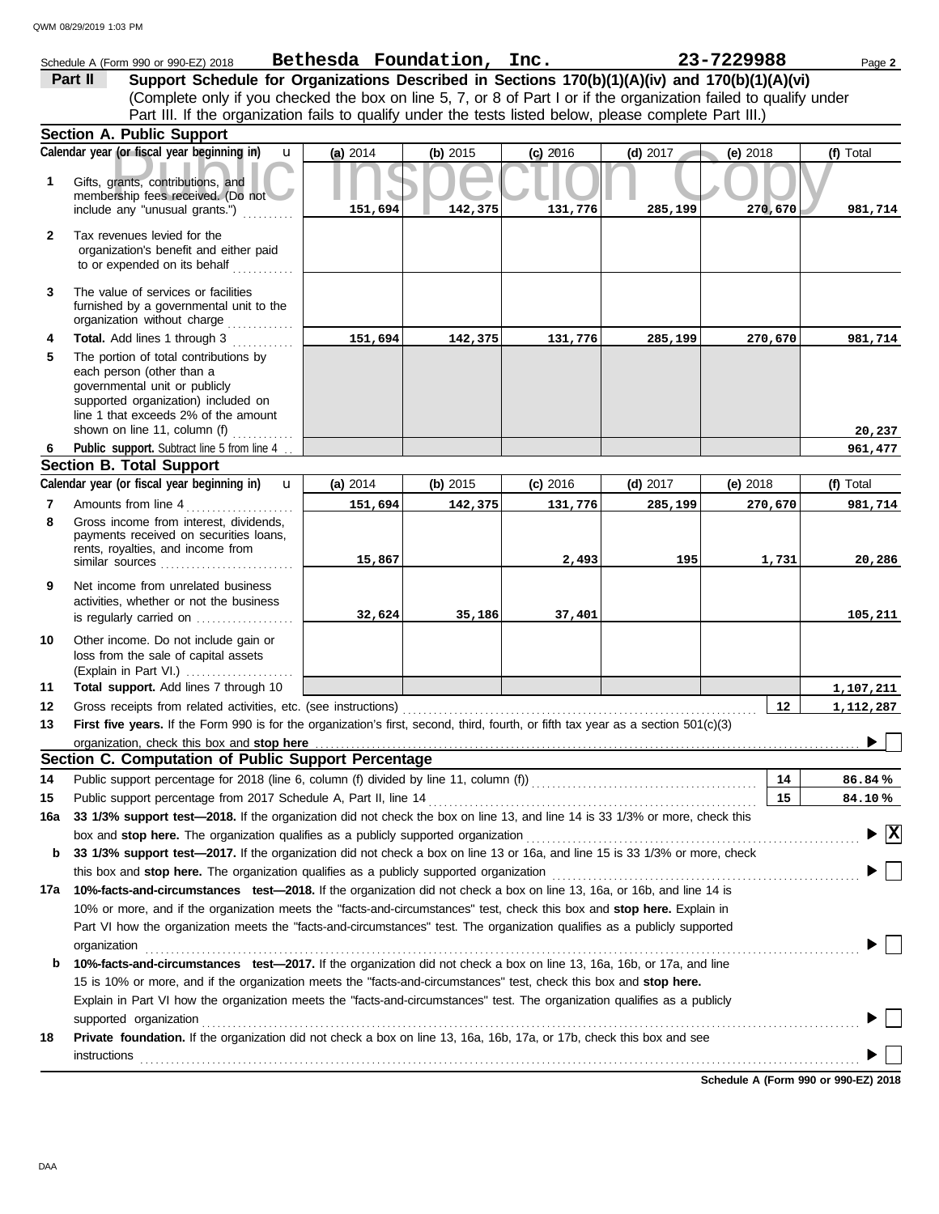Schedule A (Form 990 or 990-EZ) 2018 **Bethesda Foundation, Inc.** **23-7229988**

## Part II Support Schedule for Organizations Described in Sections 170(b)(1)(A)(iv) and 170(b)(1)(A)(vi)

(Complete only if you checked the box on line 5, 7, or 8 of Part I or if the organization failed to qualify under Part III. If the organization fails to qualify under the tests listed below, please complete Part III.)

### Section A. Public Support

| Calendar year (or fiscal year beginning in) | (a) 2014 | (b) 2015 | (c) 2016 | (d) 2017 | (e) 2018 | (f) Total |
|---|---|---|---|---|---|---|
| **1** Gifts, grants, contributions, and membership fees received. (Do not include any "unusual grants.") | 151,694 | 142,375 | 131,776 | 285,199 | 270,670 | 981,714 |
| **2** Tax revenues levied for the organization's benefit and either paid to or expended on its behalf | | | | | | |
| **3** The value of services or facilities furnished by a governmental unit to the organization without charge | | | | | | |
| **4** **Total.** Add lines 1 through 3 | 151,694 | 142,375 | 131,776 | 285,199 | 270,670 | 981,714 |
| **5** The portion of total contributions by each person (other than a governmental unit or publicly supported organization) included on line 1 that exceeds 2% of the amount shown on line 11, column (f) | | | | | | 20,237 |
| **6** **Public support.** Subtract line 5 from line 4 | | | | | | 961,477 |

### Section B. Total Support

| Calendar year (or fiscal year beginning in) | (a) 2014 | (b) 2015 | (c) 2016 | (d) 2017 | (e) 2018 | (f) Total |
|---|---|---|---|---|---|---|
| **7** Amounts from line 4 | 151,694 | 142,375 | 131,776 | 285,199 | 270,670 | 981,714 |
| **8** Gross income from interest, dividends, payments received on securities loans, rents, royalties, and income from similar sources | 15,867 | | 2,493 | 195 | 1,731 | 20,286 |
| **9** Net income from unrelated business activities, whether or not the business is regularly carried on | 32,624 | 35,186 | 37,401 | | | 105,211 |
| **10** Other income. Do not include gain or loss from the sale of capital assets (Explain in Part VI.) | | | | | | |
| **11** **Total support.** Add lines 7 through 10 | | | | | | 1,107,211 |

**12** Gross receipts from related activities, etc. (see instructions) — **12** — 1,112,287

**13** **First five years.** If the Form 990 is for the organization's first, second, third, fourth, or fifth tax year as a section 501(c)(3) organization, check this box and **stop here** ☐

### Section C. Computation of Public Support Percentage

**14** Public support percentage for 2018 (line 6, column (f) divided by line 11, column (f)) — **14** — 86.84 %

**15** Public support percentage from 2017 Schedule A, Part II, line 14 — **15** — 84.10 %

**16a** **33 1/3% support test—2018.** If the organization did not check the box on line 13, and line 14 is 33 1/3% or more, check this box and **stop here.** The organization qualifies as a publicly supported organization ☒

**b** **33 1/3% support test—2017.** If the organization did not check a box on line 13 or 16a, and line 15 is 33 1/3% or more, check this box and **stop here.** The organization qualifies as a publicly supported organization ☐

**17a** **10%-facts-and-circumstances test—2018.** If the organization did not check a box on line 13, 16a, or 16b, and line 14 is 10% or more, and if the organization meets the "facts-and-circumstances" test, check this box and **stop here.** Explain in Part VI how the organization meets the "facts-and-circumstances" test. The organization qualifies as a publicly supported organization ☐

**b** **10%-facts-and-circumstances test—2017.** If the organization did not check a box on line 13, 16a, 16b, or 17a, and line 15 is 10% or more, and if the organization meets the "facts-and-circumstances" test, check this box and **stop here.** Explain in Part VI how the organization meets the "facts-and-circumstances" test. The organization qualifies as a publicly supported organization ☐

**18** **Private foundation.** If the organization did not check a box on line 13, 16a, 16b, 17a, or 17b, check this box and see instructions ☐

**Schedule A (Form 990 or 990-EZ) 2018**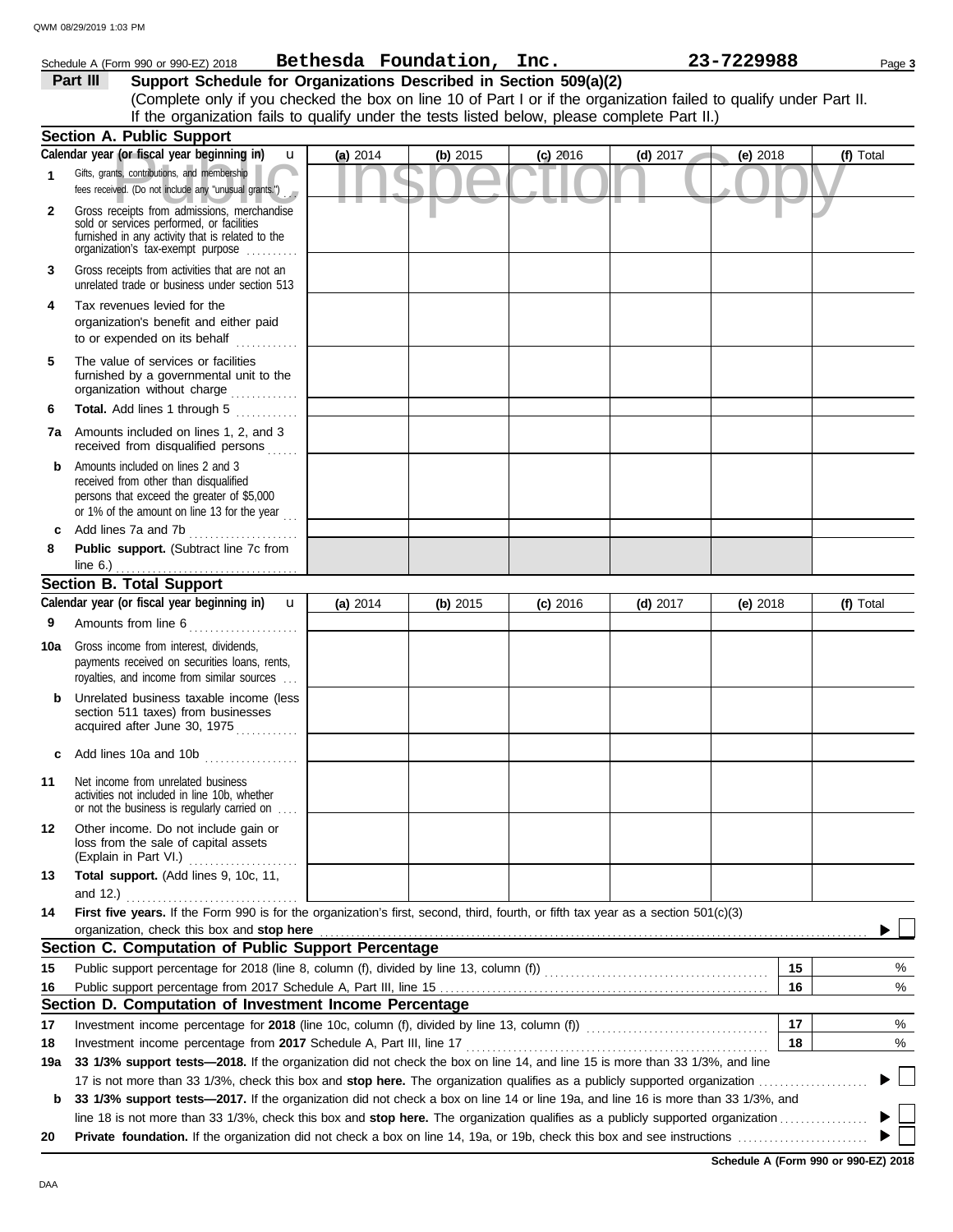Schedule A (Form 990 or 990-EZ) 2018 **Bethesda Foundation, Inc.** **23-7229988**

**Part III** **Support Schedule for Organizations Described in Section 509(a)(2)**

(Complete only if you checked the box on line 10 of Part I or if the organization failed to qualify under Part II. If the organization fails to qualify under the tests listed below, please complete Part II.)

**Section A. Public Support**

| Calendar year (or fiscal year beginning in) | (a) 2014 | (b) 2015 | (c) 2016 | (d) 2017 | (e) 2018 | (f) Total |
|---|---|---|---|---|---|---|
| 1 Gifts, grants, contributions, and membership fees received. (Do not include any "unusual grants.") | | | | | | |
| 2 Gross receipts from admissions, merchandise sold or services performed, or facilities furnished in any activity that is related to the organization's tax-exempt purpose | | | | | | |
| 3 Gross receipts from activities that are not an unrelated trade or business under section 513 | | | | | | |
| 4 Tax revenues levied for the organization's benefit and either paid to or expended on its behalf | | | | | | |
| 5 The value of services or facilities furnished by a governmental unit to the organization without charge | | | | | | |
| 6 **Total.** Add lines 1 through 5 | | | | | | |
| 7a Amounts included on lines 1, 2, and 3 received from disqualified persons | | | | | | |
| b Amounts included on lines 2 and 3 received from other than disqualified persons that exceed the greater of $5,000 or 1% of the amount on line 13 for the year | | | | | | |
| c Add lines 7a and 7b | | | | | | |
| 8 **Public support.** (Subtract line 7c from line 6.) | | | | | | |

**Section B. Total Support**

| Calendar year (or fiscal year beginning in) | (a) 2014 | (b) 2015 | (c) 2016 | (d) 2017 | (e) 2018 | (f) Total |
|---|---|---|---|---|---|---|
| 9 Amounts from line 6 | | | | | | |
| 10a Gross income from interest, dividends, payments received on securities loans, rents, royalties, and income from similar sources | | | | | | |
| b Unrelated business taxable income (less section 511 taxes) from businesses acquired after June 30, 1975 | | | | | | |
| c Add lines 10a and 10b | | | | | | |
| 11 Net income from unrelated business activities not included in line 10b, whether or not the business is regularly carried on | | | | | | |
| 12 Other income. Do not include gain or loss from the sale of capital assets (Explain in Part VI.) | | | | | | |
| 13 **Total support.** (Add lines 9, 10c, 11, and 12.) | | | | | | |

14 **First five years.** If the Form 990 is for the organization's first, second, third, fourth, or fifth tax year as a section 501(c)(3) organization, check this box and **stop here** ☐

**Section C. Computation of Public Support Percentage**

| | | | |
|---|---|---|---|
| 15 | Public support percentage for 2018 (line 8, column (f), divided by line 13, column (f)) | 15 | % |
| 16 | Public support percentage from 2017 Schedule A, Part III, line 15 | 16 | % |

**Section D. Computation of Investment Income Percentage**

| | | | |
|---|---|---|---|
| 17 | Investment income percentage for **2018** (line 10c, column (f), divided by line 13, column (f)) | 17 | % |
| 18 | Investment income percentage from **2017** Schedule A, Part III, line 17 | 18 | % |

19a **33 1/3% support tests—2018.** If the organization did not check the box on line 14, and line 15 is more than 33 1/3%, and line 17 is not more than 33 1/3%, check this box and **stop here.** The organization qualifies as a publicly supported organization ☐

b **33 1/3% support tests—2017.** If the organization did not check a box on line 14 or line 19a, and line 16 is more than 33 1/3%, and line 18 is not more than 33 1/3%, check this box and **stop here.** The organization qualifies as a publicly supported organization ☐

20 **Private foundation.** If the organization did not check a box on line 14, 19a, or 19b, check this box and see instructions ☐

**Schedule A (Form 990 or 990-EZ) 2018**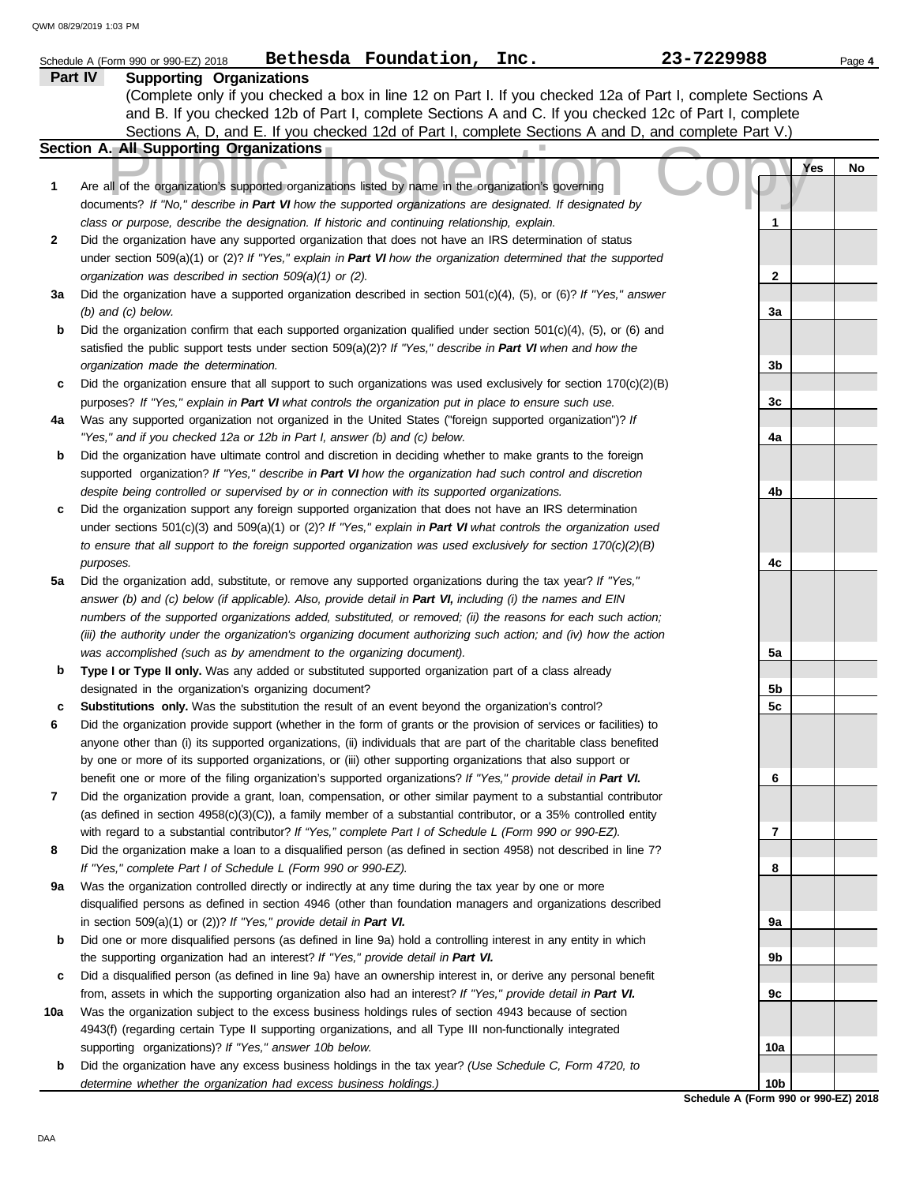Schedule A (Form 990 or 990-EZ) 2018 **Bethesda Foundation, Inc.** **23-7229988**

## Part IV Supporting Organizations

(Complete only if you checked a box in line 12 on Part I. If you checked 12a of Part I, complete Sections A and B. If you checked 12b of Part I, complete Sections A and C. If you checked 12c of Part I, complete Sections A, D, and E. If you checked 12d of Part I, complete Sections A and D, and complete Part V.)

### Section A. All Supporting Organizations

Public Inspection Copy

| | | Line | Yes | No |
|---|---|---|---|---|
| **1** | Are all of the organization's supported organizations listed by name in the organization's governing documents? *If "No," describe in* ***Part VI*** *how the supported organizations are designated. If designated by class or purpose, describe the designation. If historic and continuing relationship, explain.* | 1 | | |
| **2** | Did the organization have any supported organization that does not have an IRS determination of status under section 509(a)(1) or (2)? *If "Yes," explain in* ***Part VI*** *how the organization determined that the supported organization was described in section 509(a)(1) or (2).* | 2 | | |
| **3a** | Did the organization have a supported organization described in section 501(c)(4), (5), or (6)? *If "Yes," answer (b) and (c) below.* | 3a | | |
| **b** | Did the organization confirm that each supported organization qualified under section 501(c)(4), (5), or (6) and satisfied the public support tests under section 509(a)(2)? *If "Yes," describe in* ***Part VI*** *when and how the organization made the determination.* | 3b | | |
| **c** | Did the organization ensure that all support to such organizations was used exclusively for section 170(c)(2)(B) purposes? *If "Yes," explain in* ***Part VI*** *what controls the organization put in place to ensure such use.* | 3c | | |
| **4a** | Was any supported organization not organized in the United States ("foreign supported organization")? *If "Yes," and if you checked 12a or 12b in Part I, answer (b) and (c) below.* | 4a | | |
| **b** | Did the organization have ultimate control and discretion in deciding whether to make grants to the foreign supported organization? *If "Yes," describe in* ***Part VI*** *how the organization had such control and discretion despite being controlled or supervised by or in connection with its supported organizations.* | 4b | | |
| **c** | Did the organization support any foreign supported organization that does not have an IRS determination under sections 501(c)(3) and 509(a)(1) or (2)? *If "Yes," explain in* ***Part VI*** *what controls the organization used to ensure that all support to the foreign supported organization was used exclusively for section 170(c)(2)(B) purposes.* | 4c | | |
| **5a** | Did the organization add, substitute, or remove any supported organizations during the tax year? *If "Yes," answer (b) and (c) below (if applicable). Also, provide detail in* ***Part VI,*** *including (i) the names and EIN numbers of the supported organizations added, substituted, or removed; (ii) the reasons for each such action; (iii) the authority under the organization's organizing document authorizing such action; and (iv) how the action was accomplished (such as by amendment to the organizing document).* | 5a | | |
| **b** | **Type I or Type II only.** Was any added or substituted supported organization part of a class already designated in the organization's organizing document? | 5b | | |
| **c** | **Substitutions only.** Was the substitution the result of an event beyond the organization's control? | 5c | | |
| **6** | Did the organization provide support (whether in the form of grants or the provision of services or facilities) to anyone other than (i) its supported organizations, (ii) individuals that are part of the charitable class benefited by one or more of its supported organizations, or (iii) other supporting organizations that also support or benefit one or more of the filing organization's supported organizations? *If "Yes," provide detail in* ***Part VI.*** | 6 | | |
| **7** | Did the organization provide a grant, loan, compensation, or other similar payment to a substantial contributor (as defined in section 4958(c)(3)(C)), a family member of a substantial contributor, or a 35% controlled entity with regard to a substantial contributor? *If "Yes," complete Part I of Schedule L (Form 990 or 990-EZ).* | 7 | | |
| **8** | Did the organization make a loan to a disqualified person (as defined in section 4958) not described in line 7? *If "Yes," complete Part I of Schedule L (Form 990 or 990-EZ).* | 8 | | |
| **9a** | Was the organization controlled directly or indirectly at any time during the tax year by one or more disqualified persons as defined in section 4946 (other than foundation managers and organizations described in section 509(a)(1) or (2))? *If "Yes," provide detail in* ***Part VI.*** | 9a | | |
| **b** | Did one or more disqualified persons (as defined in line 9a) hold a controlling interest in any entity in which the supporting organization had an interest? *If "Yes," provide detail in* ***Part VI.*** | 9b | | |
| **c** | Did a disqualified person (as defined in line 9a) have an ownership interest in, or derive any personal benefit from, assets in which the supporting organization also had an interest? *If "Yes," provide detail in* ***Part VI.*** | 9c | | |
| **10a** | Was the organization subject to the excess business holdings rules of section 4943 because of section 4943(f) (regarding certain Type II supporting organizations, and all Type III non-functionally integrated supporting organizations)? *If "Yes," answer 10b below.* | 10a | | |
| **b** | Did the organization have any excess business holdings in the tax year? *(Use Schedule C, Form 4720, to determine whether the organization had excess business holdings.)* | 10b | | |

**Schedule A (Form 990 or 990-EZ) 2018**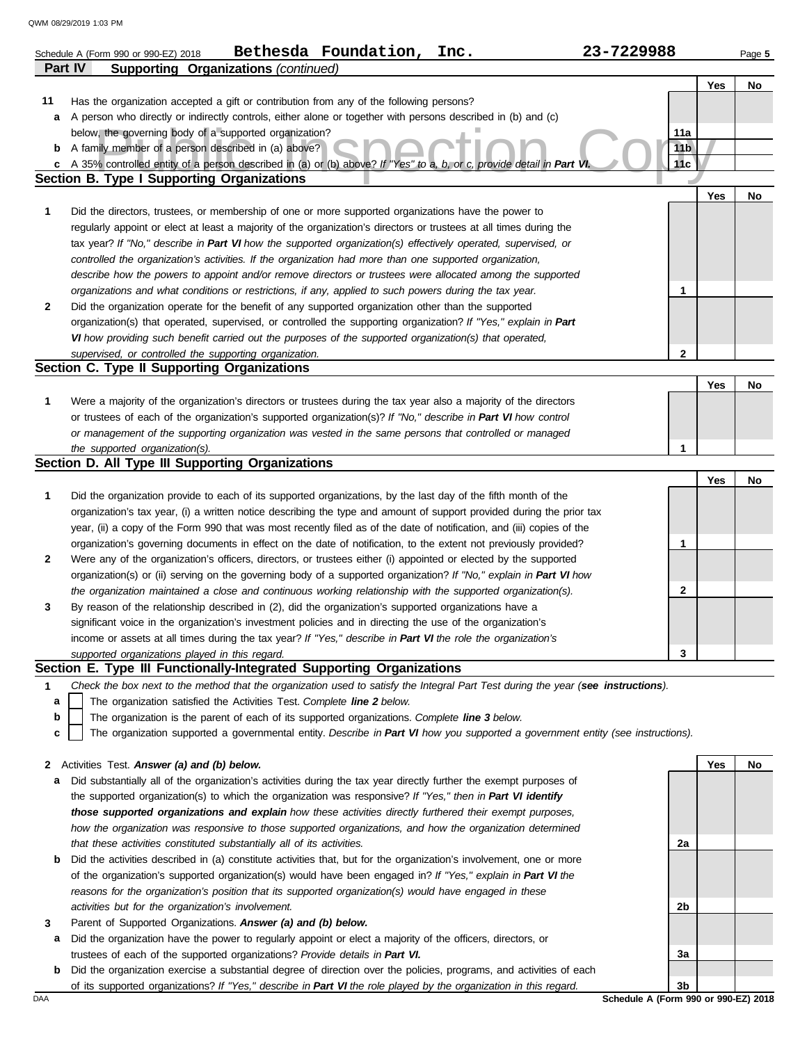Schedule A (Form 990 or 990-EZ) 2018 **Bethesda Foundation, Inc.** **23-7229988**

**Part IV Supporting Organizations** *(continued)*

| | | | Yes | No |
|---|---|---|---|---|
| **11** | Has the organization accepted a gift or contribution from any of the following persons? | | | |
| **a** | A person who directly or indirectly controls, either alone or together with persons described in (b) and (c) below, the governing body of a supported organization? | **11a** | | |
| **b** | A family member of a person described in (a) above? | **11b** | | |
| **c** | A 35% controlled entity of a person described in (a) or (b) above? *If "Yes" to a, b, or c, provide detail in* ***Part VI.*** | **11c** | | |

**Section B. Type I Supporting Organizations**

| | | | Yes | No |
|---|---|---|---|---|
| **1** | Did the directors, trustees, or membership of one or more supported organizations have the power to regularly appoint or elect at least a majority of the organization's directors or trustees at all times during the tax year? *If "No," describe in* ***Part VI*** *how the supported organization(s) effectively operated, supervised, or controlled the organization's activities. If the organization had more than one supported organization, describe how the powers to appoint and/or remove directors or trustees were allocated among the supported organizations and what conditions or restrictions, if any, applied to such powers during the tax year.* | **1** | | |
| **2** | Did the organization operate for the benefit of any supported organization other than the supported organization(s) that operated, supervised, or controlled the supporting organization? *If "Yes," explain in* ***Part VI*** *how providing such benefit carried out the purposes of the supported organization(s) that operated, supervised, or controlled the supporting organization.* | **2** | | |

**Section C. Type II Supporting Organizations**

| | | | Yes | No |
|---|---|---|---|---|
| **1** | Were a majority of the organization's directors or trustees during the tax year also a majority of the directors or trustees of each of the organization's supported organization(s)? *If "No," describe in* ***Part VI*** *how control or management of the supporting organization was vested in the same persons that controlled or managed the supported organization(s).* | **1** | | |

**Section D. All Type III Supporting Organizations**

| | | | Yes | No |
|---|---|---|---|---|
| **1** | Did the organization provide to each of its supported organizations, by the last day of the fifth month of the organization's tax year, (i) a written notice describing the type and amount of support provided during the prior tax year, (ii) a copy of the Form 990 that was most recently filed as of the date of notification, and (iii) copies of the organization's governing documents in effect on the date of notification, to the extent not previously provided? | **1** | | |
| **2** | Were any of the organization's officers, directors, or trustees either (i) appointed or elected by the supported organization(s) or (ii) serving on the governing body of a supported organization? *If "No," explain in* ***Part VI*** *how the organization maintained a close and continuous working relationship with the supported organization(s).* | **2** | | |
| **3** | By reason of the relationship described in (2), did the organization's supported organizations have a significant voice in the organization's investment policies and in directing the use of the organization's income or assets at all times during the tax year? *If "Yes," describe in* ***Part VI*** *the role the organization's supported organizations played in this regard.* | **3** | | |

**Section E. Type III Functionally-Integrated Supporting Organizations**

**1** *Check the box next to the method that the organization used to satisfy the Integral Part Test during the year (**see instructions**).*

- **a** ☐ The organization satisfied the Activities Test. *Complete **line 2** below.*
- **b** ☐ The organization is the parent of each of its supported organizations. *Complete **line 3** below.*
- **c** ☐ The organization supported a governmental entity. *Describe in **Part VI** how you supported a government entity (see instructions).*

| | | | Yes | No |
|---|---|---|---|---|
| **2** | Activities Test. ***Answer (a) and (b) below.*** | | | |
| **a** | Did substantially all of the organization's activities during the tax year directly further the exempt purposes of the supported organization(s) to which the organization was responsive? *If "Yes," then in* ***Part VI identify those supported organizations and explain*** *how these activities directly furthered their exempt purposes, how the organization was responsive to those supported organizations, and how the organization determined that these activities constituted substantially all of its activities.* | **2a** | | |
| **b** | Did the activities described in (a) constitute activities that, but for the organization's involvement, one or more of the organization's supported organization(s) would have been engaged in? *If "Yes," explain in* ***Part VI*** *the reasons for the organization's position that its supported organization(s) would have engaged in these activities but for the organization's involvement.* | **2b** | | |
| **3** | Parent of Supported Organizations. ***Answer (a) and (b) below.*** | | | |
| **a** | Did the organization have the power to regularly appoint or elect a majority of the officers, directors, or trustees of each of the supported organizations? *Provide details in* ***Part VI.*** | **3a** | | |
| **b** | Did the organization exercise a substantial degree of direction over the policies, programs, and activities of each of its supported organizations? *If "Yes," describe in* ***Part VI*** *the role played by the organization in this regard.* | **3b** | | |

Schedule A (Form 990 or 990-EZ) 2018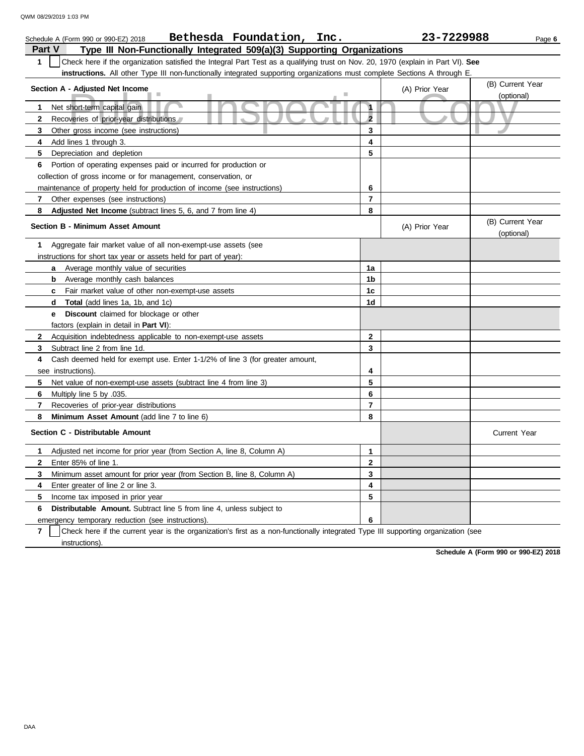Schedule A (Form 990 or 990-EZ) 2018 **Bethesda Foundation, Inc.** **23-7229988**

## Part V Type III Non-Functionally Integrated 509(a)(3) Supporting Organizations

**1** ☐ Check here if the organization satisfied the Integral Part Test as a qualifying trust on Nov. 20, 1970 (explain in Part VI). **See instructions.** All other Type III non-functionally integrated supporting organizations must complete Sections A through E.

| Section A - Adjusted Net Income | | (A) Prior Year | (B) Current Year (optional) |
|---|---|---|---|
| **1** Net short-term capital gain | 1 | | |
| **2** Recoveries of prior-year distributions | 2 | | |
| **3** Other gross income (see instructions) | 3 | | |
| **4** Add lines 1 through 3. | 4 | | |
| **5** Depreciation and depletion | 5 | | |
| **6** Portion of operating expenses paid or incurred for production or collection of gross income or for management, conservation, or maintenance of property held for production of income (see instructions) | 6 | | |
| **7** Other expenses (see instructions) | 7 | | |
| **8** **Adjusted Net Income** (subtract lines 5, 6, and 7 from line 4) | 8 | | |

| Section B - Minimum Asset Amount | | (A) Prior Year | (B) Current Year (optional) |
|---|---|---|---|
| **1** Aggregate fair market value of all non-exempt-use assets (see instructions for short tax year or assets held for part of year): | | | |
| **a** Average monthly value of securities | 1a | | |
| **b** Average monthly cash balances | 1b | | |
| **c** Fair market value of other non-exempt-use assets | 1c | | |
| **d** **Total** (add lines 1a, 1b, and 1c) | 1d | | |
| **e** **Discount** claimed for blockage or other factors (explain in detail in **Part VI**): | | | |
| **2** Acquisition indebtedness applicable to non-exempt-use assets | 2 | | |
| **3** Subtract line 2 from line 1d. | 3 | | |
| **4** Cash deemed held for exempt use. Enter 1-1/2% of line 3 (for greater amount, see instructions). | 4 | | |
| **5** Net value of non-exempt-use assets (subtract line 4 from line 3) | 5 | | |
| **6** Multiply line 5 by .035. | 6 | | |
| **7** Recoveries of prior-year distributions | 7 | | |
| **8** **Minimum Asset Amount** (add line 7 to line 6) | 8 | | |

| Section C - Distributable Amount | | | Current Year |
|---|---|---|---|
| **1** Adjusted net income for prior year (from Section A, line 8, Column A) | 1 | | |
| **2** Enter 85% of line 1. | 2 | | |
| **3** Minimum asset amount for prior year (from Section B, line 8, Column A) | 3 | | |
| **4** Enter greater of line 2 or line 3. | 4 | | |
| **5** Income tax imposed in prior year | 5 | | |
| **6** **Distributable Amount.** Subtract line 5 from line 4, unless subject to emergency temporary reduction (see instructions). | 6 | | |

**7** ☐ Check here if the current year is the organization's first as a non-functionally integrated Type III supporting organization (see instructions).

**Schedule A (Form 990 or 990-EZ) 2018**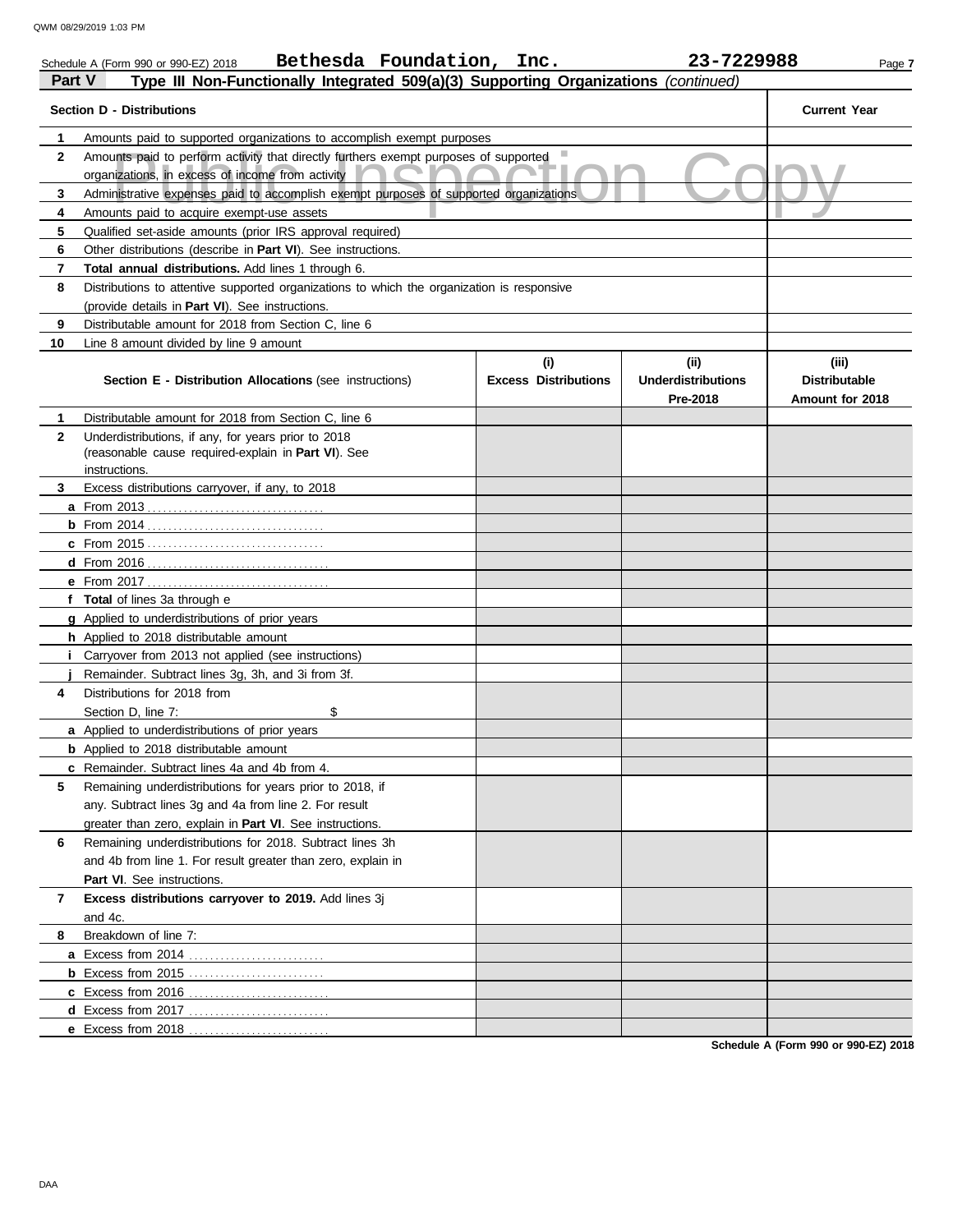Schedule A (Form 990 or 990-EZ) 2018 **Bethesda Foundation, Inc.** **23-7229988**

**Part V** **Type III Non-Functionally Integrated 509(a)(3) Supporting Organizations** *(continued)*

| | Section D - Distributions | Current Year |
|---|---|---|
| 1 | Amounts paid to supported organizations to accomplish exempt purposes | |
| 2 | Amounts paid to perform activity that directly furthers exempt purposes of supported organizations, in excess of income from activity | |
| 3 | Administrative expenses paid to accomplish exempt purposes of supported organizations | |
| 4 | Amounts paid to acquire exempt-use assets | |
| 5 | Qualified set-aside amounts (prior IRS approval required) | |
| 6 | Other distributions (describe in **Part VI**). See instructions. | |
| 7 | **Total annual distributions.** Add lines 1 through 6. | |
| 8 | Distributions to attentive supported organizations to which the organization is responsive (provide details in **Part VI**). See instructions. | |
| 9 | Distributable amount for 2018 from Section C, line 6 | |
| 10 | Line 8 amount divided by line 9 amount | |

| | Section E - Distribution Allocations (see instructions) | (i) Excess Distributions | (ii) Underdistributions Pre-2018 | (iii) Distributable Amount for 2018 |
|---|---|---|---|---|
| 1 | Distributable amount for 2018 from Section C, line 6 | | | |
| 2 | Underdistributions, if any, for years prior to 2018 (reasonable cause required-explain in **Part VI**). See instructions. | | | |
| 3 | Excess distributions carryover, if any, to 2018 | | | |
| a | From 2013 | | | |
| b | From 2014 | | | |
| c | From 2015 | | | |
| d | From 2016 | | | |
| e | From 2017 | | | |
| f | **Total** of lines 3a through e | | | |
| g | Applied to underdistributions of prior years | | | |
| h | Applied to 2018 distributable amount | | | |
| i | Carryover from 2013 not applied (see instructions) | | | |
| j | Remainder. Subtract lines 3g, 3h, and 3i from 3f. | | | |
| 4 | Distributions for 2018 from Section D, line 7: $ | | | |
| a | Applied to underdistributions of prior years | | | |
| b | Applied to 2018 distributable amount | | | |
| c | Remainder. Subtract lines 4a and 4b from 4. | | | |
| 5 | Remaining underdistributions for years prior to 2018, if any. Subtract lines 3g and 4a from line 2. For result greater than zero, explain in **Part VI**. See instructions. | | | |
| 6 | Remaining underdistributions for 2018. Subtract lines 3h and 4b from line 1. For result greater than zero, explain in **Part VI**. See instructions. | | | |
| 7 | **Excess distributions carryover to 2019.** Add lines 3j and 4c. | | | |
| 8 | Breakdown of line 7: | | | |
| a | Excess from 2014 | | | |
| b | Excess from 2015 | | | |
| c | Excess from 2016 | | | |
| d | Excess from 2017 | | | |
| e | Excess from 2018 | | | |

**Schedule A (Form 990 or 990-EZ) 2018**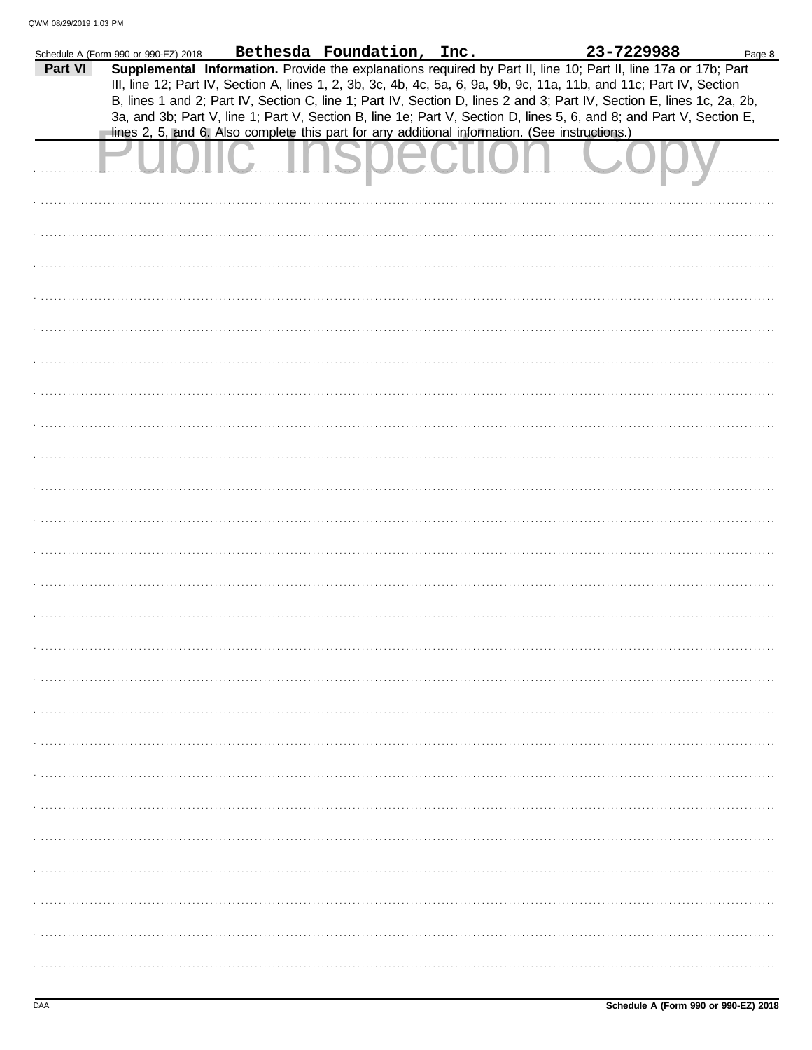Schedule A (Form 990 or 990-EZ) 2018 **Bethesda Foundation, Inc.** **23-7229988** Page **8**

**Part VI** **Supplemental Information.** Provide the explanations required by Part II, line 10; Part II, line 17a or 17b; Part III, line 12; Part IV, Section A, lines 1, 2, 3b, 3c, 4b, 4c, 5a, 6, 9a, 9b, 9c, 11a, 11b, and 11c; Part IV, Section B, lines 1 and 2; Part IV, Section C, line 1; Part IV, Section D, lines 2 and 3; Part IV, Section E, lines 1c, 2a, 2b, 3a, and 3b; Part V, line 1; Part V, Section B, line 1e; Part V, Section D, lines 5, 6, and 8; and Part V, Section E, lines 2, 5, and 6. Also complete this part for any additional information. (See instructions.)

Public Inspection Copy

DAA **Schedule A (Form 990 or 990-EZ) 2018**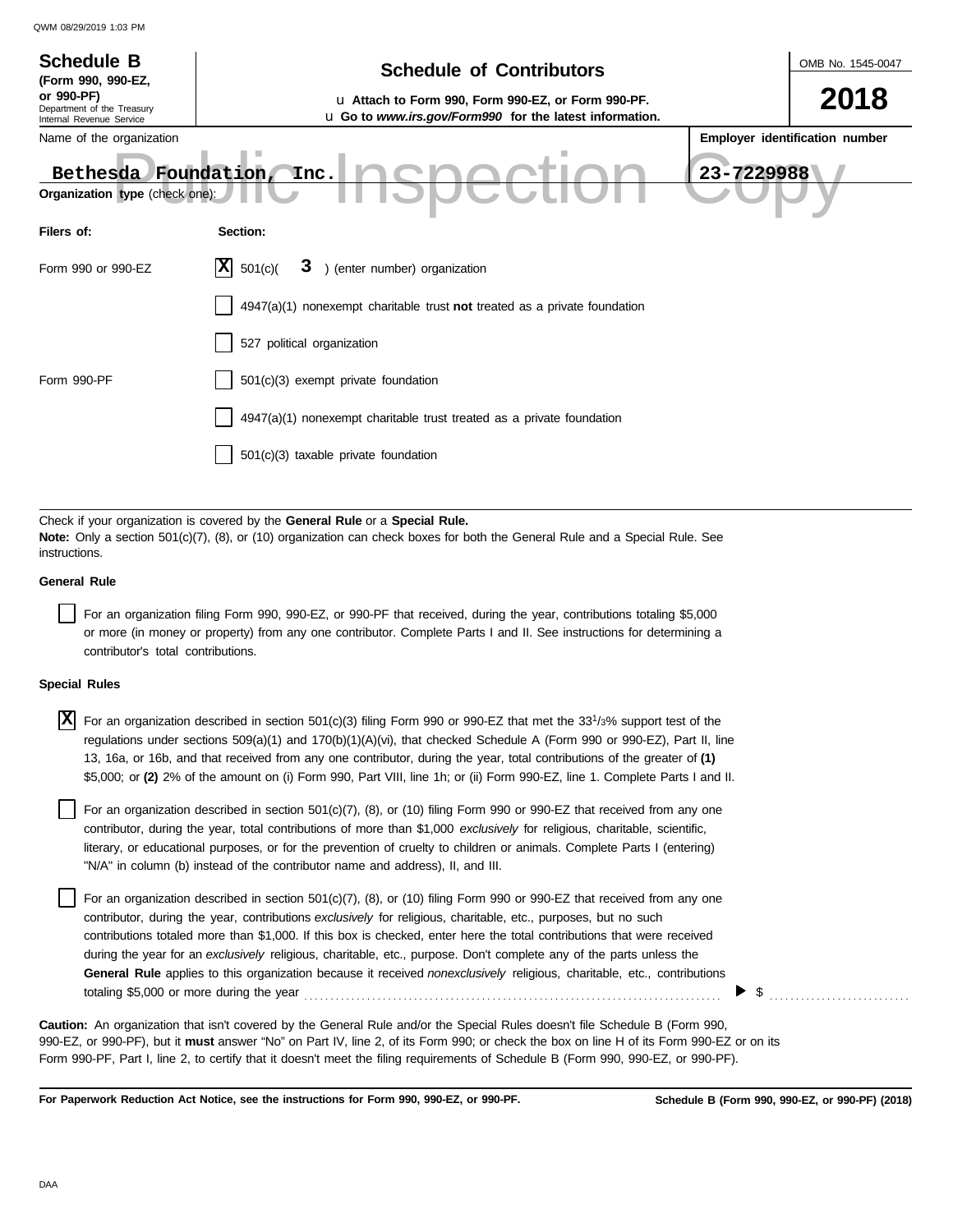QWM 08/29/2019 1:03 PM

| **Schedule B** (Form 990, 990-EZ, or 990-PF) Department of the Treasury Internal Revenue Service | **Schedule of Contributors** u **Attach to Form 990, Form 990-EZ, or Form 990-PF.** u **Go to *www.irs.gov/Form990* for the latest information.** | OMB No. 1545-0047 **2018** |
|---|---|---|

| Name of the organization | **Employer identification number** |
|---|---|
| Bethesda Foundation, Inc. | 23-7229988 |

Public Inspection Copy

**Organization type** (check one):

| **Filers of:** | **Section:** |
|---|---|
| Form 990 or 990-EZ | [X] 501(c)( **3** ) (enter number) organization |
| | [ ] 4947(a)(1) nonexempt charitable trust **not** treated as a private foundation |
| | [ ] 527 political organization |
| Form 990-PF | [ ] 501(c)(3) exempt private foundation |
| | [ ] 4947(a)(1) nonexempt charitable trust treated as a private foundation |
| | [ ] 501(c)(3) taxable private foundation |

Check if your organization is covered by the **General Rule** or a **Special Rule.**

**Note:** Only a section 501(c)(7), (8), or (10) organization can check boxes for both the General Rule and a Special Rule. See instructions.

**General Rule**

[ ] For an organization filing Form 990, 990-EZ, or 990-PF that received, during the year, contributions totaling $5,000 or more (in money or property) from any one contributor. Complete Parts I and II. See instructions for determining a contributor's total contributions.

**Special Rules**

[X] For an organization described in section 501(c)(3) filing Form 990 or 990-EZ that met the $33^1/_3$% support test of the regulations under sections 509(a)(1) and 170(b)(1)(A)(vi), that checked Schedule A (Form 990 or 990-EZ), Part II, line 13, 16a, or 16b, and that received from any one contributor, during the year, total contributions of the greater of **(1)** $5,000; or **(2)** 2% of the amount on (i) Form 990, Part VIII, line 1h; or (ii) Form 990-EZ, line 1. Complete Parts I and II.

[ ] For an organization described in section 501(c)(7), (8), or (10) filing Form 990 or 990-EZ that received from any one contributor, during the year, total contributions of more than $1,000 *exclusively* for religious, charitable, scientific, literary, or educational purposes, or for the prevention of cruelty to children or animals. Complete Parts I (entering) "N/A" in column (b) instead of the contributor name and address), II, and III.

[ ] For an organization described in section 501(c)(7), (8), or (10) filing Form 990 or 990-EZ that received from any one contributor, during the year, contributions *exclusively* for religious, charitable, etc., purposes, but no such contributions totaled more than $1,000. If this box is checked, enter here the total contributions that were received during the year for an *exclusively* religious, charitable, etc., purpose. Don't complete any of the parts unless the **General Rule** applies to this organization because it received *nonexclusively* religious, charitable, etc., contributions totaling $5,000 or more during the year ........ ▶ $ ..........

**Caution:** An organization that isn't covered by the General Rule and/or the Special Rules doesn't file Schedule B (Form 990, 990-EZ, or 990-PF), but it **must** answer "No" on Part IV, line 2, of its Form 990; or check the box on line H of its Form 990-EZ or on its Form 990-PF, Part I, line 2, to certify that it doesn't meet the filing requirements of Schedule B (Form 990, 990-EZ, or 990-PF).

**For Paperwork Reduction Act Notice, see the instructions for Form 990, 990-EZ, or 990-PF.** **Schedule B (Form 990, 990-EZ, or 990-PF) (2018)**

DAA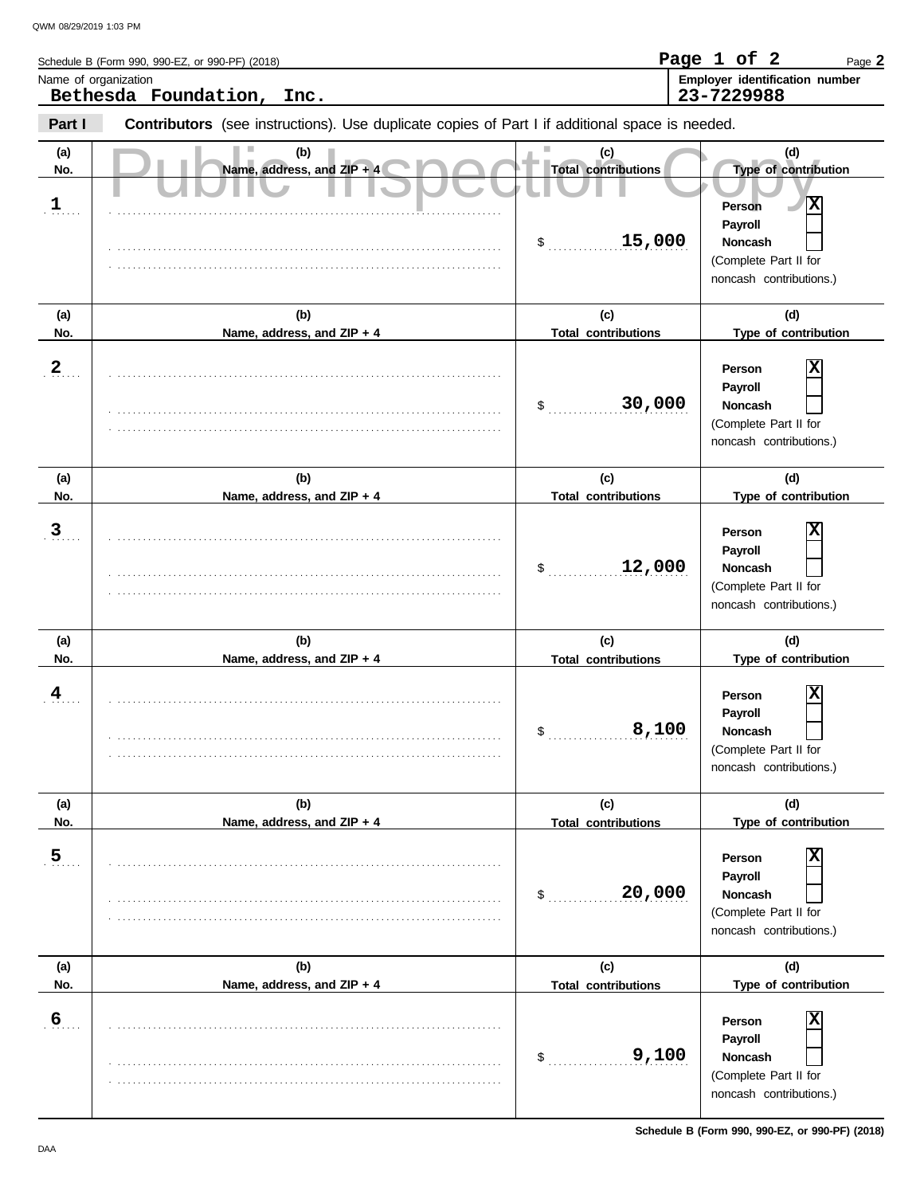Schedule B (Form 990, 990-EZ, or 990-PF) (2018)

Name of organization: **Bethesda Foundation, Inc.**

Employer identification number: **23-7229988**

**Part I** **Contributors** (see instructions). Use duplicate copies of Part I if additional space is needed.

Public Inspection Copy

| (a) No. | (b) Name, address, and ZIP + 4 | (c) Total contributions | (d) Type of contribution |
|---|---|---|---|
| 1 | | $ 15,000 | Person [X] Payroll [ ] Noncash [ ] (Complete Part II for noncash contributions.) |
| 2 | | $ 30,000 | Person [X] Payroll [ ] Noncash [ ] (Complete Part II for noncash contributions.) |
| 3 | | $ 12,000 | Person [X] Payroll [ ] Noncash [ ] (Complete Part II for noncash contributions.) |
| 4 | | $ 8,100 | Person [X] Payroll [ ] Noncash [ ] (Complete Part II for noncash contributions.) |
| 5 | | $ 20,000 | Person [X] Payroll [ ] Noncash [ ] (Complete Part II for noncash contributions.) |
| 6 | | $ 9,100 | Person [X] Payroll [ ] Noncash [ ] (Complete Part II for noncash contributions.) |

Schedule B (Form 990, 990-EZ, or 990-PF) (2018)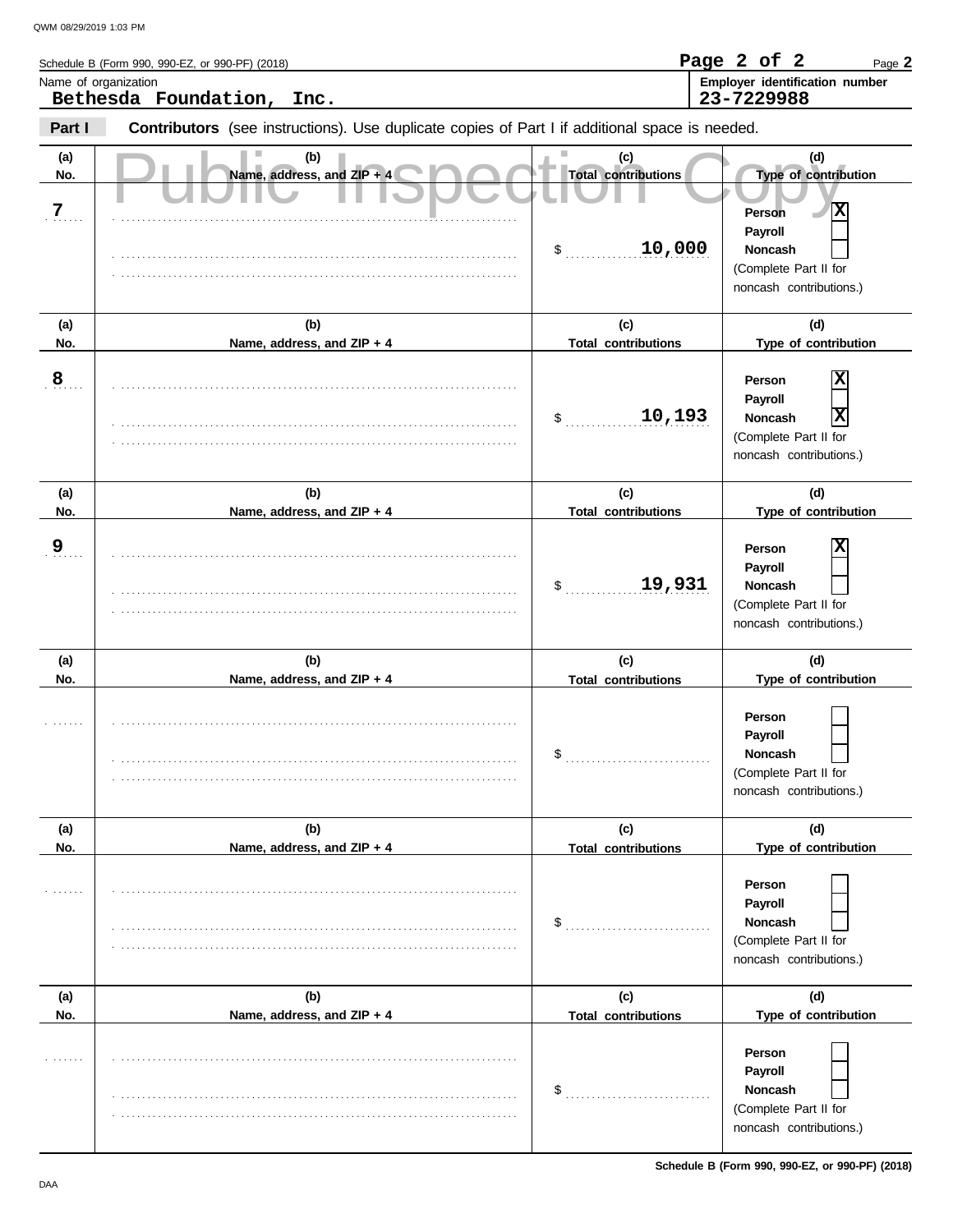Schedule B (Form 990, 990-EZ, or 990-PF) (2018)

Name of organization: **Bethesda Foundation, Inc.**

Employer identification number: **23-7229988**

**Part I** **Contributors** (see instructions). Use duplicate copies of Part I if additional space is needed.

Public Inspection Copy

| (a) No. | (b) Name, address, and ZIP + 4 | (c) Total contributions | (d) Type of contribution |
|---|---|---|---|
| 7 | | $ 10,000 | Person [X] Payroll [ ] Noncash [ ] (Complete Part II for noncash contributions.) |
| 8 | | $ 10,193 | Person [X] Payroll [ ] Noncash [X] (Complete Part II for noncash contributions.) |
| 9 | | $ 19,931 | Person [X] Payroll [ ] Noncash [ ] (Complete Part II for noncash contributions.) |
| | | $ | Person [ ] Payroll [ ] Noncash [ ] (Complete Part II for noncash contributions.) |
| | | $ | Person [ ] Payroll [ ] Noncash [ ] (Complete Part II for noncash contributions.) |
| | | $ | Person [ ] Payroll [ ] Noncash [ ] (Complete Part II for noncash contributions.) |

Schedule B (Form 990, 990-EZ, or 990-PF) (2018)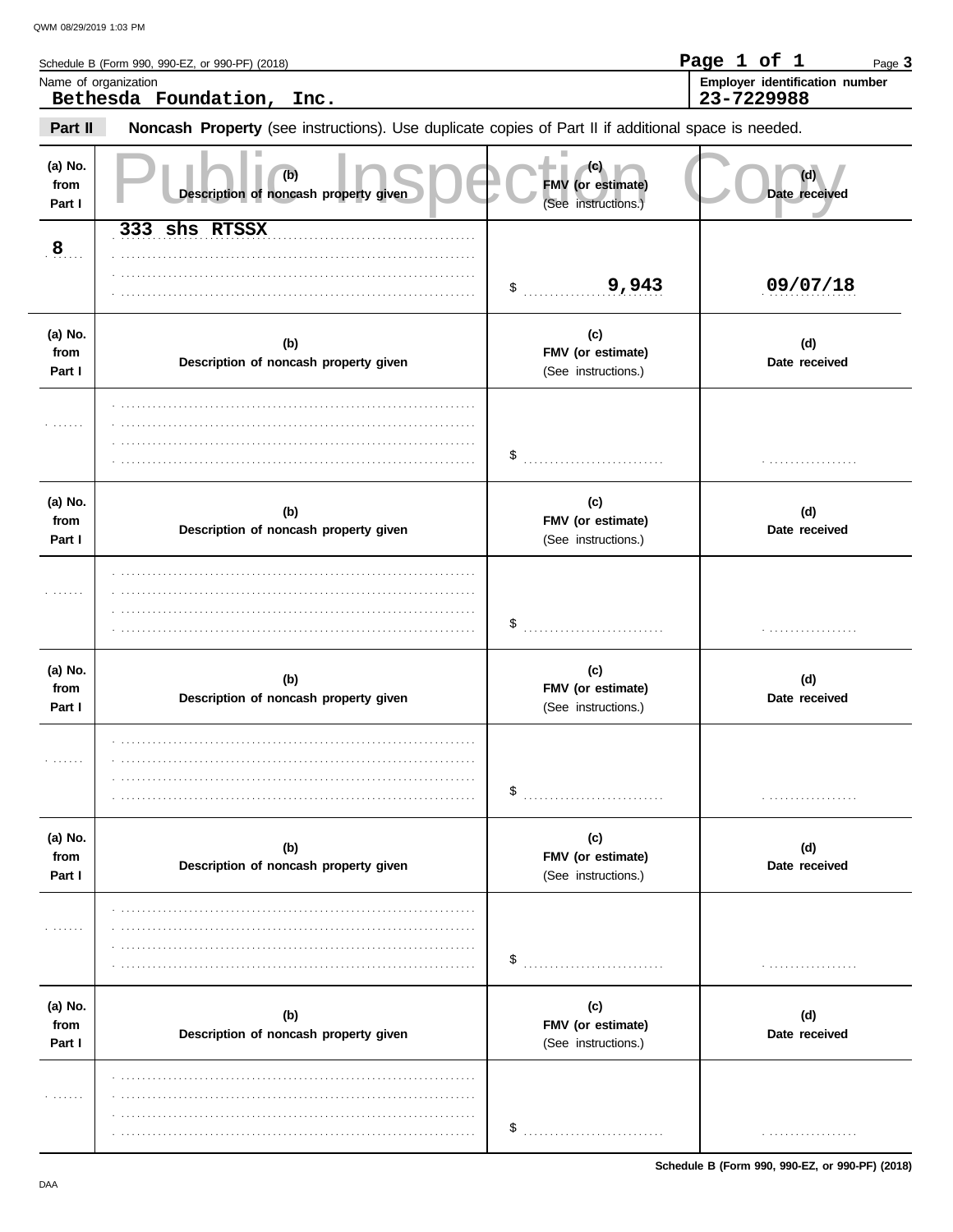Schedule B (Form 990, 990-EZ, or 990-PF) (2018)

Page **3**

Name of organization: **Bethesda Foundation, Inc.**

Employer identification number: **23-7229988**

## Part II — Noncash Property (see instructions). Use duplicate copies of Part II if additional space is needed.

Public Inspection Copy

| (a) No. from Part I | (b) Description of noncash property given | (c) FMV (or estimate) (See instructions.) | (d) Date received |
|---|---|---|---|
| 8 | 333 shs RTSSX | $ 9,943 | 09/07/18 |
| | | $ | |
| | | $ | |
| | | $ | |
| | | $ | |
| | | $ | |

Schedule B (Form 990, 990-EZ, or 990-PF) (2018)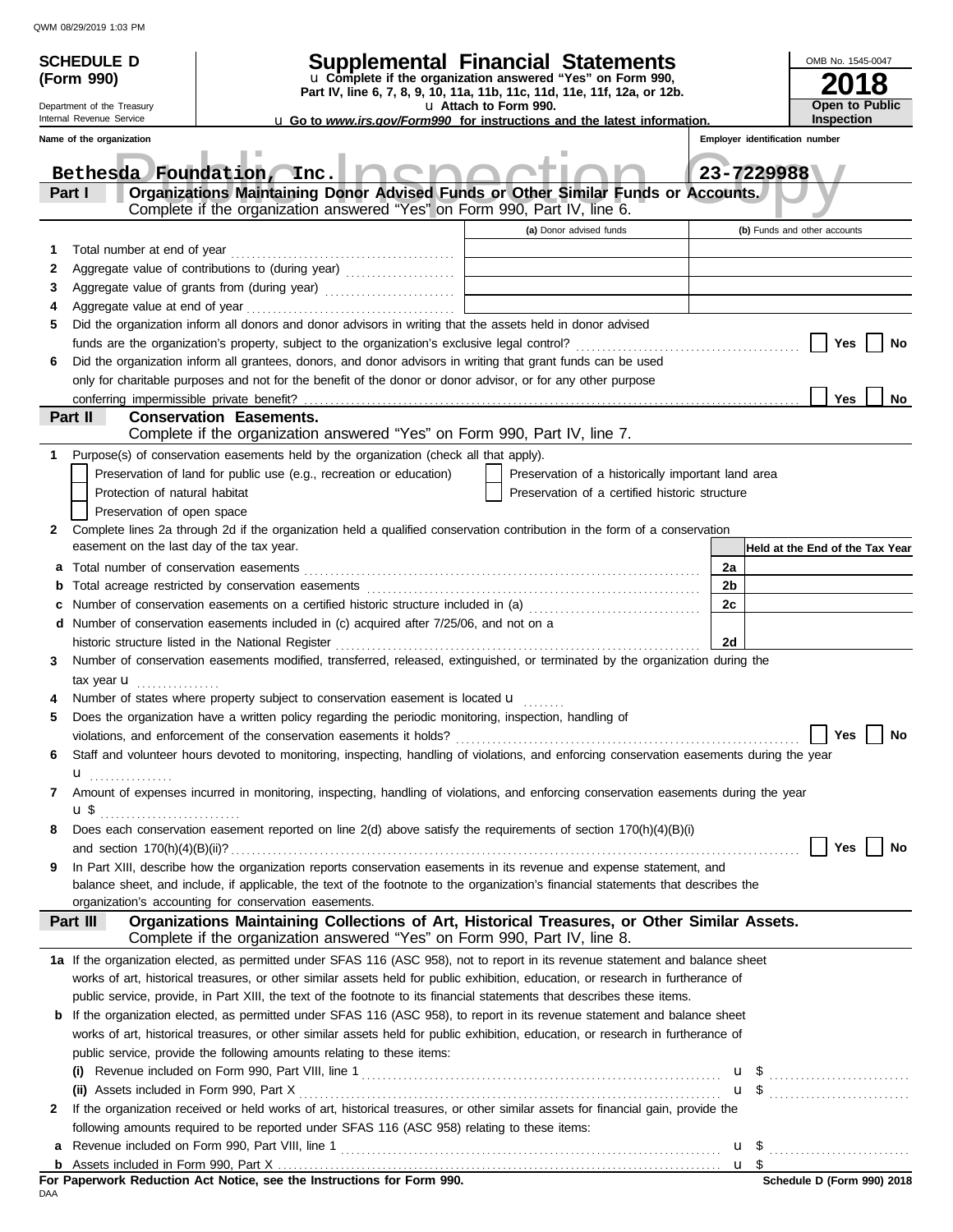QWM 08/29/2019 1:03 PM

**SCHEDULE D (Form 990)**

Department of the Treasury
Internal Revenue Service

# Supplemental Financial Statements

u Complete if the organization answered "Yes" on Form 990, Part IV, line 6, 7, 8, 9, 10, 11a, 11b, 11c, 11d, 11e, 11f, 12a, or 12b.
u Attach to Form 990.
u Go to *www.irs.gov/Form990* for instructions and the latest information.

OMB No. 1545-0047
**2018**
**Open to Public Inspection**

Name of the organization: Bethesda Foundation, Inc.
Employer identification number: 23-7229988

## Part I Organizations Maintaining Donor Advised Funds or Other Similar Funds or Accounts.
Complete if the organization answered "Yes" on Form 990, Part IV, line 6.

| | | (a) Donor advised funds | (b) Funds and other accounts |
|---|---|---|---|
| 1 | Total number at end of year | | |
| 2 | Aggregate value of contributions to (during year) | | |
| 3 | Aggregate value of grants from (during year) | | |
| 4 | Aggregate value at end of year | | |

5 Did the organization inform all donors and donor advisors in writing that the assets held in donor advised funds are the organization's property, subject to the organization's exclusive legal control? ☐ Yes ☐ No

6 Did the organization inform all grantees, donors, and donor advisors in writing that grant funds can be used only for charitable purposes and not for the benefit of the donor or donor advisor, or for any other purpose conferring impermissible private benefit? ☐ Yes ☐ No

## Part II Conservation Easements.
Complete if the organization answered "Yes" on Form 990, Part IV, line 7.

1 Purpose(s) of conservation easements held by the organization (check all that apply).
- ☐ Preservation of land for public use (e.g., recreation or education)
- ☐ Preservation of a historically important land area
- ☐ Protection of natural habitat
- ☐ Preservation of a certified historic structure
- ☐ Preservation of open space

2 Complete lines 2a through 2d if the organization held a qualified conservation contribution in the form of a conservation easement on the last day of the tax year.

| | | | Held at the End of the Tax Year |
|---|---|---|---|
| a | Total number of conservation easements | 2a | |
| b | Total acreage restricted by conservation easements | 2b | |
| c | Number of conservation easements on a certified historic structure included in (a) | 2c | |
| d | Number of conservation easements included in (c) acquired after 7/25/06, and not on a historic structure listed in the National Register | 2d | |

3 Number of conservation easements modified, transferred, released, extinguished, or terminated by the organization during the tax year u

4 Number of states where property subject to conservation easement is located u

5 Does the organization have a written policy regarding the periodic monitoring, inspection, handling of violations, and enforcement of the conservation easements it holds? ☐ Yes ☐ No

6 Staff and volunteer hours devoted to monitoring, inspecting, handling of violations, and enforcing conservation easements during the year u

7 Amount of expenses incurred in monitoring, inspecting, handling of violations, and enforcing conservation easements during the year u $

8 Does each conservation easement reported on line 2(d) above satisfy the requirements of section 170(h)(4)(B)(i) and section 170(h)(4)(B)(ii)? ☐ Yes ☐ No

9 In Part XIII, describe how the organization reports conservation easements in its revenue and expense statement, and balance sheet, and include, if applicable, the text of the footnote to the organization's financial statements that describes the organization's accounting for conservation easements.

## Part III Organizations Maintaining Collections of Art, Historical Treasures, or Other Similar Assets.
Complete if the organization answered "Yes" on Form 990, Part IV, line 8.

1a If the organization elected, as permitted under SFAS 116 (ASC 958), not to report in its revenue statement and balance sheet works of art, historical treasures, or other similar assets held for public exhibition, education, or research in furtherance of public service, provide, in Part XIII, the text of the footnote to its financial statements that describes these items.

b If the organization elected, as permitted under SFAS 116 (ASC 958), to report in its revenue statement and balance sheet works of art, historical treasures, or other similar assets held for public exhibition, education, or research in furtherance of public service, provide the following amounts relating to these items:

(i) Revenue included on Form 990, Part VIII, line 1 u $

(ii) Assets included in Form 990, Part X u $

2 If the organization received or held works of art, historical treasures, or other similar assets for financial gain, provide the following amounts required to be reported under SFAS 116 (ASC 958) relating to these items:

a Revenue included on Form 990, Part VIII, line 1 u $

b Assets included in Form 990, Part X u $

**For Paperwork Reduction Act Notice, see the Instructions for Form 990.**
DAA
**Schedule D (Form 990) 2018**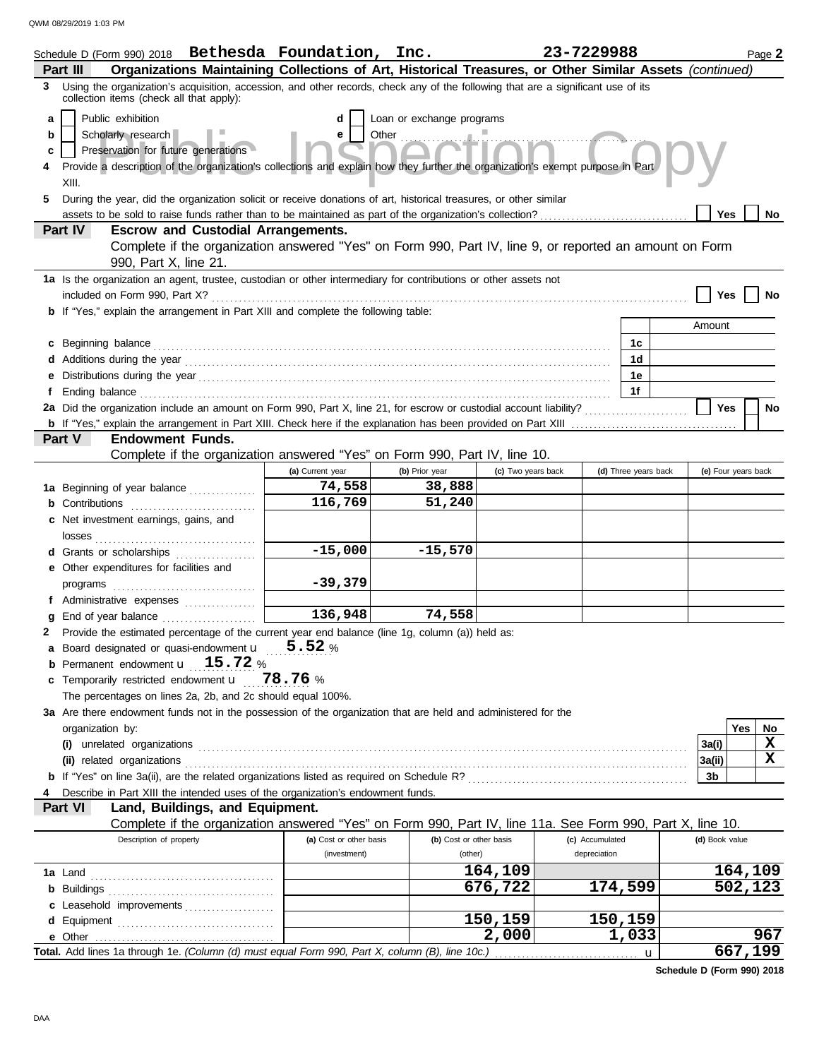Schedule D (Form 990) 2018 **Bethesda Foundation, Inc.** **23-7229988** Page **2**

**Part III** **Organizations Maintaining Collections of Art, Historical Treasures, or Other Similar Assets** *(continued)*

**3** Using the organization's acquisition, accession, and other records, check any of the following that are a significant use of its collection items (check all that apply):

- **a** [ ] Public exhibition
- **b** [ ] Scholarly research
- **c** [ ] Preservation for future generations
- **d** [ ] Loan or exchange programs
- **e** [ ] Other

**4** Provide a description of the organization's collections and explain how they further the organization's exempt purpose in Part XIII.

**5** During the year, did the organization solicit or receive donations of art, historical treasures, or other similar assets to be sold to raise funds rather than to be maintained as part of the organization's collection? [ ] Yes [ ] No

**Part IV** **Escrow and Custodial Arrangements.**

Complete if the organization answered "Yes" on Form 990, Part IV, line 9, or reported an amount on Form 990, Part X, line 21.

**1a** Is the organization an agent, trustee, custodian or other intermediary for contributions or other assets not included on Form 990, Part X? [ ] Yes [ ] No

**b** If "Yes," explain the arrangement in Part XIII and complete the following table:

| | | Amount |
|---|---|---|
| **c** Beginning balance | 1c | |
| **d** Additions during the year | 1d | |
| **e** Distributions during the year | 1e | |
| **f** Ending balance | 1f | |

**2a** Did the organization include an amount on Form 990, Part X, line 21, for escrow or custodial account liability? [ ] Yes [ ] No

**b** If "Yes," explain the arrangement in Part XIII. Check here if the explanation has been provided on Part XIII [ ]

**Part V** **Endowment Funds.**

Complete if the organization answered "Yes" on Form 990, Part IV, line 10.

| | (a) Current year | (b) Prior year | (c) Two years back | (d) Three years back | (e) Four years back |
|---|---|---|---|---|---|
| **1a** Beginning of year balance | 74,558 | 38,888 | | | |
| **b** Contributions | 116,769 | 51,240 | | | |
| **c** Net investment earnings, gains, and losses | | | | | |
| **d** Grants or scholarships | -15,000 | -15,570 | | | |
| **e** Other expenditures for facilities and programs | -39,379 | | | | |
| **f** Administrative expenses | | | | | |
| **g** End of year balance | 136,948 | 74,558 | | | |

**2** Provide the estimated percentage of the current year end balance (line 1g, column (a)) held as:

- **a** Board designated or quasi-endowment **5.52** %
- **b** Permanent endowment **15.72** %
- **c** Temporarily restricted endowment **78.76** %

The percentages on lines 2a, 2b, and 2c should equal 100%.

**3a** Are there endowment funds not in the possession of the organization that are held and administered for the organization by:

| | | Yes | No |
|---|---|---|---|
| **(i)** unrelated organizations | 3a(i) | | X |
| **(ii)** related organizations | 3a(ii) | | X |
| **b** If "Yes" on line 3a(ii), are the related organizations listed as required on Schedule R? | 3b | | |

**4** Describe in Part XIII the intended uses of the organization's endowment funds.

**Part VI** **Land, Buildings, and Equipment.**

Complete if the organization answered "Yes" on Form 990, Part IV, line 11a. See Form 990, Part X, line 10.

| Description of property | (a) Cost or other basis (investment) | (b) Cost or other basis (other) | (c) Accumulated depreciation | (d) Book value |
|---|---|---|---|---|
| **1a** Land | | 164,109 | | 164,109 |
| **b** Buildings | | 676,722 | 174,599 | 502,123 |
| **c** Leasehold improvements | | | | |
| **d** Equipment | | 150,159 | 150,159 | |
| **e** Other | | 2,000 | 1,033 | 967 |
| **Total.** Add lines 1a through 1e. *(Column (d) must equal Form 990, Part X, column (B), line 10c.)* | | | | 667,199 |

**Schedule D (Form 990) 2018**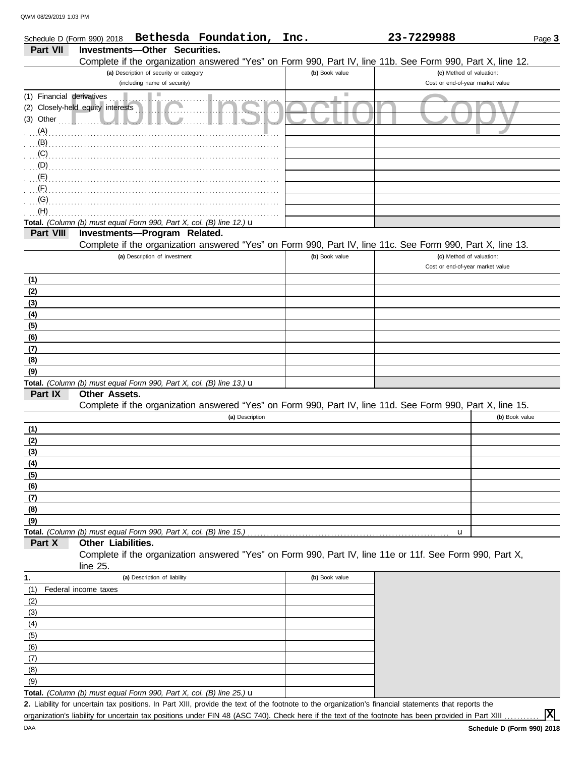Schedule D (Form 990) 2018 **Bethesda Foundation, Inc.** **23-7229988** Page **3**

## Part VII Investments—Other Securities.

Complete if the organization answered "Yes" on Form 990, Part IV, line 11b. See Form 990, Part X, line 12.

| (a) Description of security or category (including name of security) | (b) Book value | (c) Method of valuation: Cost or end-of-year market value |
|---|---|---|
| (1) Financial derivatives | | |
| (2) Closely-held equity interests | | |
| (3) Other | | |
| (A) | | |
| (B) | | |
| (C) | | |
| (D) | | |
| (E) | | |
| (F) | | |
| (G) | | |
| (H) | | |
| **Total.** *(Column (b) must equal Form 990, Part X, col. (B) line 12.)* u | | |

## Part VIII Investments—Program Related.

Complete if the organization answered "Yes" on Form 990, Part IV, line 11c. See Form 990, Part X, line 13.

| (a) Description of investment | (b) Book value | (c) Method of valuation: Cost or end-of-year market value |
|---|---|---|
| (1) | | |
| (2) | | |
| (3) | | |
| (4) | | |
| (5) | | |
| (6) | | |
| (7) | | |
| (8) | | |
| (9) | | |
| **Total.** *(Column (b) must equal Form 990, Part X, col. (B) line 13.)* u | | |

## Part IX Other Assets.

Complete if the organization answered "Yes" on Form 990, Part IV, line 11d. See Form 990, Part X, line 15.

| (a) Description | (b) Book value |
|---|---|
| (1) | |
| (2) | |
| (3) | |
| (4) | |
| (5) | |
| (6) | |
| (7) | |
| (8) | |
| (9) | |
| **Total.** *(Column (b) must equal Form 990, Part X, col. (B) line 15.)* u | |

## Part X Other Liabilities.

Complete if the organization answered "Yes" on Form 990, Part IV, line 11e or 11f. See Form 990, Part X, line 25.

| 1. (a) Description of liability | (b) Book value |
|---|---|
| (1) Federal income taxes | |
| (2) | |
| (3) | |
| (4) | |
| (5) | |
| (6) | |
| (7) | |
| (8) | |
| (9) | |
| **Total.** *(Column (b) must equal Form 990, Part X, col. (B) line 25.)* u | |

**2.** Liability for uncertain tax positions. In Part XIII, provide the text of the footnote to the organization's financial statements that reports the organization's liability for uncertain tax positions under FIN 48 (ASC 740). Check here if the text of the footnote has been provided in Part XIII . . . . . . . . . . . **X**

Schedule D (Form 990) 2018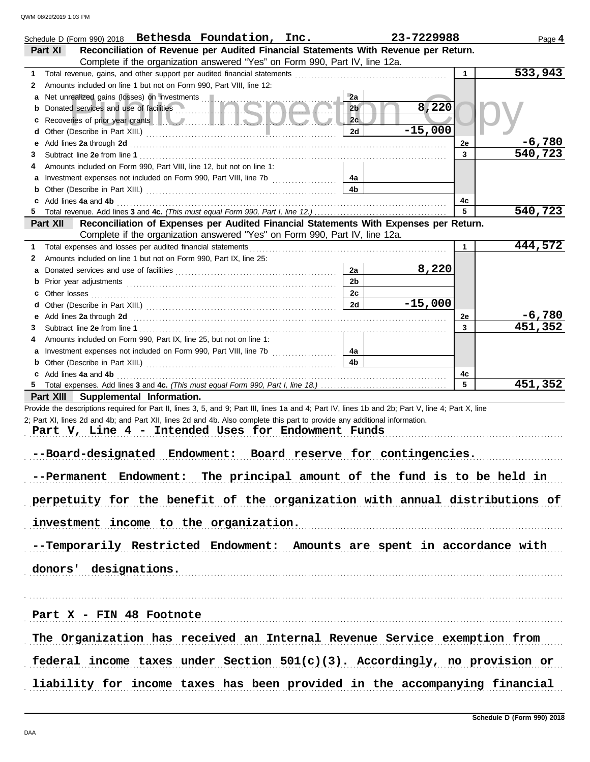Schedule D (Form 990) 2018 **Bethesda Foundation, Inc.** **23-7229988** Page **4**

## Part XI — Reconciliation of Revenue per Audited Financial Statements With Revenue per Return.

Complete if the organization answered "Yes" on Form 990, Part IV, line 12a.

| | | | | | |
|---|---|---|---|---|---|
| **1** | Total revenue, gains, and other support per audited financial statements | | | 1 | 533,943 |
| **2** | Amounts included on line 1 but not on Form 990, Part VIII, line 12: | | | | |
| **a** | Net unrealized gains (losses) on investments | 2a | | | |
| **b** | Donated services and use of facilities | 2b | 8,220 | | |
| **c** | Recoveries of prior year grants | 2c | | | |
| **d** | Other (Describe in Part XIII.) | 2d | -15,000 | | |
| **e** | Add lines **2a** through **2d** | | | 2e | -6,780 |
| **3** | Subtract line **2e** from line **1** | | | 3 | 540,723 |
| **4** | Amounts included on Form 990, Part VIII, line 12, but not on line 1: | | | | |
| **a** | Investment expenses not included on Form 990, Part VIII, line 7b | 4a | | | |
| **b** | Other (Describe in Part XIII.) | 4b | | | |
| **c** | Add lines **4a** and **4b** | | | 4c | |
| **5** | Total revenue. Add lines **3** and **4c.** *(This must equal Form 990, Part I, line 12.)* | | | 5 | 540,723 |

## Part XII — Reconciliation of Expenses per Audited Financial Statements With Expenses per Return.

Complete if the organization answered "Yes" on Form 990, Part IV, line 12a.

| | | | | | |
|---|---|---|---|---|---|
| **1** | Total expenses and losses per audited financial statements | | | 1 | 444,572 |
| **2** | Amounts included on line 1 but not on Form 990, Part IX, line 25: | | | | |
| **a** | Donated services and use of facilities | 2a | 8,220 | | |
| **b** | Prior year adjustments | 2b | | | |
| **c** | Other losses | 2c | | | |
| **d** | Other (Describe in Part XIII.) | 2d | -15,000 | | |
| **e** | Add lines **2a** through **2d** | | | 2e | -6,780 |
| **3** | Subtract line **2e** from line **1** | | | 3 | 451,352 |
| **4** | Amounts included on Form 990, Part IX, line 25, but not on line 1: | | | | |
| **a** | Investment expenses not included on Form 990, Part VIII, line 7b | 4a | | | |
| **b** | Other (Describe in Part XIII.) | 4b | | | |
| **c** | Add lines **4a** and **4b** | | | 4c | |
| **5** | Total expenses. Add lines **3** and **4c.** *(This must equal Form 990, Part I, line 18.)* | | | 5 | 451,352 |

## Part XIII — Supplemental Information.

Provide the descriptions required for Part II, lines 3, 5, and 9; Part III, lines 1a and 4; Part IV, lines 1b and 2b; Part V, line 4; Part X, line 2; Part XI, lines 2d and 4b; and Part XII, lines 2d and 4b. Also complete this part to provide any additional information.

Part V, Line 4 - Intended Uses for Endowment Funds

--Board-designated Endowment: Board reserve for contingencies.

--Permanent Endowment: The principal amount of the fund is to be held in perpetuity for the benefit of the organization with annual distributions of investment income to the organization.

--Temporarily Restricted Endowment: Amounts are spent in accordance with donors' designations.

Part X - FIN 48 Footnote

The Organization has received an Internal Revenue Service exemption from federal income taxes under Section 501(c)(3). Accordingly, no provision or liability for income taxes has been provided in the accompanying financial

Schedule D (Form 990) 2018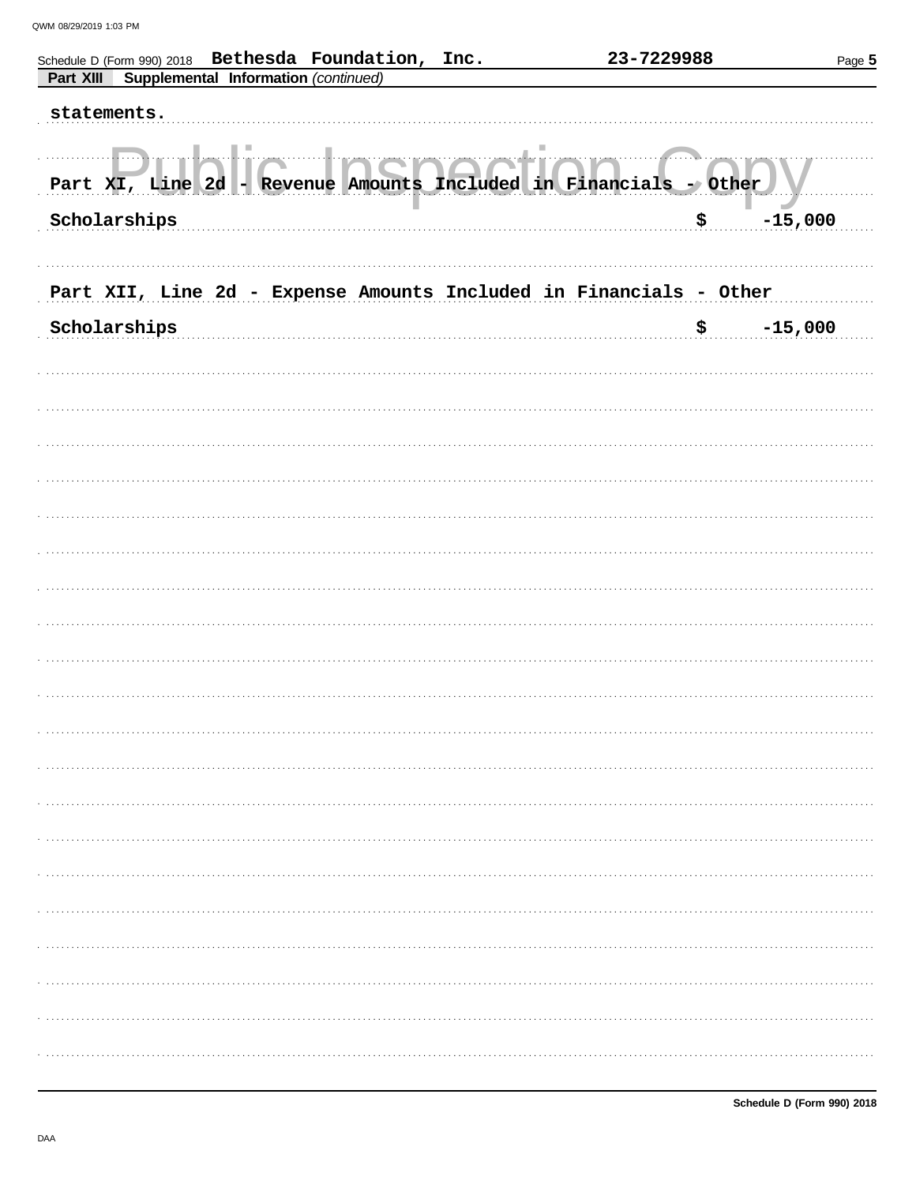Schedule D (Form 990) 2018 Bethesda Foundation, Inc. 23-7229988

**Part XIII Supplemental Information** *(continued)*

statements.

Part XI, Line 2d - Revenue Amounts Included in Financials - Other

| | |
|---|---|
| Scholarships | $ -15,000 |

Part XII, Line 2d - Expense Amounts Included in Financials - Other

| | |
|---|---|
| Scholarships | $ -15,000 |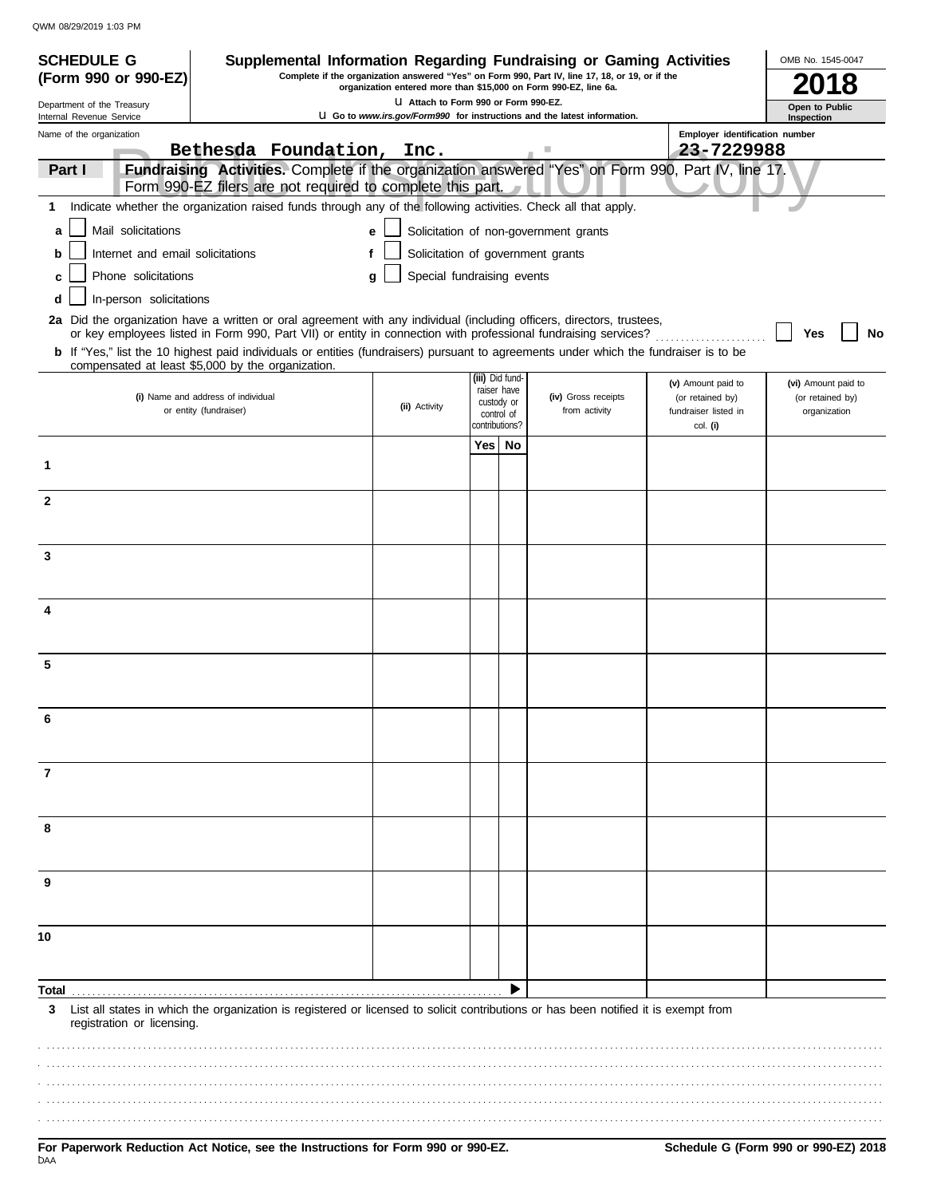QWM 08/29/2019 1:03 PM

**SCHEDULE G (Form 990 or 990-EZ)**

Department of the Treasury
Internal Revenue Service

# Supplemental Information Regarding Fundraising or Gaming Activities

**Complete if the organization answered "Yes" on Form 990, Part IV, line 17, 18, or 19, or if the organization entered more than $15,000 on Form 990-EZ, line 6a.**

u Attach to Form 990 or Form 990-EZ.

u Go to *www.irs.gov/Form990* for instructions and the latest information.

OMB No. 1545-0047

**2018**

**Open to Public Inspection**

Name of the organization: Bethesda Foundation, Inc.

Employer identification number: 23-7229988

Public Inspection Copy

**Part I** **Fundraising Activities.** Complete if the organization answered "Yes" on Form 990, Part IV, line 17. Form 990-EZ filers are not required to complete this part.

**1** Indicate whether the organization raised funds through any of the following activities. Check all that apply.

- **a** ☐ Mail solicitations
- **b** ☐ Internet and email solicitations
- **c** ☐ Phone solicitations
- **d** ☐ In-person solicitations
- **e** ☐ Solicitation of non-government grants
- **f** ☐ Solicitation of government grants
- **g** ☐ Special fundraising events

**2a** Did the organization have a written or oral agreement with any individual (including officers, directors, trustees, or key employees listed in Form 990, Part VII) or entity in connection with professional fundraising services? ☐ **Yes** ☐ **No**

**b** If "Yes," list the 10 highest paid individuals or entities (fundraisers) pursuant to agreements under which the fundraiser is to be compensated at least $5,000 by the organization.

| | (i) Name and address of individual or entity (fundraiser) | (ii) Activity | (iii) Did fund-raiser have custody or control of contributions? | | (iv) Gross receipts from activity | (v) Amount paid to (or retained by) fundraiser listed in col. (i) | (vi) Amount paid to (or retained by) organization |
|---|---|---|---|---|---|---|---|
| | | | Yes | No | | | |
| 1 | | | | | | | |
| 2 | | | | | | | |
| 3 | | | | | | | |
| 4 | | | | | | | |
| 5 | | | | | | | |
| 6 | | | | | | | |
| 7 | | | | | | | |
| 8 | | | | | | | |
| 9 | | | | | | | |
| 10 | | | | | | | |
| **Total** | | | | ▶ | | | |

**3** List all states in which the organization is registered or licensed to solicit contributions or has been notified it is exempt from registration or licensing.

**For Paperwork Reduction Act Notice, see the Instructions for Form 990 or 990-EZ.**

DAA

**Schedule G (Form 990 or 990-EZ) 2018**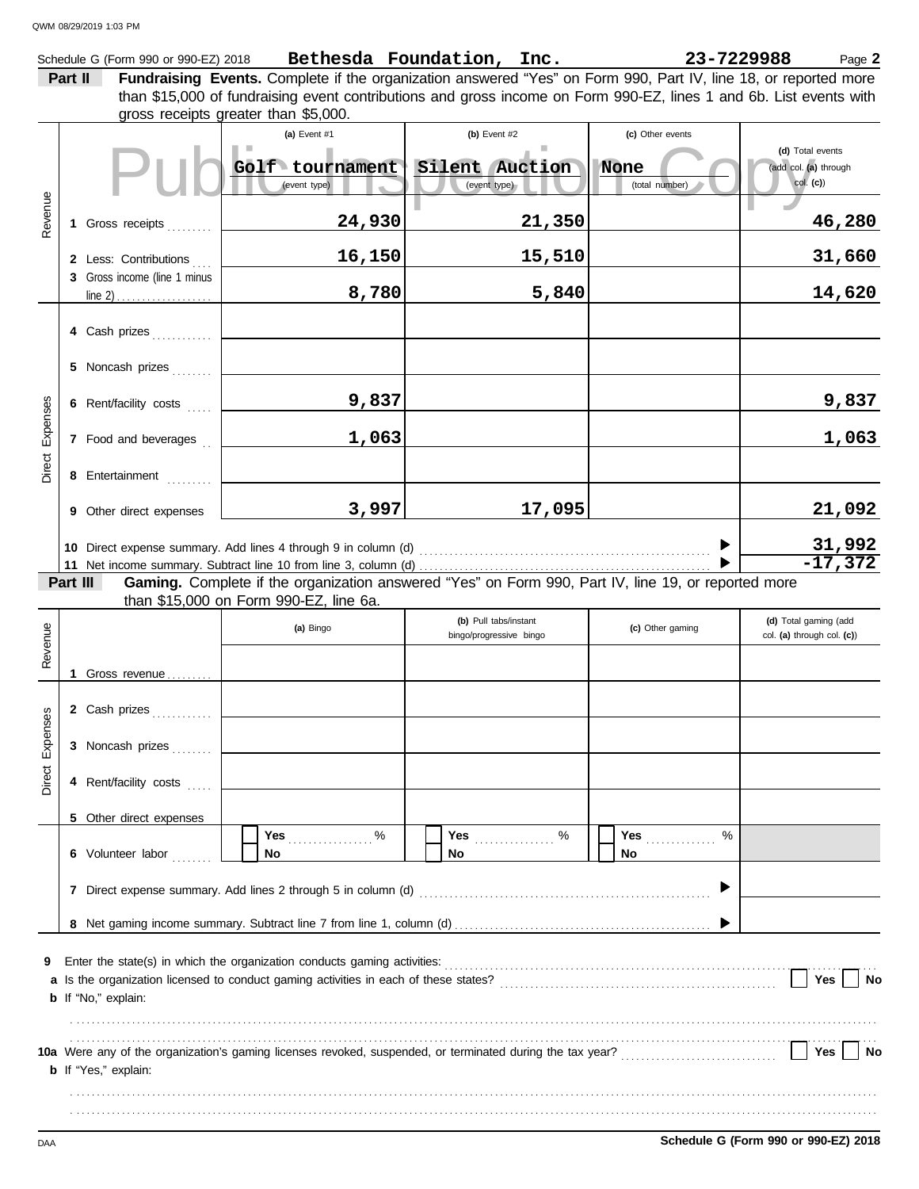Schedule G (Form 990 or 990-EZ) 2018 **Bethesda Foundation, Inc.** **23-7229988** Page **2**

**Part II** **Fundraising Events.** Complete if the organization answered "Yes" on Form 990, Part IV, line 18, or reported more than $15,000 of fundraising event contributions and gross income on Form 990-EZ, lines 1 and 6b. List events with gross receipts greater than $5,000.

| | | (a) Event #1 | (b) Event #2 | (c) Other events | (d) Total events (add col. (a) through col. (c)) |
|---|---|---|---|---|---|
| | | Golf tournament (event type) | Silent Auction (event type) | None (total number) | |
| Revenue | 1 Gross receipts | 24,930 | 21,350 | | 46,280 |
| | 2 Less: Contributions | 16,150 | 15,510 | | 31,660 |
| | 3 Gross income (line 1 minus line 2) | 8,780 | 5,840 | | 14,620 |
| Direct Expenses | 4 Cash prizes | | | | |
| | 5 Noncash prizes | | | | |
| | 6 Rent/facility costs | 9,837 | | | 9,837 |
| | 7 Food and beverages | 1,063 | | | 1,063 |
| | 8 Entertainment | | | | |
| | 9 Other direct expenses | 3,997 | 17,095 | | 21,092 |
| | 10 Direct expense summary. Add lines 4 through 9 in column (d) | | | | 31,992 |
| | 11 Net income summary. Subtract line 10 from line 3, column (d) | | | | -17,372 |

**Part III** **Gaming.** Complete if the organization answered "Yes" on Form 990, Part IV, line 19, or reported more than $15,000 on Form 990-EZ, line 6a.

| | | (a) Bingo | (b) Pull tabs/instant bingo/progressive bingo | (c) Other gaming | (d) Total gaming (add col. (a) through col. (c)) |
|---|---|---|---|---|---|
| Revenue | 1 Gross revenue | | | | |
| Direct Expenses | 2 Cash prizes | | | | |
| | 3 Noncash prizes | | | | |
| | 4 Rent/facility costs | | | | |
| | 5 Other direct expenses | | | | |
| | 6 Volunteer labor | ☐ Yes ___ % ☐ No | ☐ Yes ___ % ☐ No | ☐ Yes ___ % ☐ No | |
| | 7 Direct expense summary. Add lines 2 through 5 in column (d) | | | | |
| | 8 Net gaming income summary. Subtract line 7 from line 1, column (d) | | | | |

**9** Enter the state(s) in which the organization conducts gaming activities:

**a** Is the organization licensed to conduct gaming activities in each of these states? ☐ Yes ☐ No

**b** If "No," explain:

**10a** Were any of the organization's gaming licenses revoked, suspended, or terminated during the tax year? ☐ Yes ☐ No

**b** If "Yes," explain:

**Schedule G (Form 990 or 990-EZ) 2018**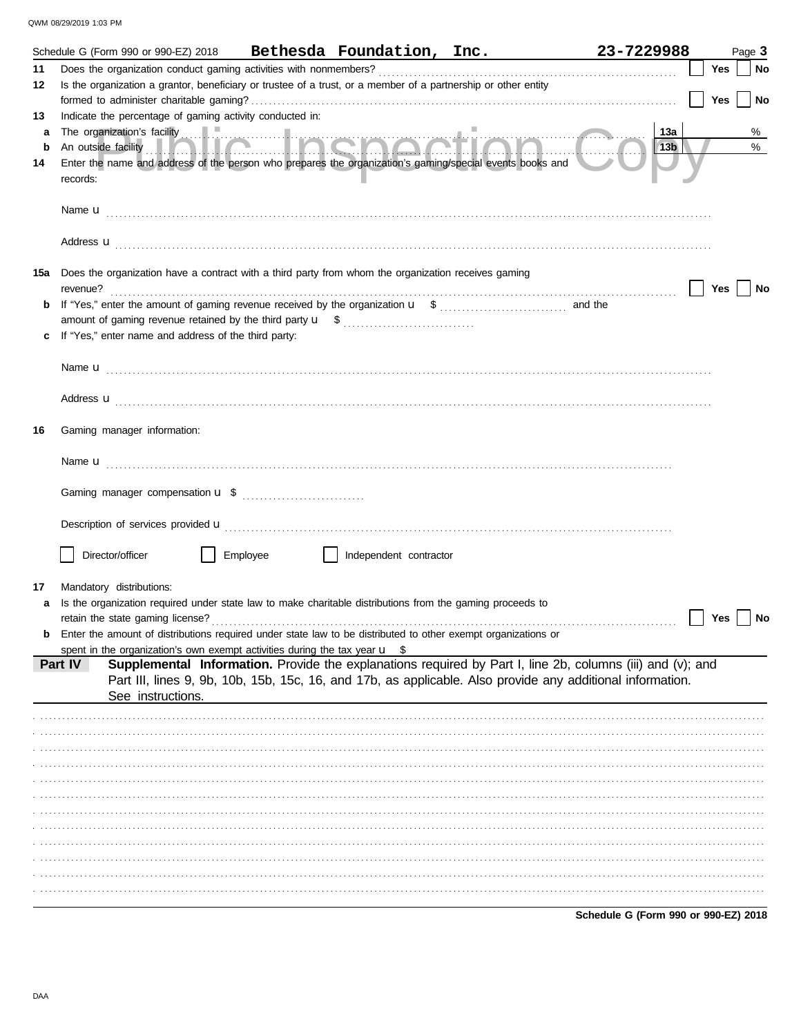Schedule G (Form 990 or 990-EZ) 2018 **Bethesda Foundation, Inc.** **23-7229988** Page **3**

**11** Does the organization conduct gaming activities with nonmembers? ☐ Yes ☐ No

**12** Is the organization a grantor, beneficiary or trustee of a trust, or a member of a partnership or other entity formed to administer charitable gaming? ☐ Yes ☐ No

**13** Indicate the percentage of gaming activity conducted in:

**a** The organization's facility **13a** %

**b** An outside facility **13b** %

**14** Enter the name and address of the person who prepares the organization's gaming/special events books and records:

Name u

Address u

**15a** Does the organization have a contract with a third party from whom the organization receives gaming revenue? ☐ Yes ☐ No

**b** If "Yes," enter the amount of gaming revenue received by the organization u $ and the amount of gaming revenue retained by the third party u $

**c** If "Yes," enter name and address of the third party:

Name u

Address u

**16** Gaming manager information:

Name u

Gaming manager compensation u $

Description of services provided u

☐ Director/officer ☐ Employee ☐ Independent contractor

**17** Mandatory distributions:

**a** Is the organization required under state law to make charitable distributions from the gaming proceeds to retain the state gaming license? ☐ Yes ☐ No

**b** Enter the amount of distributions required under state law to be distributed to other exempt organizations or spent in the organization's own exempt activities during the tax year u $

**Part IV** **Supplemental Information.** Provide the explanations required by Part I, line 2b, columns (iii) and (v); and Part III, lines 9, 9b, 10b, 15b, 15c, 16, and 17b, as applicable. Also provide any additional information. See instructions.

**Schedule G (Form 990 or 990-EZ) 2018**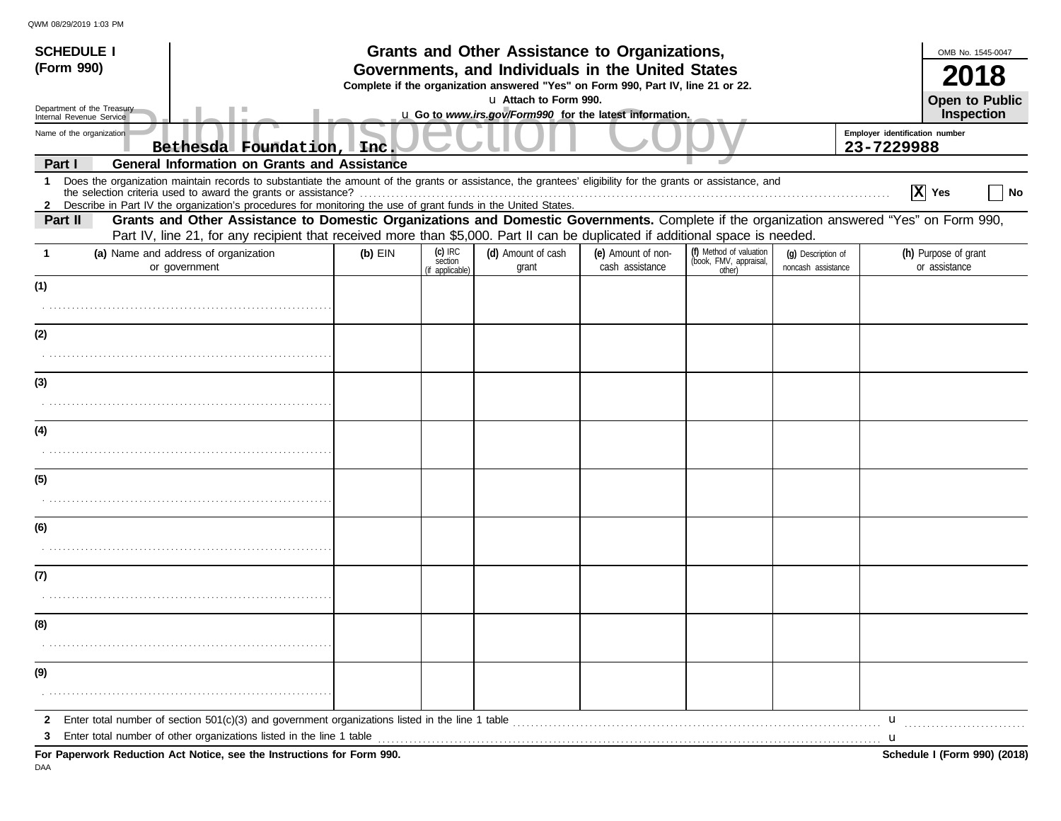**SCHEDULE I**
**(Form 990)**

Department of the Treasury
Internal Revenue Service

# Grants and Other Assistance to Organizations, Governments, and Individuals in the United States

**Complete if the organization answered "Yes" on Form 990, Part IV, line 21 or 22.**

u **Attach to Form 990.**

u **Go to *www.irs.gov/Form990* for the latest information.**

OMB No. 1545-0047

**2018**

**Open to Public Inspection**

Public Inspection Copy

Name of the organization: Bethesda Foundation, Inc.

Employer identification number: 23-7229988

**Part I — General Information on Grants and Assistance**

1 Does the organization maintain records to substantiate the amount of the grants or assistance, the grantees' eligibility for the grants or assistance, and the selection criteria used to award the grants or assistance? [X] Yes [ ] No

2 Describe in Part IV the organization's procedures for monitoring the use of grant funds in the United States.

**Part II — Grants and Other Assistance to Domestic Organizations and Domestic Governments.** Complete if the organization answered "Yes" on Form 990, Part IV, line 21, for any recipient that received more than $5,000. Part II can be duplicated if additional space is needed.

| 1 (a) Name and address of organization or government | (b) EIN | (c) IRC section (if applicable) | (d) Amount of cash grant | (e) Amount of non-cash assistance | (f) Method of valuation (book, FMV, appraisal, other) | (g) Description of noncash assistance | (h) Purpose of grant or assistance |
|---|---|---|---|---|---|---|---|
| (1) | | | | | | | |
| (2) | | | | | | | |
| (3) | | | | | | | |
| (4) | | | | | | | |
| (5) | | | | | | | |
| (6) | | | | | | | |
| (7) | | | | | | | |
| (8) | | | | | | | |
| (9) | | | | | | | |

2 Enter total number of section 501(c)(3) and government organizations listed in the line 1 table u

3 Enter total number of other organizations listed in the line 1 table u

**For Paperwork Reduction Act Notice, see the Instructions for Form 990.**

**Schedule I (Form 990) (2018)**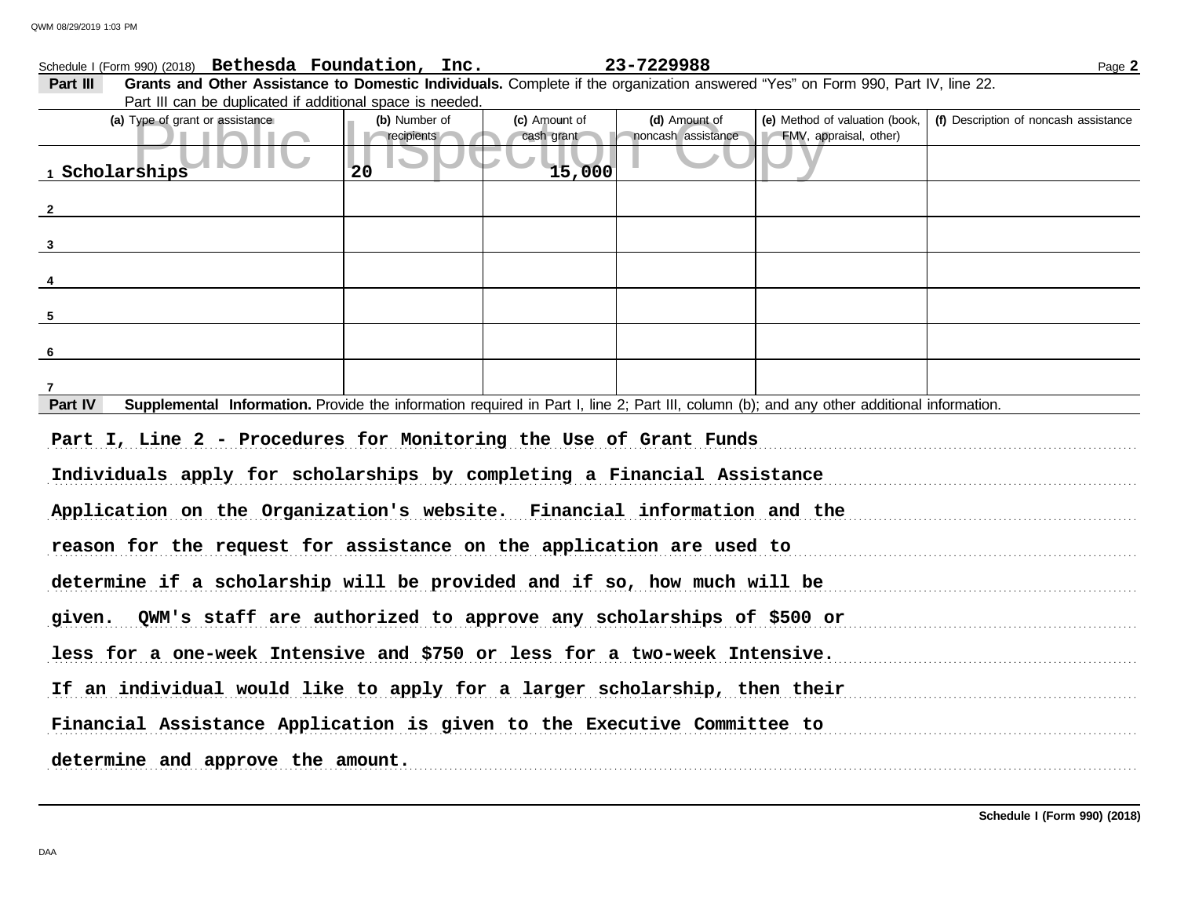Schedule I (Form 990) (2018) **Bethesda Foundation, Inc.** **23-7229988**

**Part III** **Grants and Other Assistance to Domestic Individuals.** Complete if the organization answered "Yes" on Form 990, Part IV, line 22. Part III can be duplicated if additional space is needed.

| (a) Type of grant or assistance | (b) Number of recipients | (c) Amount of cash grant | (d) Amount of noncash assistance | (e) Method of valuation (book, FMV, appraisal, other) | (f) Description of noncash assistance |
|---|---|---|---|---|---|
| 1 Scholarships | 20 | 15,000 | | | |
| 2 | | | | | |
| 3 | | | | | |
| 4 | | | | | |
| 5 | | | | | |
| 6 | | | | | |
| 7 | | | | | |

**Part IV** **Supplemental Information.** Provide the information required in Part I, line 2; Part III, column (b); and any other additional information.

Part I, Line 2 - Procedures for Monitoring the Use of Grant Funds

Individuals apply for scholarships by completing a Financial Assistance Application on the Organization's website. Financial information and the reason for the request for assistance on the application are used to determine if a scholarship will be provided and if so, how much will be given. QWM's staff are authorized to approve any scholarships of $500 or less for a one-week Intensive and $750 or less for a two-week Intensive. If an individual would like to apply for a larger scholarship, then their Financial Assistance Application is given to the Executive Committee to determine and approve the amount.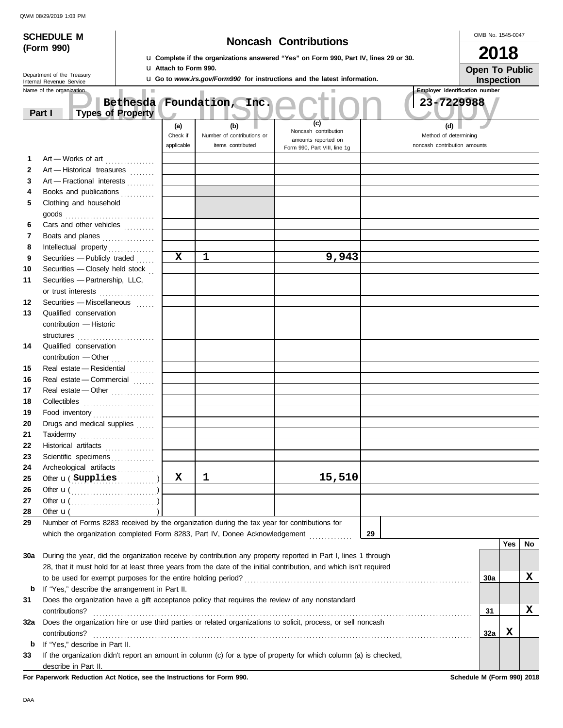QWM 08/29/2019 1:03 PM

**SCHEDULE M (Form 990)**

Department of the Treasury
Internal Revenue Service

# Noncash Contributions

u Complete if the organizations answered "Yes" on Form 990, Part IV, lines 29 or 30.
u Attach to Form 990.
u Go to *www.irs.gov/Form990* for instructions and the latest information.

OMB No. 1545-0047

**2018**

**Open To Public Inspection**

Name of the organization: **Bethesda Foundation, Inc.**

Employer identification number: **23-7229988**

Public Inspection Copy

**Part I Types of Property**

| | | (a) Check if applicable | (b) Number of contributions or items contributed | (c) Noncash contribution amounts reported on Form 990, Part VIII, line 1g | (d) Method of determining noncash contribution amounts |
|---|---|---|---|---|---|
| 1 | Art — Works of art | | | | |
| 2 | Art — Historical treasures | | | | |
| 3 | Art — Fractional interests | | | | |
| 4 | Books and publications | | | | |
| 5 | Clothing and household goods | | | | |
| 6 | Cars and other vehicles | | | | |
| 7 | Boats and planes | | | | |
| 8 | Intellectual property | | | | |
| 9 | Securities — Publicly traded | X | 1 | 9,943 | |
| 10 | Securities — Closely held stock | | | | |
| 11 | Securities — Partnership, LLC, or trust interests | | | | |
| 12 | Securities — Miscellaneous | | | | |
| 13 | Qualified conservation contribution — Historic structures | | | | |
| 14 | Qualified conservation contribution — Other | | | | |
| 15 | Real estate — Residential | | | | |
| 16 | Real estate — Commercial | | | | |
| 17 | Real estate — Other | | | | |
| 18 | Collectibles | | | | |
| 19 | Food inventory | | | | |
| 20 | Drugs and medical supplies | | | | |
| 21 | Taxidermy | | | | |
| 22 | Historical artifacts | | | | |
| 23 | Scientific specimens | | | | |
| 24 | Archeological artifacts | | | | |
| 25 | Other u ( Supplies ) | X | 1 | 15,510 | |
| 26 | Other u ( ) | | | | |
| 27 | Other u ( ) | | | | |
| 28 | Other u ( ) | | | | |

29 Number of Forms 8283 received by the organization during the tax year for contributions for which the organization completed Form 8283, Part IV, Donee Acknowledgement ..... **29**

| | | | Yes | No |
|---|---|---|---|---|
| 30a | During the year, did the organization receive by contribution any property reported in Part I, lines 1 through 28, that it must hold for at least three years from the date of the initial contribution, and which isn't required to be used for exempt purposes for the entire holding period? | 30a | | X |
| b | If "Yes," describe the arrangement in Part II. | | | |
| 31 | Does the organization have a gift acceptance policy that requires the review of any nonstandard contributions? | 31 | | X |
| 32a | Does the organization hire or use third parties or related organizations to solicit, process, or sell noncash contributions? | 32a | X | |
| b | If "Yes," describe in Part II. | | | |
| 33 | If the organization didn't report an amount in column (c) for a type of property for which column (a) is checked, describe in Part II. | | | |

**For Paperwork Reduction Act Notice, see the Instructions for Form 990.** **Schedule M (Form 990) 2018**

DAA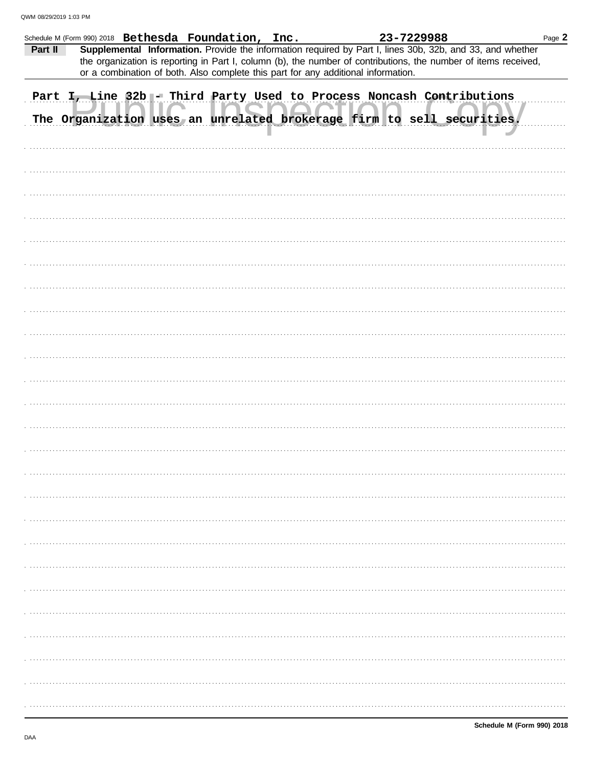Schedule M (Form 990) 2018 **Bethesda Foundation, Inc.** **23-7229988**

**Part II** **Supplemental Information.** Provide the information required by Part I, lines 30b, 32b, and 33, and whether the organization is reporting in Part I, column (b), the number of contributions, the number of items received, or a combination of both. Also complete this part for any additional information.

Part I, Line 32b - Third Party Used to Process Noncash Contributions

The Organization uses an unrelated brokerage firm to sell securities.

**Schedule M (Form 990) 2018**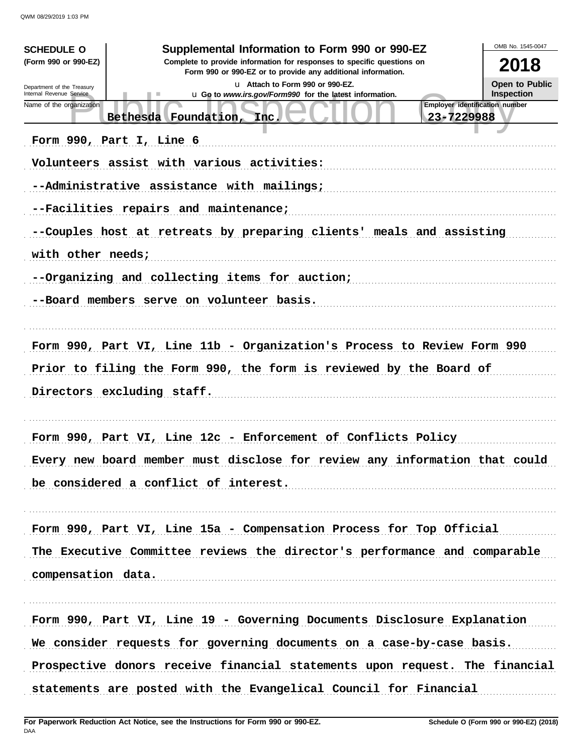QWM 08/29/2019 1:03 PM

**SCHEDULE O**
**(Form 990 or 990-EZ)**

Department of the Treasury
Internal Revenue Service

# Supplemental Information to Form 990 or 990-EZ

**Complete to provide information for responses to specific questions on Form 990 or 990-EZ or to provide any additional information.**

u Attach to Form 990 or 990-EZ.
u Go to *www.irs.gov/Form990* for the latest information.

OMB No. 1545-0047

**2018**

**Open to Public Inspection**

Public Inspection Copy

| Name of the organization | Employer identification number |
|---|---|
| Bethesda Foundation, Inc. | 23-7229988 |

Form 990, Part I, Line 6

Volunteers assist with various activities:

--Administrative assistance with mailings;

--Facilities repairs and maintenance;

--Couples host at retreats by preparing clients' meals and assisting with other needs;

--Organizing and collecting items for auction;

--Board members serve on volunteer basis.

Form 990, Part VI, Line 11b - Organization's Process to Review Form 990

Prior to filing the Form 990, the form is reviewed by the Board of Directors excluding staff.

Form 990, Part VI, Line 12c - Enforcement of Conflicts Policy

Every new board member must disclose for review any information that could be considered a conflict of interest.

Form 990, Part VI, Line 15a - Compensation Process for Top Official

The Executive Committee reviews the director's performance and comparable compensation data.

Form 990, Part VI, Line 19 - Governing Documents Disclosure Explanation

We consider requests for governing documents on a case-by-case basis. Prospective donors receive financial statements upon request. The financial statements are posted with the Evangelical Council for Financial

**For Paperwork Reduction Act Notice, see the Instructions for Form 990 or 990-EZ.**
DAA

**Schedule O (Form 990 or 990-EZ) (2018)**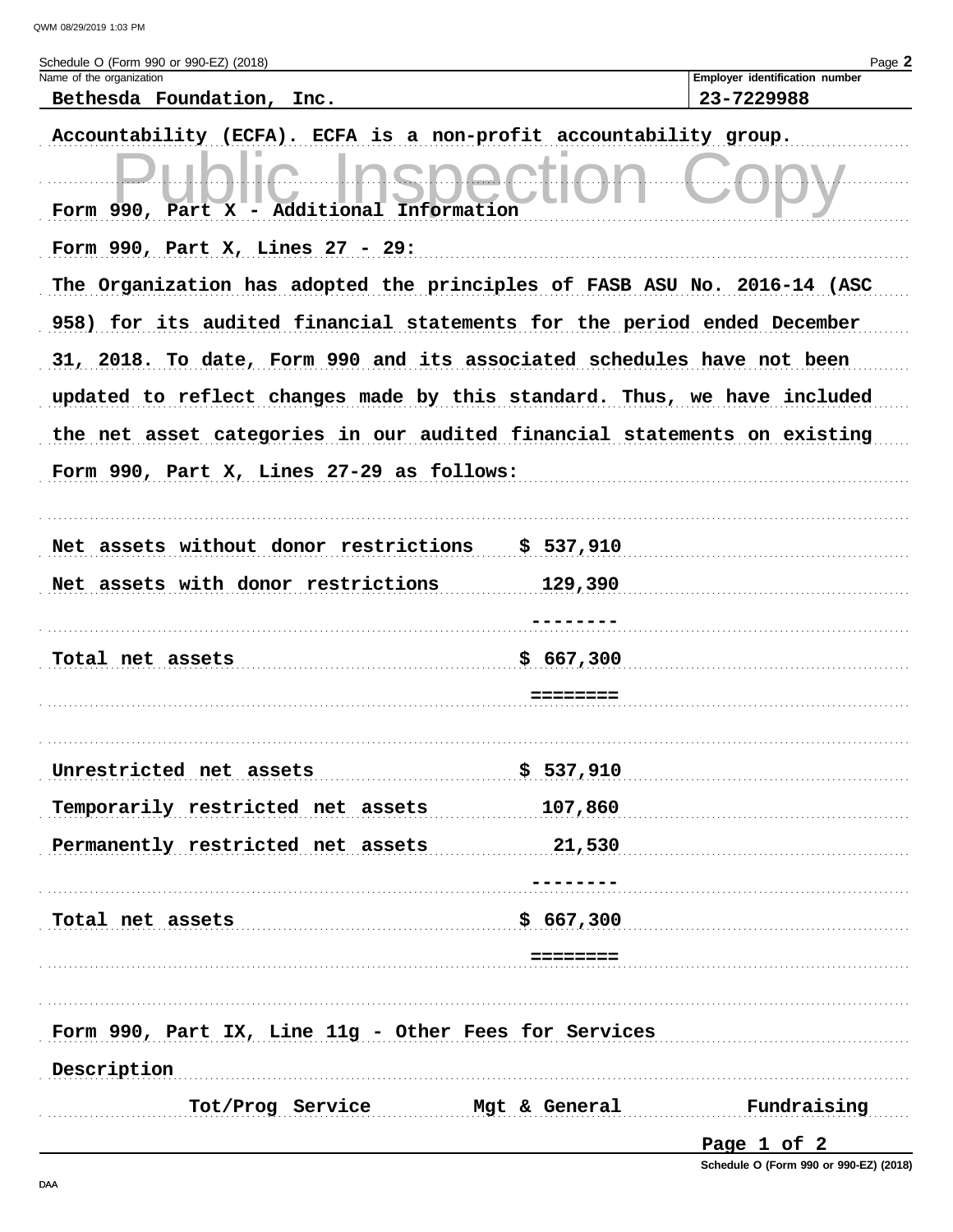**Name of the organization:** Bethesda Foundation, Inc.

**Employer identification number:** 23-7229988

Accountability (ECFA). ECFA is a non-profit accountability group.

Form 990, Part X - Additional Information

Form 990, Part X, Lines 27 - 29:

The Organization has adopted the principles of FASB ASU No. 2016-14 (ASC 958) for its audited financial statements for the period ended December 31, 2018. To date, Form 990 and its associated schedules have not been updated to reflect changes made by this standard. Thus, we have included the net asset categories in our audited financial statements on existing Form 990, Part X, Lines 27-29 as follows:

| | |
|---|---|
| Net assets without donor restrictions | $ 537,910 |
| Net assets with donor restrictions | 129,390 |
| | -------- |
| Total net assets | $ 667,300 |
| | ======== |

| | |
|---|---|
| Unrestricted net assets | $ 537,910 |
| Temporarily restricted net assets | 107,860 |
| Permanently restricted net assets | 21,530 |
| | -------- |
| Total net assets | $ 667,300 |
| | ======== |

Form 990, Part IX, Line 11g - Other Fees for Services

Description

| Tot/Prog Service | Mgt & General | Fundraising |
|---|---|---|

Page 1 of 2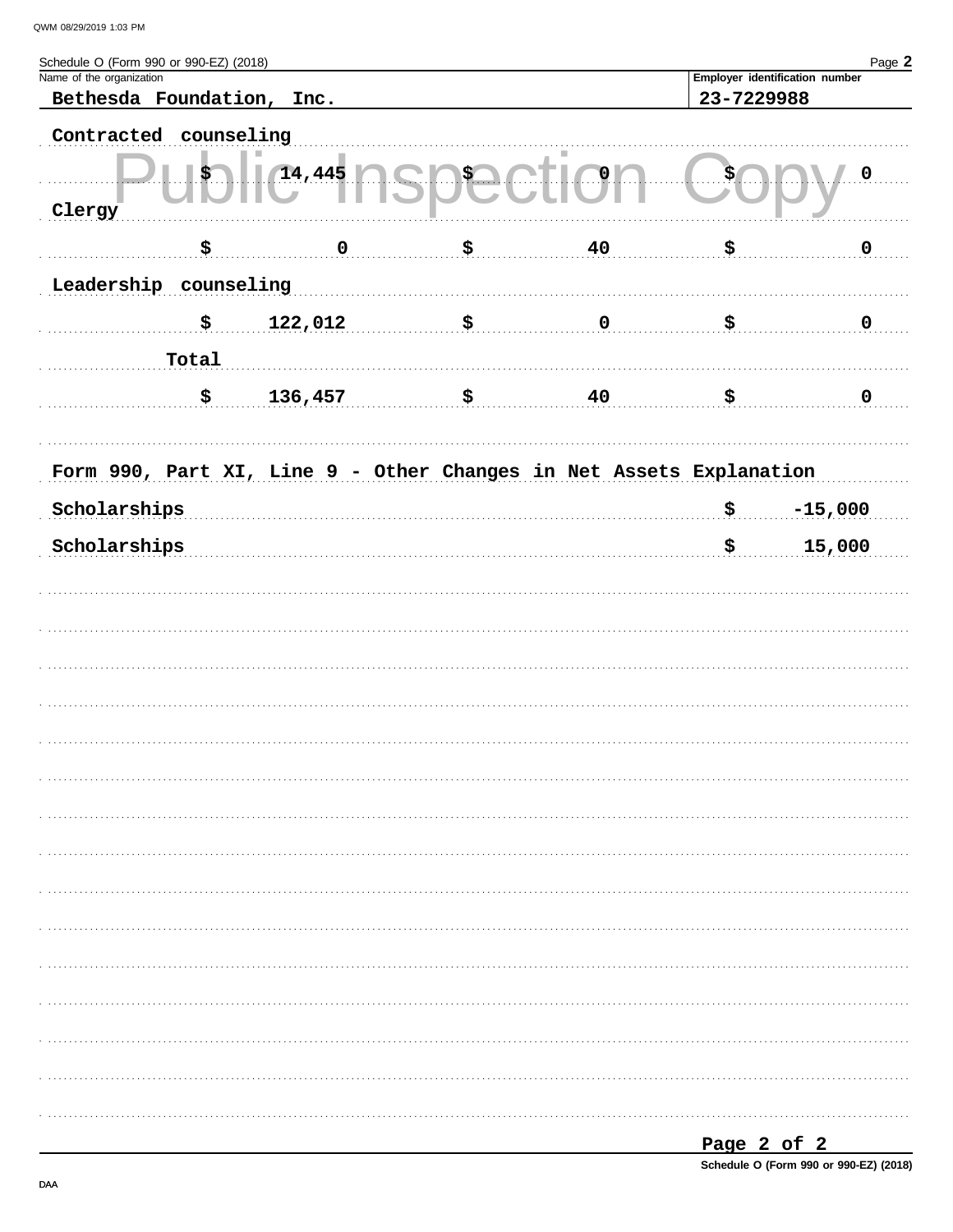Schedule O (Form 990 or 990-EZ) (2018)

Name of the organization: Bethesda Foundation, Inc.

Employer identification number: 23-7229988

Contracted counseling

| | | |
|---|---|---|
| $ 14,445 | $ 0 | $ 0 |

Clergy

| | | |
|---|---|---|
| $ 0 | $ 40 | $ 0 |

Leadership counseling

| | | |
|---|---|---|
| $ 122,012 | $ 0 | $ 0 |

Total

| | | |
|---|---|---|
| $ 136,457 | $ 40 | $ 0 |

Form 990, Part XI, Line 9 - Other Changes in Net Assets Explanation

| | |
|---|---|
| Scholarships | $ -15,000 |
| Scholarships | $ 15,000 |

Schedule O (Form 990 or 990-EZ) (2018)